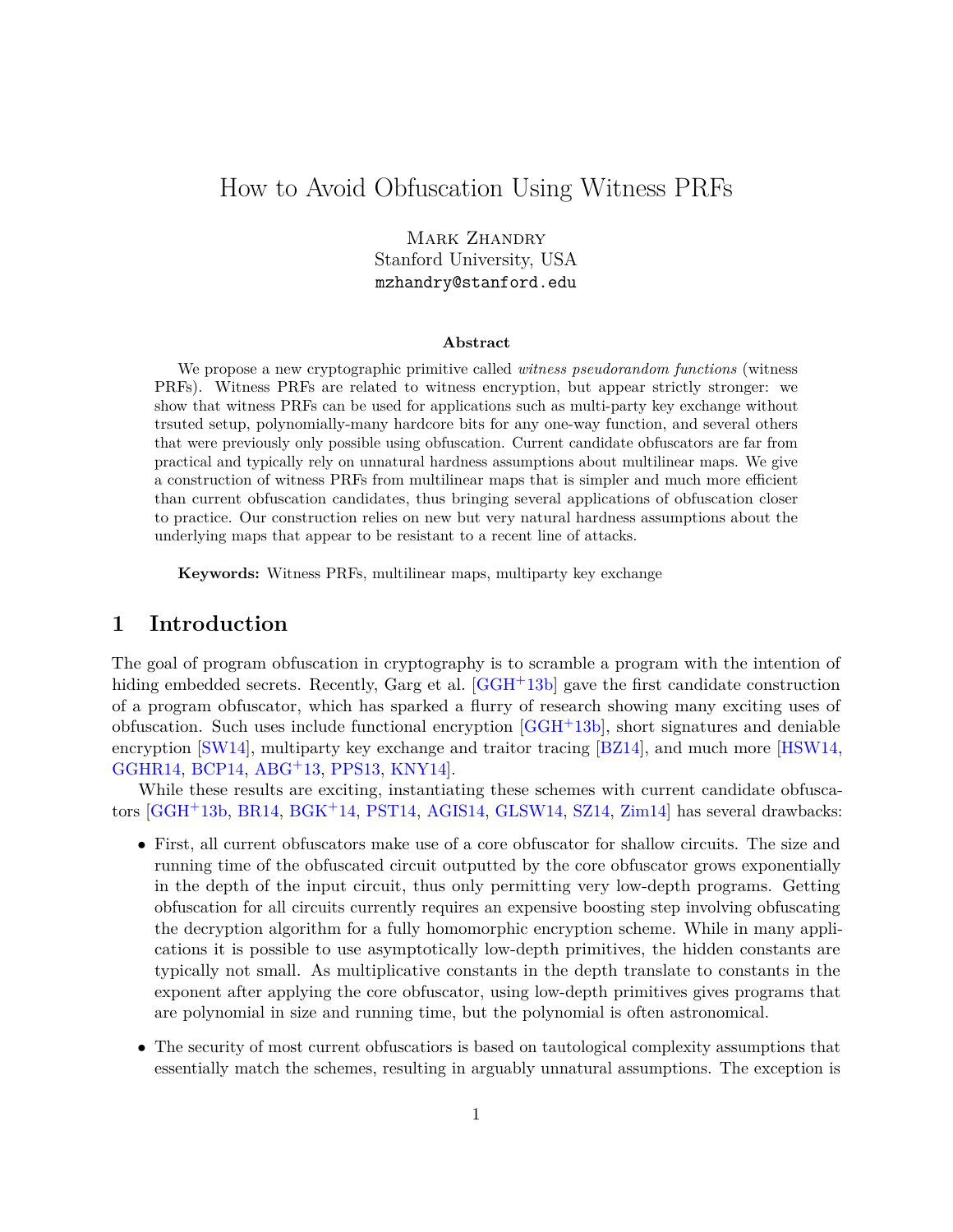// Hmm, wait — title should be a heading
# How to Avoid Obfuscation Using Witness PRFs

Mark Zhandry
Stanford University, USA
mzhandry@stanford.edu

### Abstract

We propose a new cryptographic primitive called *witness pseudorandom functions* (witness PRFs). Witness PRFs are related to witness encryption, but appear strictly stronger: we show that witness PRFs can be used for applications such as multi-party key exchange without trsuted setup, polynomially-many hardcore bits for any one-way function, and several others that were previously only possible using obfuscation. Current candidate obfuscators are far from practical and typically rely on unnatural hardness assumptions about multilinear maps. We give a construction of witness PRFs from multilinear maps that is simpler and much more efficient than current obfuscation candidates, thus bringing several applications of obfuscation closer to practice. Our construction relies on new but very natural hardness assumptions about the underlying maps that appear to be resistant to a recent line of attacks.

**Keywords:** Witness PRFs, multilinear maps, multiparty key exchange

## 1 Introduction

The goal of program obfuscation in cryptography is to scramble a program with the intention of hiding embedded secrets. Recently, Garg et al. [GGH+13b] gave the first candidate construction of a program obfuscator, which has sparked a flurry of research showing many exciting uses of obfuscation. Such uses include functional encryption [GGH+13b], short signatures and deniable encryption [SW14], multiparty key exchange and traitor tracing [BZ14], and much more [HSW14, GGHR14, BCP14, ABG+13, PPS13, KNY14].

While these results are exciting, instantiating these schemes with current candidate obfuscators [GGH+13b, BR14, BGK+14, PST14, AGIS14, GLSW14, SZ14, Zim14] has several drawbacks:

- First, all current obfuscators make use of a core obfuscator for shallow circuits. The size and running time of the obfuscated circuit outputted by the core obfuscator grows exponentially in the depth of the input circuit, thus only permitting very low-depth programs. Getting obfuscation for all circuits currently requires an expensive boosting step involving obfuscating the decryption algorithm for a fully homomorphic encryption scheme. While in many applications it is possible to use asymptotically low-depth primitives, the hidden constants are typically not small. As multiplicative constants in the depth translate to constants in the exponent after applying the core obfuscator, using low-depth primitives gives programs that are polynomial in size and running time, but the polynomial is often astronomical.
- The security of most current obfuscatiors is based on tautological complexity assumptions that essentially match the schemes, resulting in arguably unnatural assumptions. The exception is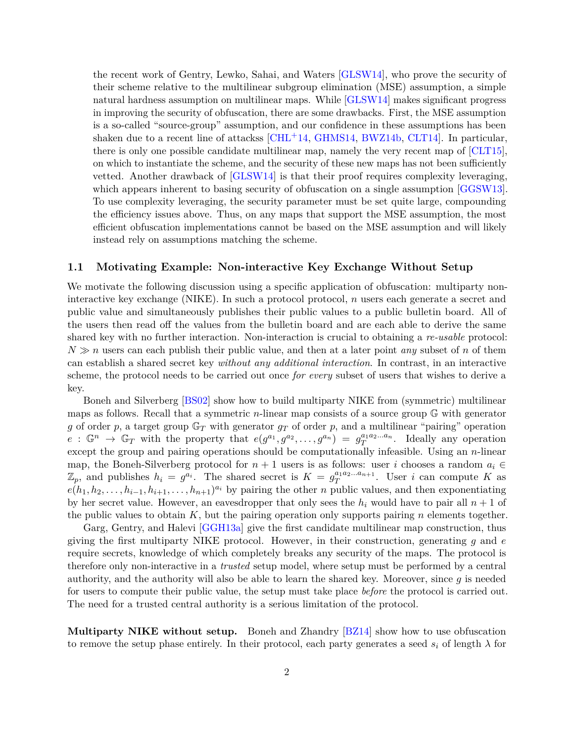the recent work of Gentry, Lewko, Sahai, and Waters [GLSW14], who prove the security of their scheme relative to the multilinear subgroup elimination (MSE) assumption, a simple natural hardness assumption on multilinear maps. While [GLSW14] makes significant progress in improving the security of obfuscation, there are some drawbacks. First, the MSE assumption is a so-called "source-group" assumption, and our confidence in these assumptions has been shaken due to a recent line of attackss [CHL+14, GHMS14, BWZ14b, CLT14]. In particular, there is only one possible candidate multilinear map, namely the very recent map of [CLT15], on which to instantiate the scheme, and the security of these new maps has not been sufficiently vetted. Another drawback of [GLSW14] is that their proof requires complexity leveraging, which appears inherent to basing security of obfuscation on a single assumption [GGSW13]. To use complexity leveraging, the security parameter must be set quite large, compounding the efficiency issues above. Thus, on any maps that support the MSE assumption, the most efficient obfuscation implementations cannot be based on the MSE assumption and will likely instead rely on assumptions matching the scheme.

### 1.1 Motivating Example: Non-interactive Key Exchange Without Setup

We motivate the following discussion using a specific application of obfuscation: multiparty non-interactive key exchange (NIKE). In such a protocol protocol, $n$ users each generate a secret and public value and simultaneously publishes their public values to a public bulletin board. All of the users then read off the values from the bulletin board and are each able to derive the same shared key with no further interaction. Non-interaction is crucial to obtaining a *re-usable* protocol: $N \gg n$ users can each publish their public value, and then at a later point *any* subset of $n$ of them can establish a shared secret key *without any additional interaction*. In contrast, in an interactive scheme, the protocol needs to be carried out once *for every* subset of users that wishes to derive a key.

Boneh and Silverberg [BS02] show how to build multiparty NIKE from (symmetric) multilinear maps as follows. Recall that a symmetric $n$-linear map consists of a source group $\mathbb{G}$ with generator $g$ of order $p$, a target group $\mathbb{G}_T$ with generator $g_T$ of order $p$, and a multilinear "pairing" operation $e : \mathbb{G}^n \to \mathbb{G}_T$ with the property that $e(g^{a_1}, g^{a_2}, \ldots, g^{a_n}) = g_T^{a_1 a_2 \ldots a_n}$. Ideally any operation except the group and pairing operations should be computationally infeasible. Using an $n$-linear map, the Boneh-Silverberg protocol for $n+1$ users is as follows: user $i$ chooses a random $a_i \in \mathbb{Z}_p$, and publishes $h_i = g^{a_i}$. The shared secret is $K = g_T^{a_1 a_2 \ldots a_{n+1}}$. User $i$ can compute $K$ as $e(h_1, h_2, \ldots, h_{i-1}, h_{i+1}, \ldots, h_{n+1})^{a_i}$ by pairing the other $n$ public values, and then exponentiating by her secret value. However, an eavesdropper that only sees the $h_i$ would have to pair all $n+1$ of the public values to obtain $K$, but the pairing operation only supports pairing $n$ elements together.

Garg, Gentry, and Halevi [GGH13a] give the first candidate multilinear map construction, thus giving the first multiparty NIKE protocol. However, in their construction, generating $g$ and $e$ require secrets, knowledge of which completely breaks any security of the maps. The protocol is therefore only non-interactive in a *trusted* setup model, where setup must be performed by a central authority, and the authority will also be able to learn the shared key. Moreover, since $g$ is needed for users to compute their public value, the setup must take place *before* the protocol is carried out. The need for a trusted central authority is a serious limitation of the protocol.

**Multiparty NIKE without setup.** Boneh and Zhandry [BZ14] show how to use obfuscation to remove the setup phase entirely. In their protocol, each party generates a seed $s_i$ of length $\lambda$ for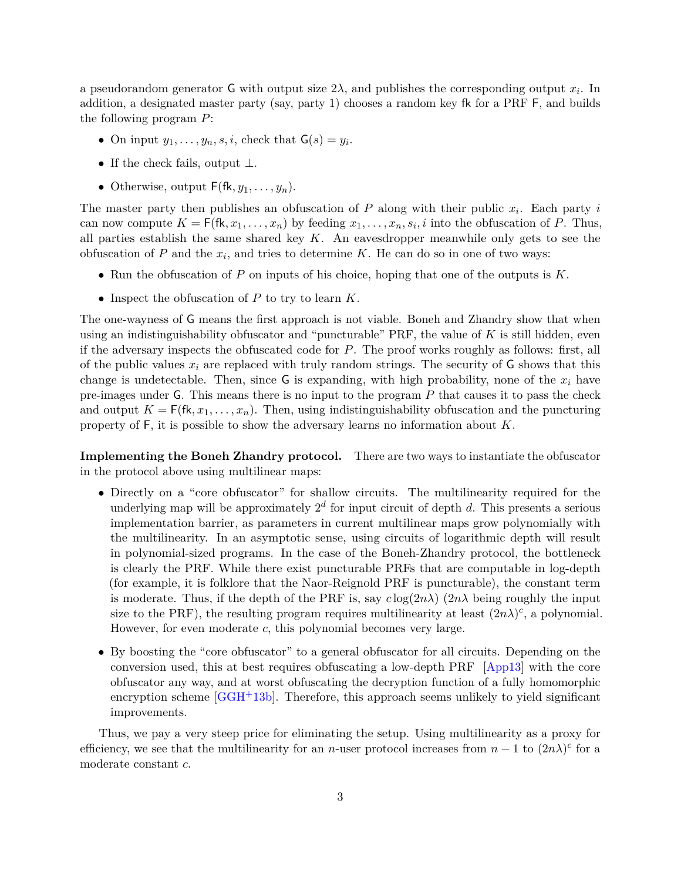a pseudorandom generator $\mathsf{G}$ with output size $2\lambda$, and publishes the corresponding output $x_i$. In addition, a designated master party (say, party 1) chooses a random key $\mathsf{fk}$ for a PRF $\mathsf{F}$, and builds the following program $P$:

- On input $y_1, \ldots, y_n, s, i$, check that $\mathsf{G}(s) = y_i$.
- If the check fails, output $\perp$.
- Otherwise, output $\mathsf{F}(\mathsf{fk}, y_1, \ldots, y_n)$.

The master party then publishes an obfuscation of $P$ along with their public $x_i$. Each party $i$ can now compute $K = \mathsf{F}(\mathsf{fk}, x_1, \ldots, x_n)$ by feeding $x_1, \ldots, x_n, s_i, i$ into the obfuscation of $P$. Thus, all parties establish the same shared key $K$. An eavesdropper meanwhile only gets to see the obfuscation of $P$ and the $x_i$, and tries to determine $K$. He can do so in one of two ways:

- Run the obfuscation of $P$ on inputs of his choice, hoping that one of the outputs is $K$.
- Inspect the obfuscation of $P$ to try to learn $K$.

The one-wayness of $\mathsf{G}$ means the first approach is not viable. Boneh and Zhandry show that when using an indistinguishability obfuscator and "puncturable" PRF, the value of $K$ is still hidden, even if the adversary inspects the obfuscated code for $P$. The proof works roughly as follows: first, all of the public values $x_i$ are replaced with truly random strings. The security of $\mathsf{G}$ shows that this change is undetectable. Then, since $\mathsf{G}$ is expanding, with high probability, none of the $x_i$ have pre-images under $\mathsf{G}$. This means there is no input to the program $P$ that causes it to pass the check and output $K = \mathsf{F}(\mathsf{fk}, x_1, \ldots, x_n)$. Then, using indistinguishability obfuscation and the puncturing property of $\mathsf{F}$, it is possible to show the adversary learns no information about $K$.

**Implementing the Boneh Zhandry protocol.** There are two ways to instantiate the obfuscator in the protocol above using multilinear maps:

- Directly on a "core obfuscator" for shallow circuits. The multilinearity required for the underlying map will be approximately $2^d$ for input circuit of depth $d$. This presents a serious implementation barrier, as parameters in current multilinear maps grow polynomially with the multilinearity. In an asymptotic sense, using circuits of logarithmic depth will result in polynomial-sized programs. In the case of the Boneh-Zhandry protocol, the bottleneck is clearly the PRF. While there exist puncturable PRFs that are computable in log-depth (for example, it is folklore that the Naor-Reignold PRF is puncturable), the constant term is moderate. Thus, if the depth of the PRF is, say $c \log(2n\lambda)$ ($2n\lambda$ being roughly the input size to the PRF), the resulting program requires multilinearity at least $(2n\lambda)^c$, a polynomial. However, for even moderate $c$, this polynomial becomes very large.
- By boosting the "core obfuscator" to a general obfuscator for all circuits. Depending on the conversion used, this at best requires obfuscating a low-depth PRF [App13] with the core obfuscator any way, and at worst obfuscating the decryption function of a fully homomorphic encryption scheme [GGH+13b]. Therefore, this approach seems unlikely to yield significant improvements.

Thus, we pay a very steep price for eliminating the setup. Using multilinearity as a proxy for efficiency, we see that the multilinearity for an $n$-user protocol increases from $n-1$ to $(2n\lambda)^c$ for a moderate constant $c$.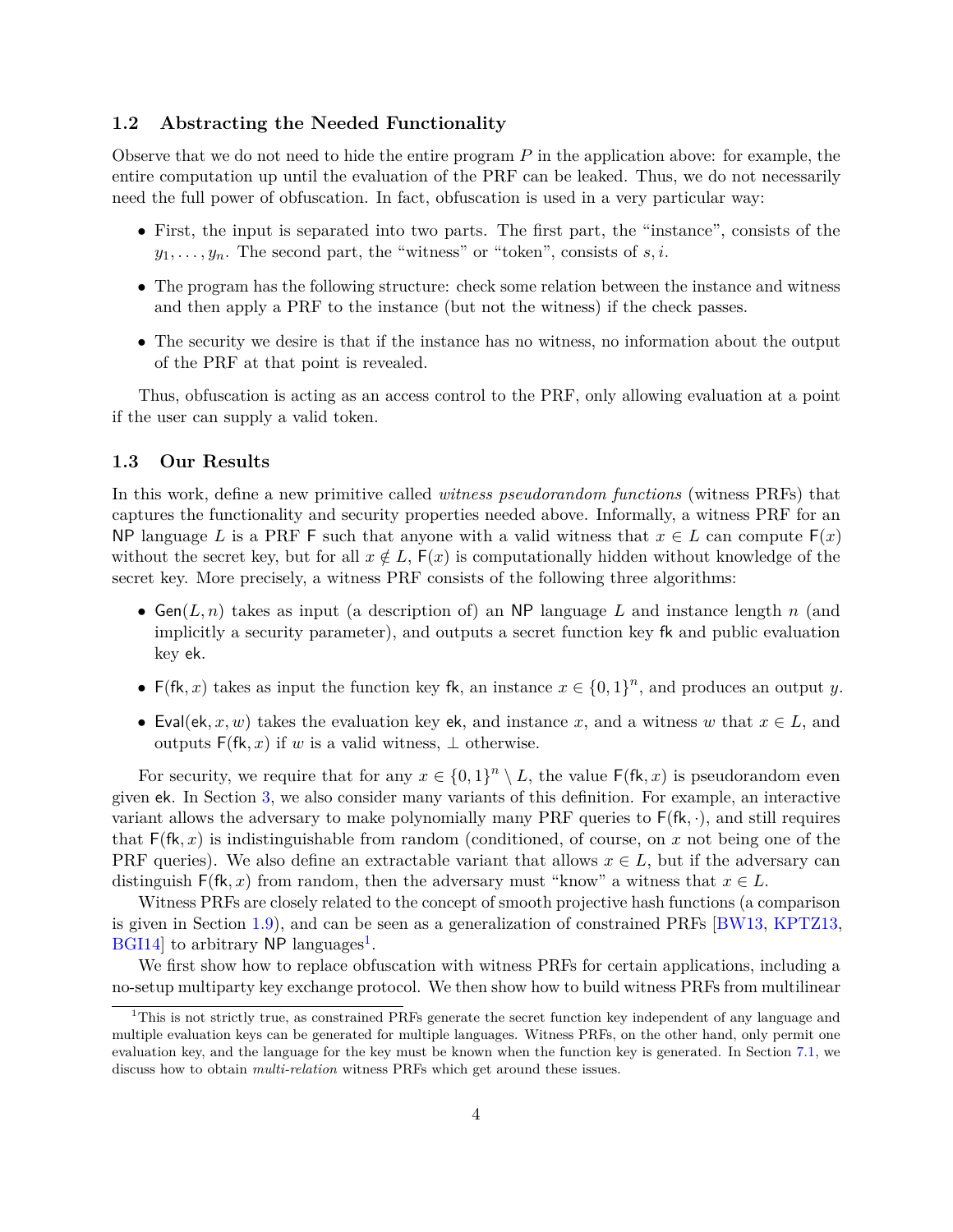### 1.2 Abstracting the Needed Functionality

Observe that we do not need to hide the entire program $P$ in the application above: for example, the entire computation up until the evaluation of the PRF can be leaked. Thus, we do not necessarily need the full power of obfuscation. In fact, obfuscation is used in a very particular way:

- First, the input is separated into two parts. The first part, the "instance", consists of the $y_1, \ldots, y_n$. The second part, the "witness" or "token", consists of $s, i$.
- The program has the following structure: check some relation between the instance and witness and then apply a PRF to the instance (but not the witness) if the check passes.
- The security we desire is that if the instance has no witness, no information about the output of the PRF at that point is revealed.

Thus, obfuscation is acting as an access control to the PRF, only allowing evaluation at a point if the user can supply a valid token.

### 1.3 Our Results

In this work, define a new primitive called *witness pseudorandom functions* (witness PRFs) that captures the functionality and security properties needed above. Informally, a witness PRF for an $\mathsf{NP}$ language $L$ is a PRF $\mathsf{F}$ such that anyone with a valid witness that $x \in L$ can compute $\mathsf{F}(x)$ without the secret key, but for all $x \notin L$, $\mathsf{F}(x)$ is computationally hidden without knowledge of the secret key. More precisely, a witness PRF consists of the following three algorithms:

- $\mathsf{Gen}(L, n)$ takes as input (a description of) an $\mathsf{NP}$ language $L$ and instance length $n$ (and implicitly a security parameter), and outputs a secret function key $\mathsf{fk}$ and public evaluation key $\mathsf{ek}$.
- $\mathsf{F}(\mathsf{fk}, x)$ takes as input the function key $\mathsf{fk}$, an instance $x \in \{0,1\}^n$, and produces an output $y$.
- $\mathsf{Eval}(\mathsf{ek}, x, w)$ takes the evaluation key $\mathsf{ek}$, and instance $x$, and a witness $w$ that $x \in L$, and outputs $\mathsf{F}(\mathsf{fk}, x)$ if $w$ is a valid witness, $\perp$ otherwise.

For security, we require that for any $x \in \{0,1\}^n \setminus L$, the value $\mathsf{F}(\mathsf{fk}, x)$ is pseudorandom even given $\mathsf{ek}$. In Section 3, we also consider many variants of this definition. For example, an interactive variant allows the adversary to make polynomially many PRF queries to $\mathsf{F}(\mathsf{fk}, \cdot)$, and still requires that $\mathsf{F}(\mathsf{fk}, x)$ is indistinguishable from random (conditioned, of course, on $x$ not being one of the PRF queries). We also define an extractable variant that allows $x \in L$, but if the adversary can distinguish $\mathsf{F}(\mathsf{fk}, x)$ from random, then the adversary must "know" a witness that $x \in L$.

Witness PRFs are closely related to the concept of smooth projective hash functions (a comparison is given in Section 1.9), and can be seen as a generalization of constrained PRFs [BW13, KPTZ13, BGI14] to arbitrary $\mathsf{NP}$ languages[1].

We first show how to replace obfuscation with witness PRFs for certain applications, including a no-setup multiparty key exchange protocol. We then show how to build witness PRFs from multilinear

[1] This is not strictly true, as constrained PRFs generate the secret function key independent of any language and multiple evaluation keys can be generated for multiple languages. Witness PRFs, on the other hand, only permit one evaluation key, and the language for the key must be known when the function key is generated. In Section 7.1, we discuss how to obtain *multi-relation* witness PRFs which get around these issues.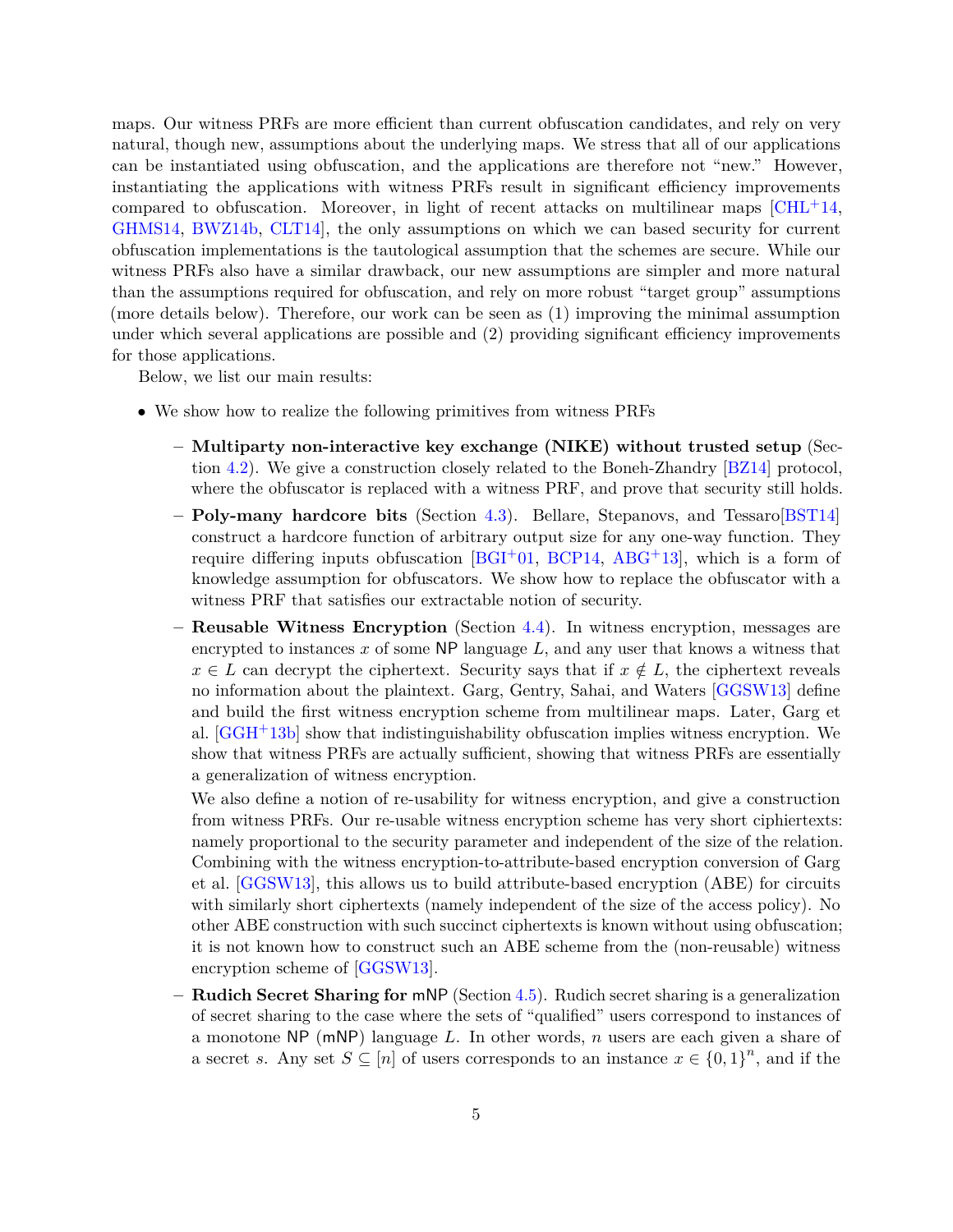maps. Our witness PRFs are more efficient than current obfuscation candidates, and rely on very natural, though new, assumptions about the underlying maps. We stress that all of our applications can be instantiated using obfuscation, and the applications are therefore not "new." However, instantiating the applications with witness PRFs result in significant efficiency improvements compared to obfuscation. Moreover, in light of recent attacks on multilinear maps [CHL+14, GHMS14, BWZ14b, CLT14], the only assumptions on which we can based security for current obfuscation implementations is the tautological assumption that the schemes are secure. While our witness PRFs also have a similar drawback, our new assumptions are simpler and more natural than the assumptions required for obfuscation, and rely on more robust "target group" assumptions (more details below). Therefore, our work can be seen as (1) improving the minimal assumption under which several applications are possible and (2) providing significant efficiency improvements for those applications.

Below, we list our main results:

- We show how to realize the following primitives from witness PRFs
  - **Multiparty non-interactive key exchange (NIKE) without trusted setup** (Section 4.2). We give a construction closely related to the Boneh-Zhandry [BZ14] protocol, where the obfuscator is replaced with a witness PRF, and prove that security still holds.
  - **Poly-many hardcore bits** (Section 4.3). Bellare, Stepanovs, and Tessaro[BST14] construct a hardcore function of arbitrary output size for any one-way function. They require differing inputs obfuscation [BGI+01, BCP14, ABG+13], which is a form of knowledge assumption for obfuscators. We show how to replace the obfuscator with a witness PRF that satisfies our extractable notion of security.
  - **Reusable Witness Encryption** (Section 4.4). In witness encryption, messages are encrypted to instances $x$ of some $\mathsf{NP}$ language $L$, and any user that knows a witness that $x \in L$ can decrypt the ciphertext. Security says that if $x \notin L$, the ciphertext reveals no information about the plaintext. Garg, Gentry, Sahai, and Waters [GGSW13] define and build the first witness encryption scheme from multilinear maps. Later, Garg et al. [GGH+13b] show that indistinguishability obfuscation implies witness encryption. We show that witness PRFs are actually sufficient, showing that witness PRFs are essentially a generalization of witness encryption.

    We also define a notion of re-usability for witness encryption, and give a construction from witness PRFs. Our re-usable witness encryption scheme has very short ciphiertexts: namely proportional to the security parameter and independent of the size of the relation. Combining with the witness encryption-to-attribute-based encryption conversion of Garg et al. [GGSW13], this allows us to build attribute-based encryption (ABE) for circuits with similarly short ciphertexts (namely independent of the size of the access policy). No other ABE construction with such succinct ciphertexts is known without using obfuscation; it is not known how to construct such an ABE scheme from the (non-reusable) witness encryption scheme of [GGSW13].
  - **Rudich Secret Sharing for $\mathsf{mNP}$** (Section 4.5). Rudich secret sharing is a generalization of secret sharing to the case where the sets of "qualified" users correspond to instances of a monotone $\mathsf{NP}$ ($\mathsf{mNP}$) language $L$. In other words, $n$ users are each given a share of a secret $s$. Any set $S \subseteq [n]$ of users corresponds to an instance $x \in \{0,1\}^n$, and if the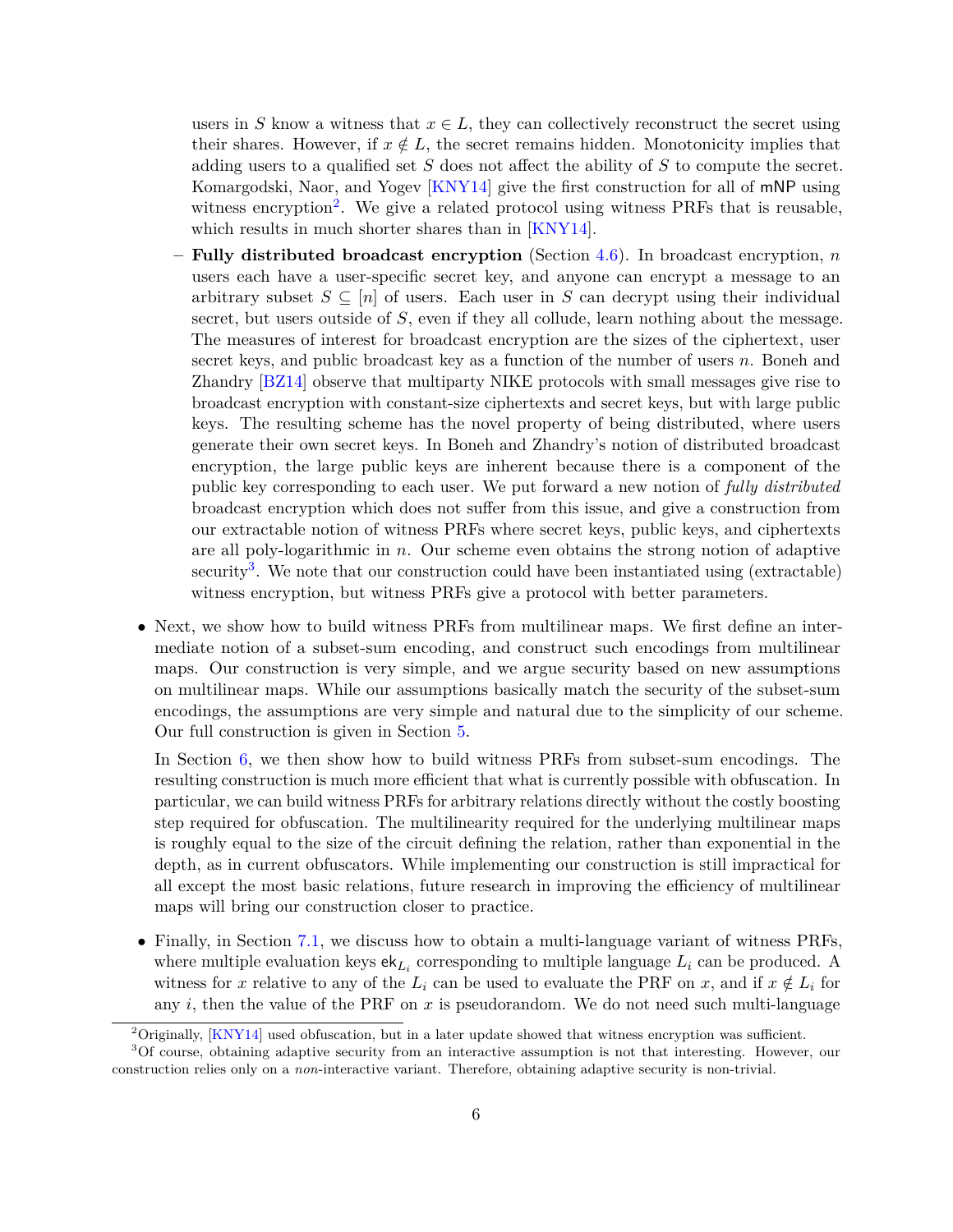users in $S$ know a witness that $x \in L$, they can collectively reconstruct the secret using their shares. However, if $x \notin L$, the secret remains hidden. Monotonicity implies that adding users to a qualified set $S$ does not affect the ability of $S$ to compute the secret. Komargodski, Naor, and Yogev [KNY14] give the first construction for all of mNP using witness encryption[2]. We give a related protocol using witness PRFs that is reusable, which results in much shorter shares than in [KNY14].

  – **Fully distributed broadcast encryption** (Section 4.6). In broadcast encryption, $n$ users each have a user-specific secret key, and anyone can encrypt a message to an arbitrary subset $S \subseteq [n]$ of users. Each user in $S$ can decrypt using their individual secret, but users outside of $S$, even if they all collude, learn nothing about the message. The measures of interest for broadcast encryption are the sizes of the ciphertext, user secret keys, and public broadcast key as a function of the number of users $n$. Boneh and Zhandry [BZ14] observe that multiparty NIKE protocols with small messages give rise to broadcast encryption with constant-size ciphertexts and secret keys, but with large public keys. The resulting scheme has the novel property of being distributed, where users generate their own secret keys. In Boneh and Zhandry's notion of distributed broadcast encryption, the large public keys are inherent because there is a component of the public key corresponding to each user. We put forward a new notion of *fully distributed* broadcast encryption which does not suffer from this issue, and give a construction from our extractable notion of witness PRFs where secret keys, public keys, and ciphertexts are all poly-logarithmic in $n$. Our scheme even obtains the strong notion of adaptive security[3]. We note that our construction could have been instantiated using (extractable) witness encryption, but witness PRFs give a protocol with better parameters.

- Next, we show how to build witness PRFs from multilinear maps. We first define an intermediate notion of a subset-sum encoding, and construct such encodings from multilinear maps. Our construction is very simple, and we argue security based on new assumptions on multilinear maps. While our assumptions basically match the security of the subset-sum encodings, the assumptions are very simple and natural due to the simplicity of our scheme. Our full construction is given in Section 5.

  In Section 6, we then show how to build witness PRFs from subset-sum encodings. The resulting construction is much more efficient that what is currently possible with obfuscation. In particular, we can build witness PRFs for arbitrary relations directly without the costly boosting step required for obfuscation. The multilinearity required for the underlying multilinear maps is roughly equal to the size of the circuit defining the relation, rather than exponential in the depth, as in current obfuscators. While implementing our construction is still impractical for all except the most basic relations, future research in improving the efficiency of multilinear maps will bring our construction closer to practice.

- Finally, in Section 7.1, we discuss how to obtain a multi-language variant of witness PRFs, where multiple evaluation keys $\mathsf{ek}_{L_i}$ corresponding to multiple language $L_i$ can be produced. A witness for $x$ relative to any of the $L_i$ can be used to evaluate the PRF on $x$, and if $x \notin L_i$ for any $i$, then the value of the PRF on $x$ is pseudorandom. We do not need such multi-language

[2] Originally, [KNY14] used obfuscation, but in a later update showed that witness encryption was sufficient.

[3] Of course, obtaining adaptive security from an interactive assumption is not that interesting. However, our construction relies only on a *non*-interactive variant. Therefore, obtaining adaptive security is non-trivial.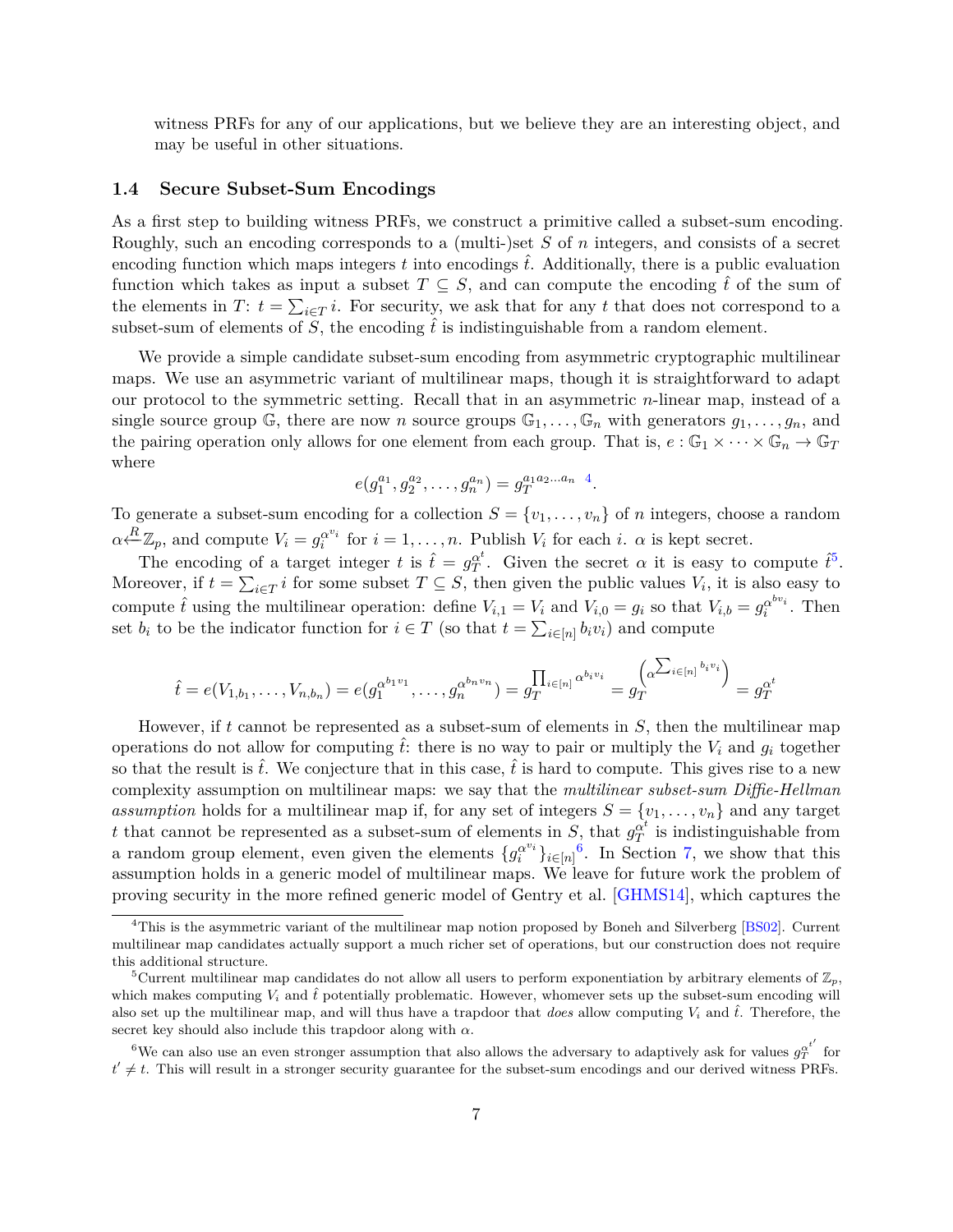witness PRFs for any of our applications, but we believe they are an interesting object, and may be useful in other situations.

### 1.4 Secure Subset-Sum Encodings

As a first step to building witness PRFs, we construct a primitive called a subset-sum encoding. Roughly, such an encoding corresponds to a (multi-)set $S$ of $n$ integers, and consists of a secret encoding function which maps integers $t$ into encodings $\hat{t}$. Additionally, there is a public evaluation function which takes as input a subset $T \subseteq S$, and can compute the encoding $\hat{t}$ of the sum of the elements in $T$: $t = \sum_{i \in T} i$. For security, we ask that for any $t$ that does not correspond to a subset-sum of elements of $S$, the encoding $\hat{t}$ is indistinguishable from a random element.

We provide a simple candidate subset-sum encoding from asymmetric cryptographic multilinear maps. We use an asymmetric variant of multilinear maps, though it is straightforward to adapt our protocol to the symmetric setting. Recall that in an asymmetric $n$-linear map, instead of a single source group $\mathbb{G}$, there are now $n$ source groups $\mathbb{G}_1, \dots, \mathbb{G}_n$ with generators $g_1, \dots, g_n$, and the pairing operation only allows for one element from each group. That is, $e : \mathbb{G}_1 \times \cdots \times \mathbb{G}_n \to \mathbb{G}_T$ where

$$e(g_1^{a_1}, g_2^{a_2}, \dots, g_n^{a_n}) = g_T^{a_1 a_2 \dots a_n} \text{ [4]}.$$

To generate a subset-sum encoding for a collection $S = \{v_1, \dots, v_n\}$ of $n$ integers, choose a random $\alpha \xleftarrow{R} \mathbb{Z}_p$, and compute $V_i = g_i^{\alpha^{v_i}}$ for $i = 1, \dots, n$. Publish $V_i$ for each $i$. $\alpha$ is kept secret.

The encoding of a target integer $t$ is $\hat{t} = g_T^{\alpha^t}$. Given the secret $\alpha$ it is easy to compute $\hat{t}$[5]. Moreover, if $t = \sum_{i \in T} i$ for some subset $T \subseteq S$, then given the public values $V_i$, it is also easy to compute $\hat{t}$ using the multilinear operation: define $V_{i,1} = V_i$ and $V_{i,0} = g_i$ so that $V_{i,b} = g_i^{\alpha^{b v_i}}$. Then set $b_i$ to be the indicator function for $i \in T$ (so that $t = \sum_{i \in [n]} b_i v_i$) and compute

$$\hat{t} = e(V_{1,b_1}, \dots, V_{n,b_n}) = e(g_1^{\alpha^{b_1 v_1}}, \dots, g_n^{\alpha^{b_n v_n}}) = g_T^{\prod_{i \in [n]} \alpha^{b_i v_i}} = g_T^{\left(\alpha^{\sum_{i \in [n]} b_i v_i}\right)} = g_T^{\alpha^t}$$

However, if $t$ cannot be represented as a subset-sum of elements in $S$, then the multilinear map operations do not allow for computing $\hat{t}$: there is no way to pair or multiply the $V_i$ and $g_i$ together so that the result is $\hat{t}$. We conjecture that in this case, $\hat{t}$ is hard to compute. This gives rise to a new complexity assumption on multilinear maps: we say that the *multilinear subset-sum Diffie-Hellman assumption* holds for a multilinear map if, for any set of integers $S = \{v_1, \dots, v_n\}$ and any target $t$ that cannot be represented as a subset-sum of elements in $S$, that $g_T^{\alpha^t}$ is indistinguishable from a random group element, even given the elements $\{g_i^{\alpha^{v_i}}\}_{i \in [n]}$[6]. In Section 7, we show that this assumption holds in a generic model of multilinear maps. We leave for future work the problem of proving security in the more refined generic model of Gentry et al. [GHMS14], which captures the

[4] This is the asymmetric variant of the multilinear map notion proposed by Boneh and Silverberg [BS02]. Current multilinear map candidates actually support a much richer set of operations, but our construction does not require this additional structure.

[5] Current multilinear map candidates do not allow all users to perform exponentiation by arbitrary elements of $\mathbb{Z}_p$, which makes computing $V_i$ and $\hat{t}$ potentially problematic. However, whomever sets up the subset-sum encoding will also set up the multilinear map, and will thus have a trapdoor that *does* allow computing $V_i$ and $\hat{t}$. Therefore, the secret key should also include this trapdoor along with $\alpha$.

[6] We can also use an even stronger assumption that also allows the adversary to adaptively ask for values $g_T^{\alpha^{t'}}$ for $t' \neq t$. This will result in a stronger security guarantee for the subset-sum encodings and our derived witness PRFs.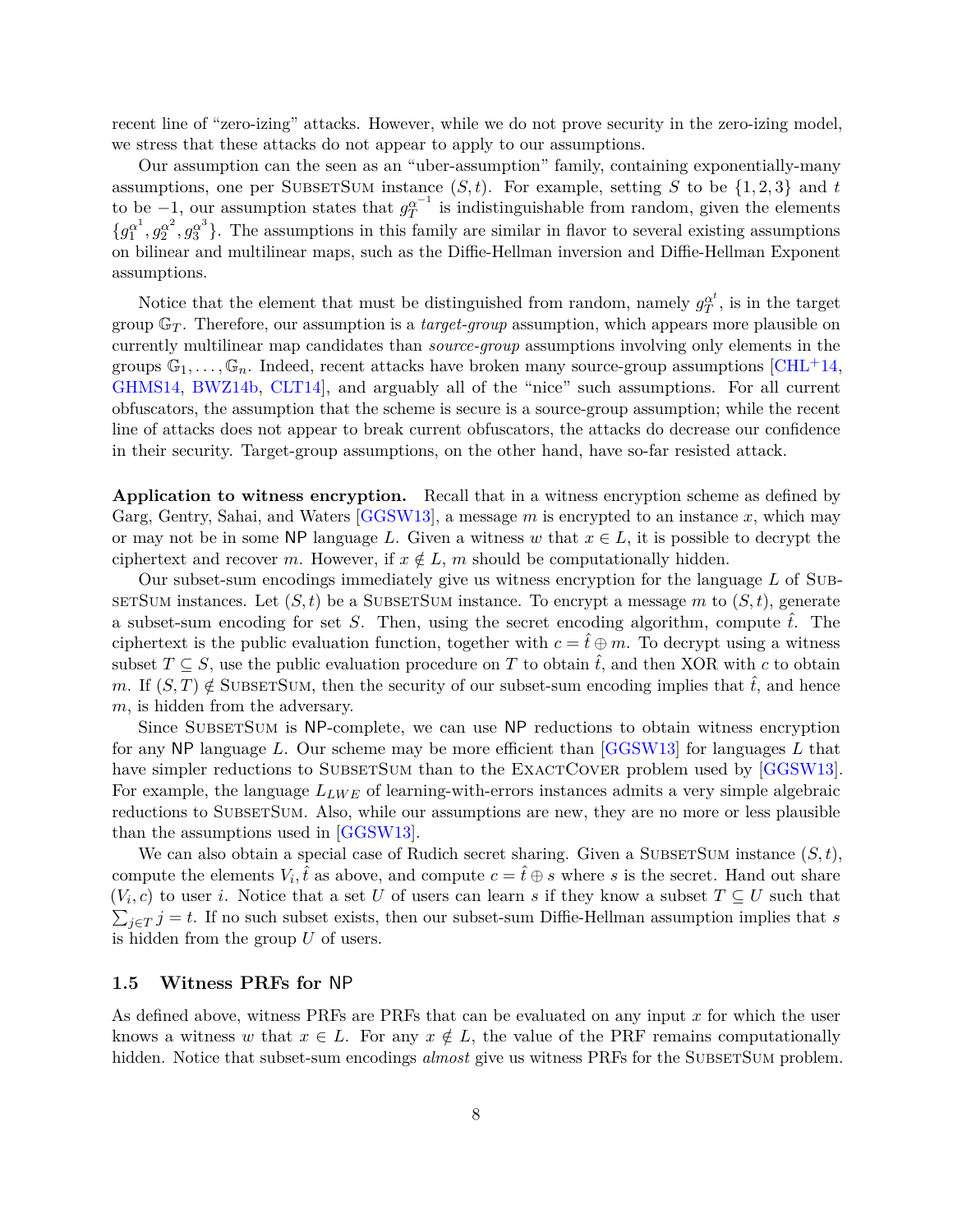recent line of "zero-izing" attacks. However, while we do not prove security in the zero-izing model, we stress that these attacks do not appear to apply to our assumptions.

Our assumption can the seen as an "uber-assumption" family, containing exponentially-many assumptions, one per SubsetSum instance $(S, t)$. For example, setting $S$ to be $\{1, 2, 3\}$ and $t$ to be $-1$, our assumption states that $g_T^{\alpha^{-1}}$ is indistinguishable from random, given the elements $\{g_1^{\alpha^1}, g_2^{\alpha^2}, g_3^{\alpha^3}\}$. The assumptions in this family are similar in flavor to several existing assumptions on bilinear and multilinear maps, such as the Diffie-Hellman inversion and Diffie-Hellman Exponent assumptions.

Notice that the element that must be distinguished from random, namely $g_T^{\alpha^t}$, is in the target group $\mathbb{G}_T$. Therefore, our assumption is a *target-group* assumption, which appears more plausible on currently multilinear map candidates than *source-group* assumptions involving only elements in the groups $\mathbb{G}_1, \ldots, \mathbb{G}_n$. Indeed, recent attacks have broken many source-group assumptions [CHL+14, GHMS14, BWZ14b, CLT14], and arguably all of the "nice" such assumptions. For all current obfuscators, the assumption that the scheme is secure is a source-group assumption; while the recent line of attacks does not appear to break current obfuscators, the attacks do decrease our confidence in their security. Target-group assumptions, on the other hand, have so-far resisted attack.

**Application to witness encryption.** Recall that in a witness encryption scheme as defined by Garg, Gentry, Sahai, and Waters [GGSW13], a message $m$ is encrypted to an instance $x$, which may or may not be in some NP language $L$. Given a witness $w$ that $x \in L$, it is possible to decrypt the ciphertext and recover $m$. However, if $x \notin L$, $m$ should be computationally hidden.

Our subset-sum encodings immediately give us witness encryption for the language $L$ of SubsetSum instances. Let $(S, t)$ be a SubsetSum instance. To encrypt a message $m$ to $(S, t)$, generate a subset-sum encoding for set $S$. Then, using the secret encoding algorithm, compute $\hat{t}$. The ciphertext is the public evaluation function, together with $c = \hat{t} \oplus m$. To decrypt using a witness subset $T \subseteq S$, use the public evaluation procedure on $T$ to obtain $\hat{t}$, and then XOR with $c$ to obtain $m$. If $(S, T) \notin$ SubsetSum, then the security of our subset-sum encoding implies that $\hat{t}$, and hence $m$, is hidden from the adversary.

Since SubsetSum is NP-complete, we can use NP reductions to obtain witness encryption for any NP language $L$. Our scheme may be more efficient than [GGSW13] for languages $L$ that have simpler reductions to SubsetSum than to the ExactCover problem used by [GGSW13]. For example, the language $L_{LWE}$ of learning-with-errors instances admits a very simple algebraic reductions to SubsetSum. Also, while our assumptions are new, they are no more or less plausible than the assumptions used in [GGSW13].

We can also obtain a special case of Rudich secret sharing. Given a SubsetSum instance $(S, t)$, compute the elements $V_i, \hat{t}$ as above, and compute $c = \hat{t} \oplus s$ where $s$ is the secret. Hand out share $(V_i, c)$ to user $i$. Notice that a set $U$ of users can learn $s$ if they know a subset $T \subseteq U$ such that $\sum_{j \in T} j = t$. If no such subset exists, then our subset-sum Diffie-Hellman assumption implies that $s$ is hidden from the group $U$ of users.

### 1.5 Witness PRFs for NP

As defined above, witness PRFs are PRFs that can be evaluated on any input $x$ for which the user knows a witness $w$ that $x \in L$. For any $x \notin L$, the value of the PRF remains computationally hidden. Notice that subset-sum encodings *almost* give us witness PRFs for the SubsetSum problem.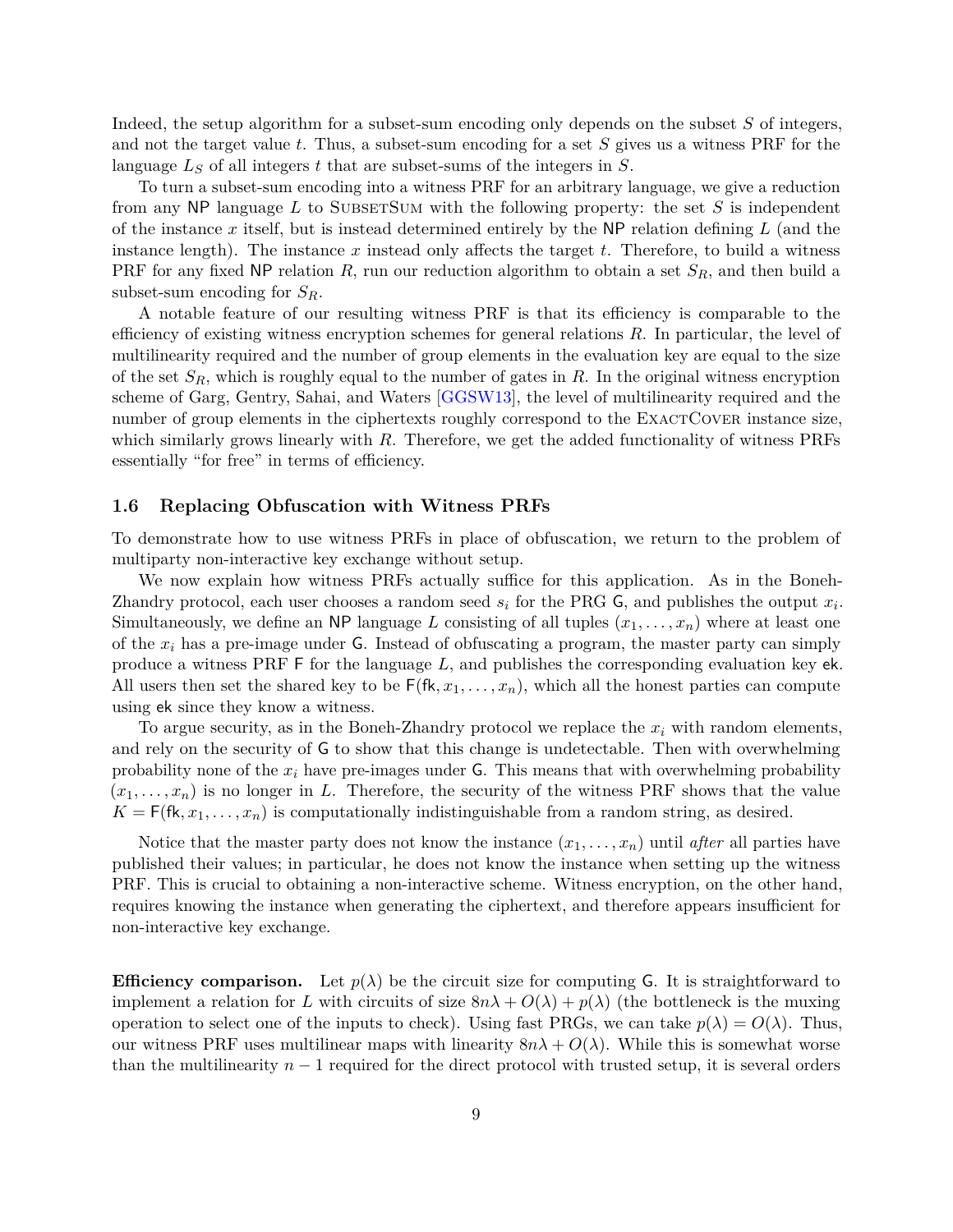Indeed, the setup algorithm for a subset-sum encoding only depends on the subset $S$ of integers, and not the target value $t$. Thus, a subset-sum encoding for a set $S$ gives us a witness PRF for the language $L_S$ of all integers $t$ that are subset-sums of the integers in $S$.

To turn a subset-sum encoding into a witness PRF for an arbitrary language, we give a reduction from any NP language $L$ to SubsetSum with the following property: the set $S$ is independent of the instance $x$ itself, but is instead determined entirely by the NP relation defining $L$ (and the instance length). The instance $x$ instead only affects the target $t$. Therefore, to build a witness PRF for any fixed NP relation $R$, run our reduction algorithm to obtain a set $S_R$, and then build a subset-sum encoding for $S_R$.

A notable feature of our resulting witness PRF is that its efficiency is comparable to the efficiency of existing witness encryption schemes for general relations $R$. In particular, the level of multilinearity required and the number of group elements in the evaluation key are equal to the size of the set $S_R$, which is roughly equal to the number of gates in $R$. In the original witness encryption scheme of Garg, Gentry, Sahai, and Waters [GGSW13], the level of multilinearity required and the number of group elements in the ciphertexts roughly correspond to the ExactCover instance size, which similarly grows linearly with $R$. Therefore, we get the added functionality of witness PRFs essentially "for free" in terms of efficiency.

### 1.6 Replacing Obfuscation with Witness PRFs

To demonstrate how to use witness PRFs in place of obfuscation, we return to the problem of multiparty non-interactive key exchange without setup.

We now explain how witness PRFs actually suffice for this application. As in the Boneh-Zhandry protocol, each user chooses a random seed $s_i$ for the PRG $\mathsf{G}$, and publishes the output $x_i$. Simultaneously, we define an NP language $L$ consisting of all tuples $(x_1, \dots, x_n)$ where at least one of the $x_i$ has a pre-image under $\mathsf{G}$. Instead of obfuscating a program, the master party can simply produce a witness PRF $\mathsf{F}$ for the language $L$, and publishes the corresponding evaluation key $\mathsf{ek}$. All users then set the shared key to be $\mathsf{F}(\mathsf{fk}, x_1, \dots, x_n)$, which all the honest parties can compute using $\mathsf{ek}$ since they know a witness.

To argue security, as in the Boneh-Zhandry protocol we replace the $x_i$ with random elements, and rely on the security of $\mathsf{G}$ to show that this change is undetectable. Then with overwhelming probability none of the $x_i$ have pre-images under $\mathsf{G}$. This means that with overwhelming probability $(x_1, \dots, x_n)$ is no longer in $L$. Therefore, the security of the witness PRF shows that the value $K = \mathsf{F}(\mathsf{fk}, x_1, \dots, x_n)$ is computationally indistinguishable from a random string, as desired.

Notice that the master party does not know the instance $(x_1, \dots, x_n)$ until *after* all parties have published their values; in particular, he does not know the instance when setting up the witness PRF. This is crucial to obtaining a non-interactive scheme. Witness encryption, on the other hand, requires knowing the instance when generating the ciphertext, and therefore appears insufficient for non-interactive key exchange.

**Efficiency comparison.** Let $p(\lambda)$ be the circuit size for computing $\mathsf{G}$. It is straightforward to implement a relation for $L$ with circuits of size $8n\lambda + O(\lambda) + p(\lambda)$ (the bottleneck is the muxing operation to select one of the inputs to check). Using fast PRGs, we can take $p(\lambda) = O(\lambda)$. Thus, our witness PRF uses multilinear maps with linearity $8n\lambda + O(\lambda)$. While this is somewhat worse than the multilinearity $n - 1$ required for the direct protocol with trusted setup, it is several orders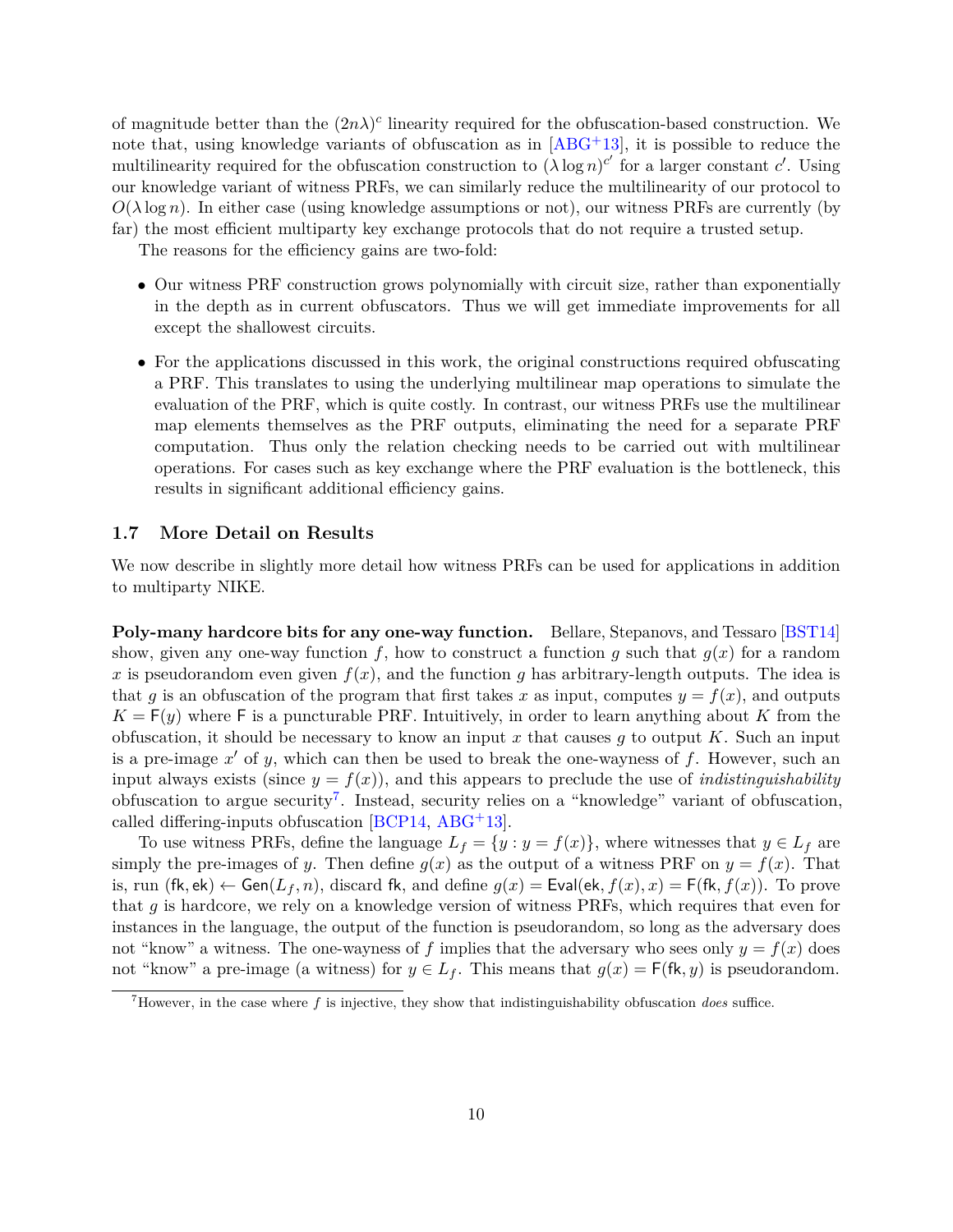of magnitude better than the $(2n\lambda)^c$ linearity required for the obfuscation-based construction. We note that, using knowledge variants of obfuscation as in [ABG+13], it is possible to reduce the multilinearity required for the obfuscation construction to $(\lambda \log n)^{c'}$ for a larger constant $c'$. Using our knowledge variant of witness PRFs, we can similarly reduce the multilinearity of our protocol to $O(\lambda \log n)$. In either case (using knowledge assumptions or not), our witness PRFs are currently (by far) the most efficient multiparty key exchange protocols that do not require a trusted setup.

The reasons for the efficiency gains are two-fold:

- Our witness PRF construction grows polynomially with circuit size, rather than exponentially in the depth as in current obfuscators. Thus we will get immediate improvements for all except the shallowest circuits.
- For the applications discussed in this work, the original constructions required obfuscating a PRF. This translates to using the underlying multilinear map operations to simulate the evaluation of the PRF, which is quite costly. In contrast, our witness PRFs use the multilinear map elements themselves as the PRF outputs, eliminating the need for a separate PRF computation. Thus only the relation checking needs to be carried out with multilinear operations. For cases such as key exchange where the PRF evaluation is the bottleneck, this results in significant additional efficiency gains.

### 1.7 More Detail on Results

We now describe in slightly more detail how witness PRFs can be used for applications in addition to multiparty NIKE.

**Poly-many hardcore bits for any one-way function.** Bellare, Stepanovs, and Tessaro [BST14] show, given any one-way function $f$, how to construct a function $g$ such that $g(x)$ for a random $x$ is pseudorandom even given $f(x)$, and the function $g$ has arbitrary-length outputs. The idea is that $g$ is an obfuscation of the program that first takes $x$ as input, computes $y = f(x)$, and outputs $K = \mathsf{F}(y)$ where $\mathsf{F}$ is a puncturable PRF. Intuitively, in order to learn anything about $K$ from the obfuscation, it should be necessary to know an input $x$ that causes $g$ to output $K$. Such an input is a pre-image $x'$ of $y$, which can then be used to break the one-wayness of $f$. However, such an input always exists (since $y = f(x)$), and this appears to preclude the use of *indistinguishability* obfuscation to argue security[7]. Instead, security relies on a "knowledge" variant of obfuscation, called differing-inputs obfuscation [BCP14, ABG+13].

To use witness PRFs, define the language $L_f = \{y : y = f(x)\}$, where witnesses that $y \in L_f$ are simply the pre-images of $y$. Then define $g(x)$ as the output of a witness PRF on $y = f(x)$. That is, run $(\mathsf{fk}, \mathsf{ek}) \leftarrow \mathsf{Gen}(L_f, n)$, discard $\mathsf{fk}$, and define $g(x) = \mathsf{Eval}(\mathsf{ek}, f(x), x) = \mathsf{F}(\mathsf{fk}, f(x))$. To prove that $g$ is hardcore, we rely on a knowledge version of witness PRFs, which requires that even for instances in the language, the output of the function is pseudorandom, so long as the adversary does not "know" a witness. The one-wayness of $f$ implies that the adversary who sees only $y = f(x)$ does not "know" a pre-image (a witness) for $y \in L_f$. This means that $g(x) = \mathsf{F}(\mathsf{fk}, y)$ is pseudorandom.

[7] However, in the case where $f$ is injective, they show that indistinguishability obfuscation *does* suffice.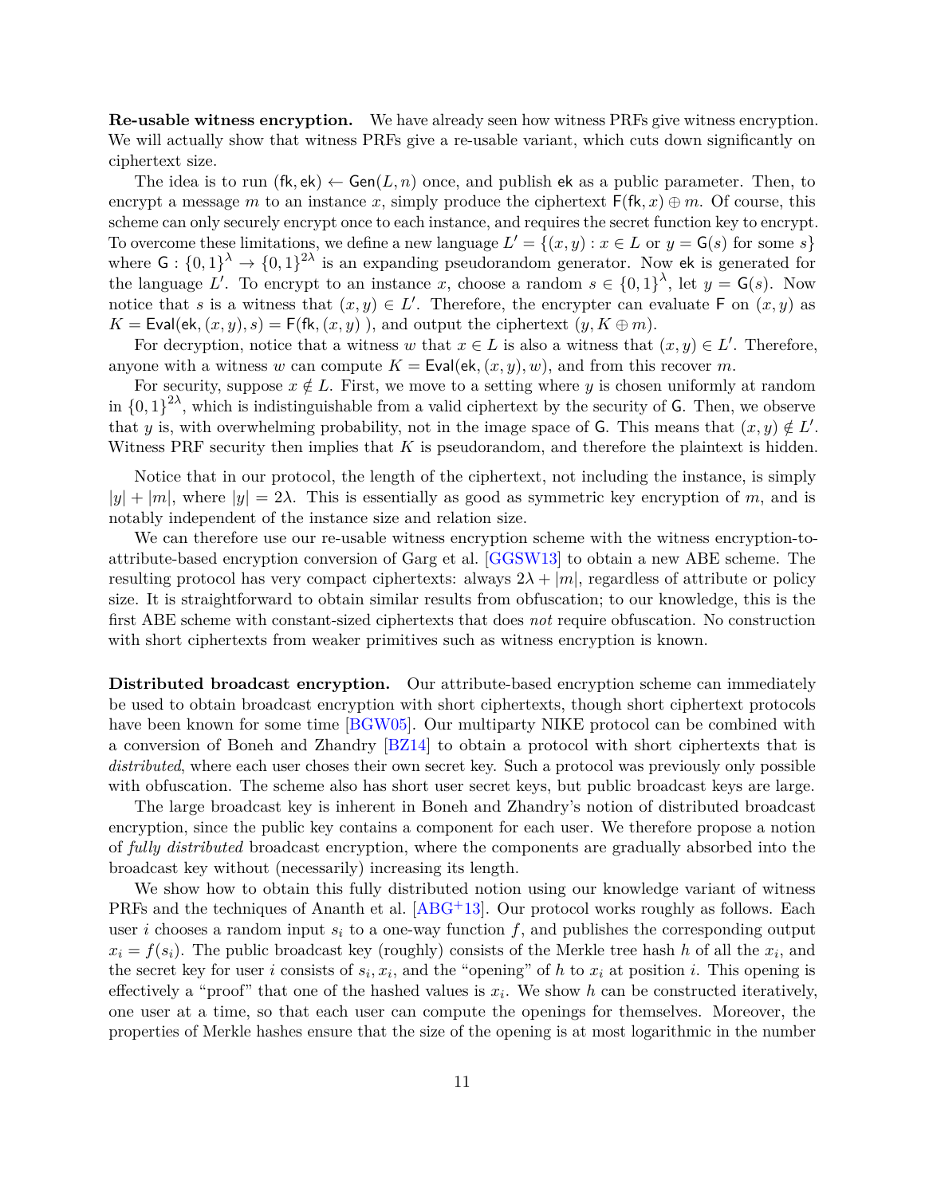**Re-usable witness encryption.** We have already seen how witness PRFs give witness encryption. We will actually show that witness PRFs give a re-usable variant, which cuts down significantly on ciphertext size.

The idea is to run $(\mathsf{fk}, \mathsf{ek}) \leftarrow \mathsf{Gen}(L, n)$ once, and publish $\mathsf{ek}$ as a public parameter. Then, to encrypt a message $m$ to an instance $x$, simply produce the ciphertext $\mathsf{F}(\mathsf{fk}, x) \oplus m$. Of course, this scheme can only securely encrypt once to each instance, and requires the secret function key to encrypt. To overcome these limitations, we define a new language $L' = \{(x, y) : x \in L \text{ or } y = \mathsf{G}(s) \text{ for some } s\}$ where $\mathsf{G} : \{0,1\}^\lambda \to \{0,1\}^{2\lambda}$ is an expanding pseudorandom generator. Now $\mathsf{ek}$ is generated for the language $L'$. To encrypt to an instance $x$, choose a random $s \in \{0,1\}^\lambda$, let $y = \mathsf{G}(s)$. Now notice that $s$ is a witness that $(x, y) \in L'$. Therefore, the encrypter can evaluate $\mathsf{F}$ on $(x, y)$ as $K = \mathsf{Eval}(\mathsf{ek}, (x, y), s) = \mathsf{F}(\mathsf{fk}, (x, y)\ )$, and output the ciphertext $(y, K \oplus m)$.

For decryption, notice that a witness $w$ that $x \in L$ is also a witness that $(x, y) \in L'$. Therefore, anyone with a witness $w$ can compute $K = \mathsf{Eval}(\mathsf{ek}, (x, y), w)$, and from this recover $m$.

For security, suppose $x \notin L$. First, we move to a setting where $y$ is chosen uniformly at random in $\{0,1\}^{2\lambda}$, which is indistinguishable from a valid ciphertext by the security of $\mathsf{G}$. Then, we observe that $y$ is, with overwhelming probability, not in the image space of $\mathsf{G}$. This means that $(x, y) \notin L'$. Witness PRF security then implies that $K$ is pseudorandom, and therefore the plaintext is hidden.

Notice that in our protocol, the length of the ciphertext, not including the instance, is simply $|y| + |m|$, where $|y| = 2\lambda$. This is essentially as good as symmetric key encryption of $m$, and is notably independent of the instance size and relation size.

We can therefore use our re-usable witness encryption scheme with the witness encryption-to-attribute-based encryption conversion of Garg et al. [GGSW13] to obtain a new ABE scheme. The resulting protocol has very compact ciphertexts: always $2\lambda + |m|$, regardless of attribute or policy size. It is straightforward to obtain similar results from obfuscation; to our knowledge, this is the first ABE scheme with constant-sized ciphertexts that does *not* require obfuscation. No construction with short ciphertexts from weaker primitives such as witness encryption is known.

**Distributed broadcast encryption.** Our attribute-based encryption scheme can immediately be used to obtain broadcast encryption with short ciphertexts, though short ciphertext protocols have been known for some time [BGW05]. Our multiparty NIKE protocol can be combined with a conversion of Boneh and Zhandry [BZ14] to obtain a protocol with short ciphertexts that is *distributed*, where each user choses their own secret key. Such a protocol was previously only possible with obfuscation. The scheme also has short user secret keys, but public broadcast keys are large.

The large broadcast key is inherent in Boneh and Zhandry's notion of distributed broadcast encryption, since the public key contains a component for each user. We therefore propose a notion of *fully distributed* broadcast encryption, where the components are gradually absorbed into the broadcast key without (necessarily) increasing its length.

We show how to obtain this fully distributed notion using our knowledge variant of witness PRFs and the techniques of Ananth et al. [ABG+13]. Our protocol works roughly as follows. Each user $i$ chooses a random input $s_i$ to a one-way function $f$, and publishes the corresponding output $x_i = f(s_i)$. The public broadcast key (roughly) consists of the Merkle tree hash $h$ of all the $x_i$, and the secret key for user $i$ consists of $s_i, x_i$, and the "opening" of $h$ to $x_i$ at position $i$. This opening is effectively a "proof" that one of the hashed values is $x_i$. We show $h$ can be constructed iteratively, one user at a time, so that each user can compute the openings for themselves. Moreover, the properties of Merkle hashes ensure that the size of the opening is at most logarithmic in the number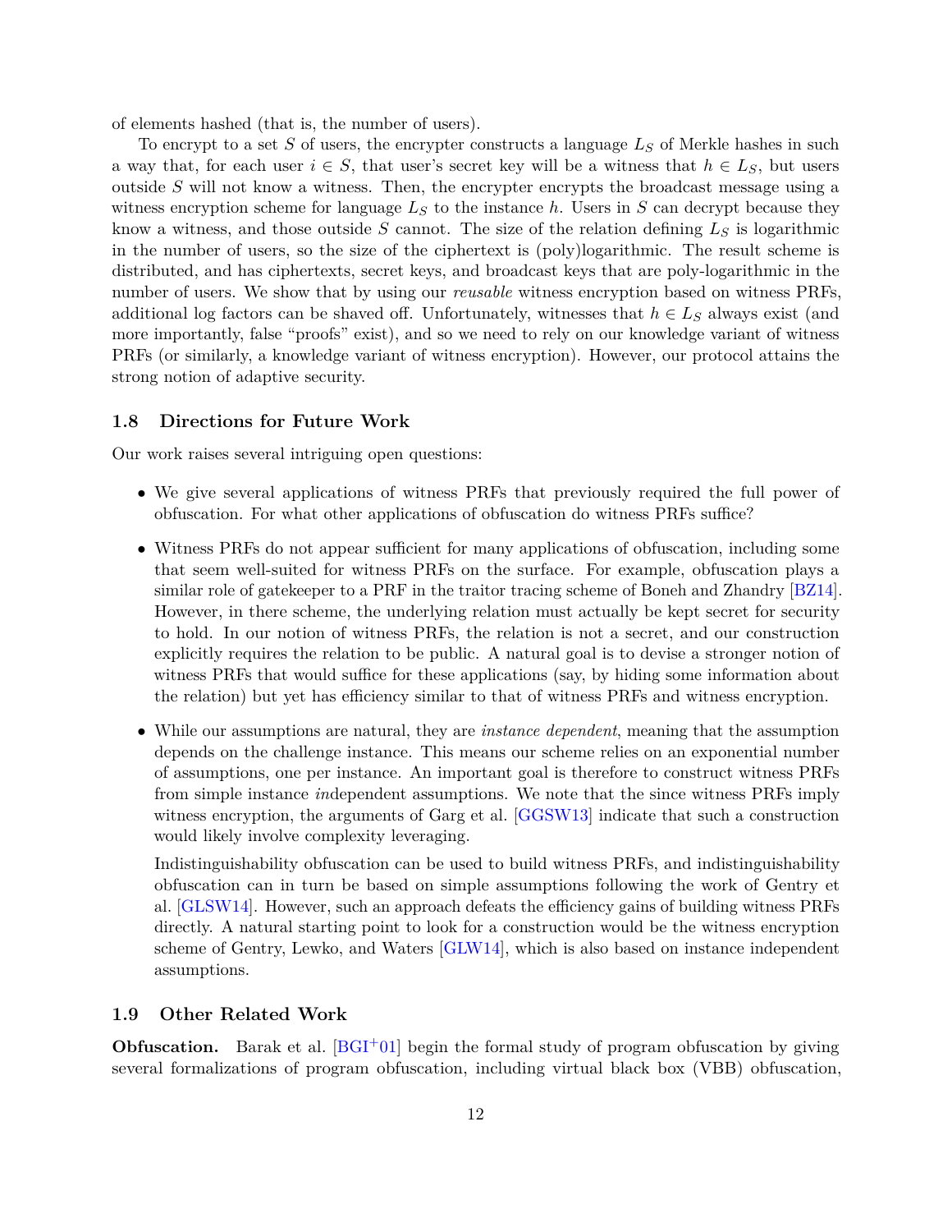of elements hashed (that is, the number of users).

To encrypt to a set $S$ of users, the encrypter constructs a language $L_S$ of Merkle hashes in such a way that, for each user $i \in S$, that user's secret key will be a witness that $h \in L_S$, but users outside $S$ will not know a witness. Then, the encrypter encrypts the broadcast message using a witness encryption scheme for language $L_S$ to the instance $h$. Users in $S$ can decrypt because they know a witness, and those outside $S$ cannot. The size of the relation defining $L_S$ is logarithmic in the number of users, so the size of the ciphertext is (poly)logarithmic. The result scheme is distributed, and has ciphertexts, secret keys, and broadcast keys that are poly-logarithmic in the number of users. We show that by using our *reusable* witness encryption based on witness PRFs, additional log factors can be shaved off. Unfortunately, witnesses that $h \in L_S$ always exist (and more importantly, false "proofs" exist), and so we need to rely on our knowledge variant of witness PRFs (or similarly, a knowledge variant of witness encryption). However, our protocol attains the strong notion of adaptive security.

### 1.8 Directions for Future Work

Our work raises several intriguing open questions:

- We give several applications of witness PRFs that previously required the full power of obfuscation. For what other applications of obfuscation do witness PRFs suffice?

- Witness PRFs do not appear sufficient for many applications of obfuscation, including some that seem well-suited for witness PRFs on the surface. For example, obfuscation plays a similar role of gatekeeper to a PRF in the traitor tracing scheme of Boneh and Zhandry [BZ14]. However, in there scheme, the underlying relation must actually be kept secret for security to hold. In our notion of witness PRFs, the relation is not a secret, and our construction explicitly requires the relation to be public. A natural goal is to devise a stronger notion of witness PRFs that would suffice for these applications (say, by hiding some information about the relation) but yet has efficiency similar to that of witness PRFs and witness encryption.

- While our assumptions are natural, they are *instance dependent*, meaning that the assumption depends on the challenge instance. This means our scheme relies on an exponential number of assumptions, one per instance. An important goal is therefore to construct witness PRFs from simple instance *in*dependent assumptions. We note that the since witness PRFs imply witness encryption, the arguments of Garg et al. [GGSW13] indicate that such a construction would likely involve complexity leveraging.

  Indistinguishability obfuscation can be used to build witness PRFs, and indistinguishability obfuscation can in turn be based on simple assumptions following the work of Gentry et al. [GLSW14]. However, such an approach defeats the efficiency gains of building witness PRFs directly. A natural starting point to look for a construction would be the witness encryption scheme of Gentry, Lewko, and Waters [GLW14], which is also based on instance independent assumptions.

### 1.9 Other Related Work

**Obfuscation.** Barak et al. [BGI+01] begin the formal study of program obfuscation by giving several formalizations of program obfuscation, including virtual black box (VBB) obfuscation,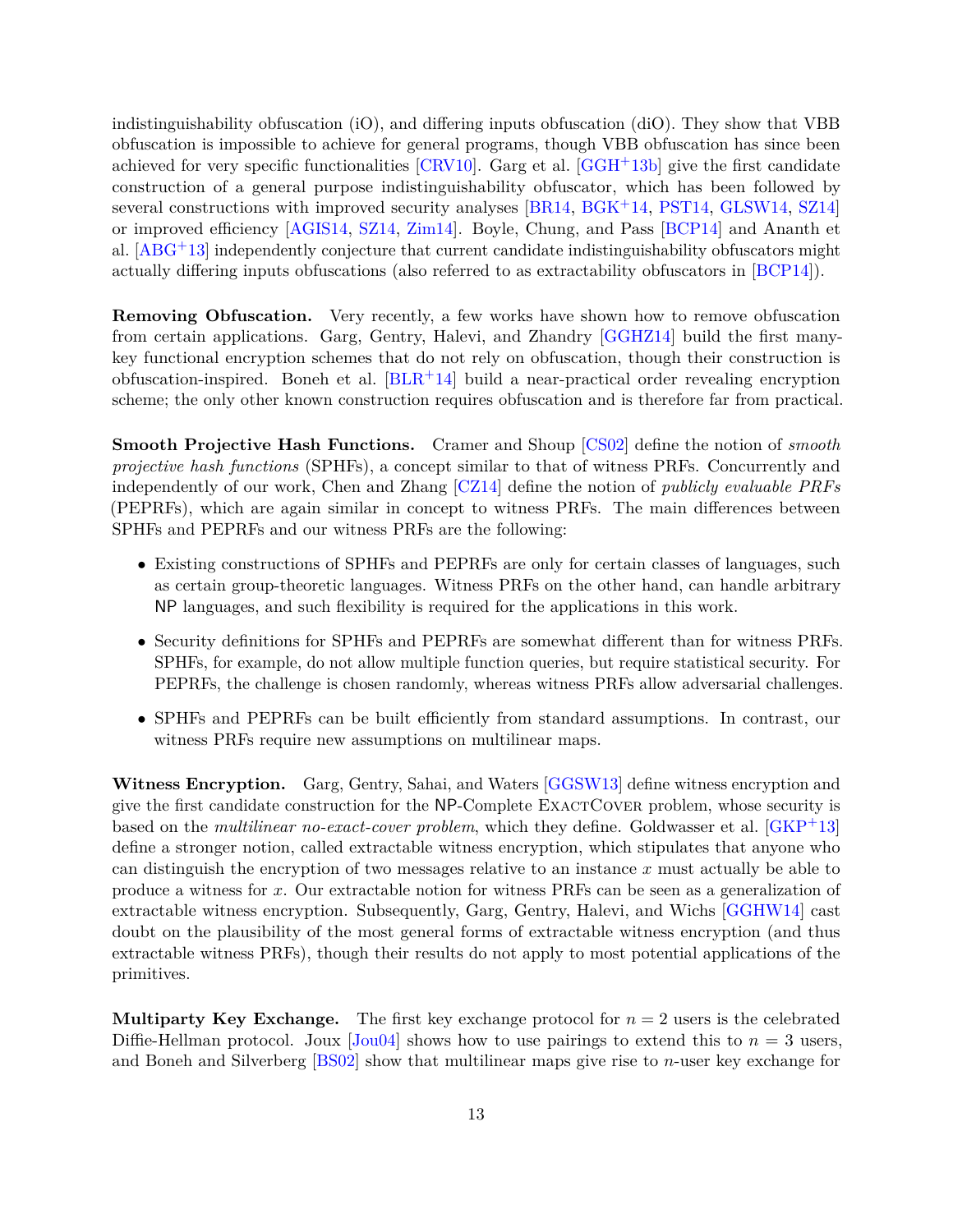indistinguishability obfuscation (iO), and differing inputs obfuscation (diO). They show that VBB obfuscation is impossible to achieve for general programs, though VBB obfuscation has since been achieved for very specific functionalities [CRV10]. Garg et al. [GGH+13b] give the first candidate construction of a general purpose indistinguishability obfuscator, which has been followed by several constructions with improved security analyses [BR14, BGK+14, PST14, GLSW14, SZ14] or improved efficiency [AGIS14, SZ14, Zim14]. Boyle, Chung, and Pass [BCP14] and Ananth et al. [ABG+13] independently conjecture that current candidate indistinguishability obfuscators might actually differing inputs obfuscations (also referred to as extractability obfuscators in [BCP14]).

**Removing Obfuscation.** Very recently, a few works have shown how to remove obfuscation from certain applications. Garg, Gentry, Halevi, and Zhandry [GGHZ14] build the first many-key functional encryption schemes that do not rely on obfuscation, though their construction is obfuscation-inspired. Boneh et al. [BLR+14] build a near-practical order revealing encryption scheme; the only other known construction requires obfuscation and is therefore far from practical.

**Smooth Projective Hash Functions.** Cramer and Shoup [CS02] define the notion of *smooth projective hash functions* (SPHFs), a concept similar to that of witness PRFs. Concurrently and independently of our work, Chen and Zhang [CZ14] define the notion of *publicly evaluable PRFs* (PEPRFs), which are again similar in concept to witness PRFs. The main differences between SPHFs and PEPRFs and our witness PRFs are the following:

- Existing constructions of SPHFs and PEPRFs are only for certain classes of languages, such as certain group-theoretic languages. Witness PRFs on the other hand, can handle arbitrary NP languages, and such flexibility is required for the applications in this work.
- Security definitions for SPHFs and PEPRFs are somewhat different than for witness PRFs. SPHFs, for example, do not allow multiple function queries, but require statistical security. For PEPRFs, the challenge is chosen randomly, whereas witness PRFs allow adversarial challenges.
- SPHFs and PEPRFs can be built efficiently from standard assumptions. In contrast, our witness PRFs require new assumptions on multilinear maps.

**Witness Encryption.** Garg, Gentry, Sahai, and Waters [GGSW13] define witness encryption and give the first candidate construction for the NP-Complete ExactCover problem, whose security is based on the *multilinear no-exact-cover problem*, which they define. Goldwasser et al. [GKP+13] define a stronger notion, called extractable witness encryption, which stipulates that anyone who can distinguish the encryption of two messages relative to an instance $x$ must actually be able to produce a witness for $x$. Our extractable notion for witness PRFs can be seen as a generalization of extractable witness encryption. Subsequently, Garg, Gentry, Halevi, and Wichs [GGHW14] cast doubt on the plausibility of the most general forms of extractable witness encryption (and thus extractable witness PRFs), though their results do not apply to most potential applications of the primitives.

**Multiparty Key Exchange.** The first key exchange protocol for $n = 2$ users is the celebrated Diffie-Hellman protocol. Joux [Jou04] shows how to use pairings to extend this to $n = 3$ users, and Boneh and Silverberg [BS02] show that multilinear maps give rise to $n$-user key exchange for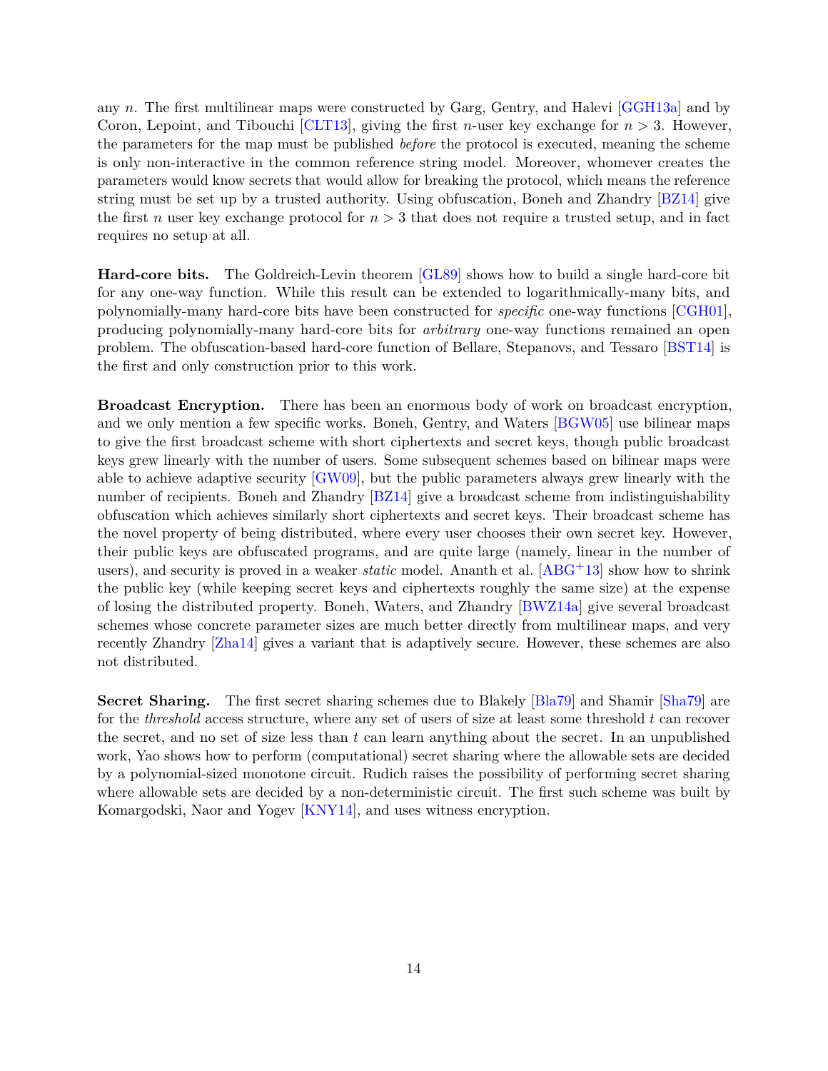any $n$. The first multilinear maps were constructed by Garg, Gentry, and Halevi [GGH13a] and by Coron, Lepoint, and Tibouchi [CLT13], giving the first $n$-user key exchange for $n > 3$. However, the parameters for the map must be published *before* the protocol is executed, meaning the scheme is only non-interactive in the common reference string model. Moreover, whomever creates the parameters would know secrets that would allow for breaking the protocol, which means the reference string must be set up by a trusted authority. Using obfuscation, Boneh and Zhandry [BZ14] give the first $n$ user key exchange protocol for $n > 3$ that does not require a trusted setup, and in fact requires no setup at all.

**Hard-core bits.** The Goldreich-Levin theorem [GL89] shows how to build a single hard-core bit for any one-way function. While this result can be extended to logarithmically-many bits, and polynomially-many hard-core bits have been constructed for *specific* one-way functions [CGH01], producing polynomially-many hard-core bits for *arbitrary* one-way functions remained an open problem. The obfuscation-based hard-core function of Bellare, Stepanovs, and Tessaro [BST14] is the first and only construction prior to this work.

**Broadcast Encryption.** There has been an enormous body of work on broadcast encryption, and we only mention a few specific works. Boneh, Gentry, and Waters [BGW05] use bilinear maps to give the first broadcast scheme with short ciphertexts and secret keys, though public broadcast keys grew linearly with the number of users. Some subsequent schemes based on bilinear maps were able to achieve adaptive security [GW09], but the public parameters always grew linearly with the number of recipients. Boneh and Zhandry [BZ14] give a broadcast scheme from indistinguishability obfuscation which achieves similarly short ciphertexts and secret keys. Their broadcast scheme has the novel property of being distributed, where every user chooses their own secret key. However, their public keys are obfuscated programs, and are quite large (namely, linear in the number of users), and security is proved in a weaker *static* model. Ananth et al. [ABG+13] show how to shrink the public key (while keeping secret keys and ciphertexts roughly the same size) at the expense of losing the distributed property. Boneh, Waters, and Zhandry [BWZ14a] give several broadcast schemes whose concrete parameter sizes are much better directly from multilinear maps, and very recently Zhandry [Zha14] gives a variant that is adaptively secure. However, these schemes are also not distributed.

**Secret Sharing.** The first secret sharing schemes due to Blakely [Bla79] and Shamir [Sha79] are for the *threshold* access structure, where any set of users of size at least some threshold $t$ can recover the secret, and no set of size less than $t$ can learn anything about the secret. In an unpublished work, Yao shows how to perform (computational) secret sharing where the allowable sets are decided by a polynomial-sized monotone circuit. Rudich raises the possibility of performing secret sharing where allowable sets are decided by a non-deterministic circuit. The first such scheme was built by Komargodski, Naor and Yogev [KNY14], and uses witness encryption.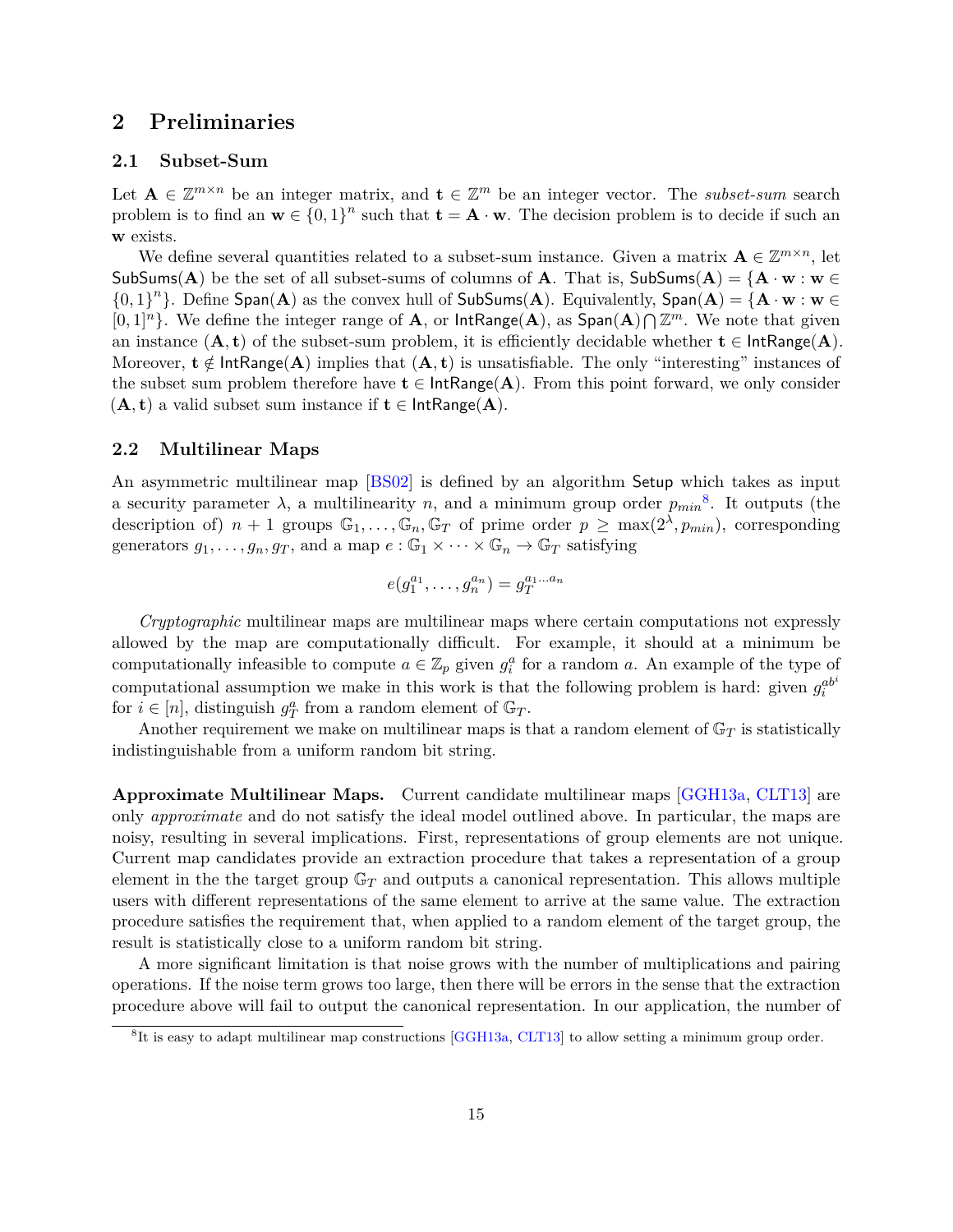## 2 Preliminaries

### 2.1 Subset-Sum

Let $\mathbf{A} \in \mathbb{Z}^{m \times n}$ be an integer matrix, and $\mathbf{t} \in \mathbb{Z}^m$ be an integer vector. The *subset-sum* search problem is to find an $\mathbf{w} \in \{0,1\}^n$ such that $\mathbf{t} = \mathbf{A} \cdot \mathbf{w}$. The decision problem is to decide if such an $\mathbf{w}$ exists.

We define several quantities related to a subset-sum instance. Given a matrix $\mathbf{A} \in \mathbb{Z}^{m \times n}$, let $\mathsf{SubSums}(\mathbf{A})$ be the set of all subset-sums of columns of $\mathbf{A}$. That is, $\mathsf{SubSums}(\mathbf{A}) = \{\mathbf{A} \cdot \mathbf{w} : \mathbf{w} \in \{0,1\}^n\}$. Define $\mathsf{Span}(\mathbf{A})$ as the convex hull of $\mathsf{SubSums}(\mathbf{A})$. Equivalently, $\mathsf{Span}(\mathbf{A}) = \{\mathbf{A} \cdot \mathbf{w} : \mathbf{w} \in [0,1]^n\}$. We define the integer range of $\mathbf{A}$, or $\mathsf{IntRange}(\mathbf{A})$, as $\mathsf{Span}(\mathbf{A}) \bigcap \mathbb{Z}^m$. We note that given an instance $(\mathbf{A}, \mathbf{t})$ of the subset-sum problem, it is efficiently decidable whether $\mathbf{t} \in \mathsf{IntRange}(\mathbf{A})$. Moreover, $\mathbf{t} \notin \mathsf{IntRange}(\mathbf{A})$ implies that $(\mathbf{A}, \mathbf{t})$ is unsatisfiable. The only "interesting" instances of the subset sum problem therefore have $\mathbf{t} \in \mathsf{IntRange}(\mathbf{A})$. From this point forward, we only consider $(\mathbf{A}, \mathbf{t})$ a valid subset sum instance if $\mathbf{t} \in \mathsf{IntRange}(\mathbf{A})$.

### 2.2 Multilinear Maps

An asymmetric multilinear map [BS02] is defined by an algorithm $\mathsf{Setup}$ which takes as input a security parameter $\lambda$, a multilinearity $n$, and a minimum group order $p_{min}$[8]. It outputs (the description of) $n+1$ groups $\mathbb{G}_1, \ldots, \mathbb{G}_n, \mathbb{G}_T$ of prime order $p \geq \max(2^\lambda, p_{min})$, corresponding generators $g_1, \ldots, g_n, g_T$, and a map $e : \mathbb{G}_1 \times \cdots \times \mathbb{G}_n \to \mathbb{G}_T$ satisfying

$$e(g_1^{a_1}, \ldots, g_n^{a_n}) = g_T^{a_1 \ldots a_n}$$

*Cryptographic* multilinear maps are multilinear maps where certain computations not expressly allowed by the map are computationally difficult. For example, it should at a minimum be computationally infeasible to compute $a \in \mathbb{Z}_p$ given $g_i^a$ for a random $a$. An example of the type of computational assumption we make in this work is that the following problem is hard: given $g_i^{ab^i}$ for $i \in [n]$, distinguish $g_T^a$ from a random element of $\mathbb{G}_T$.

Another requirement we make on multilinear maps is that a random element of $\mathbb{G}_T$ is statistically indistinguishable from a uniform random bit string.

**Approximate Multilinear Maps.** Current candidate multilinear maps [GGH13a, CLT13] are only *approximate* and do not satisfy the ideal model outlined above. In particular, the maps are noisy, resulting in several implications. First, representations of group elements are not unique. Current map candidates provide an extraction procedure that takes a representation of a group element in the the target group $\mathbb{G}_T$ and outputs a canonical representation. This allows multiple users with different representations of the same element to arrive at the same value. The extraction procedure satisfies the requirement that, when applied to a random element of the target group, the result is statistically close to a uniform random bit string.

A more significant limitation is that noise grows with the number of multiplications and pairing operations. If the noise term grows too large, then there will be errors in the sense that the extraction procedure above will fail to output the canonical representation. In our application, the number of

[8] It is easy to adapt multilinear map constructions [GGH13a, CLT13] to allow setting a minimum group order.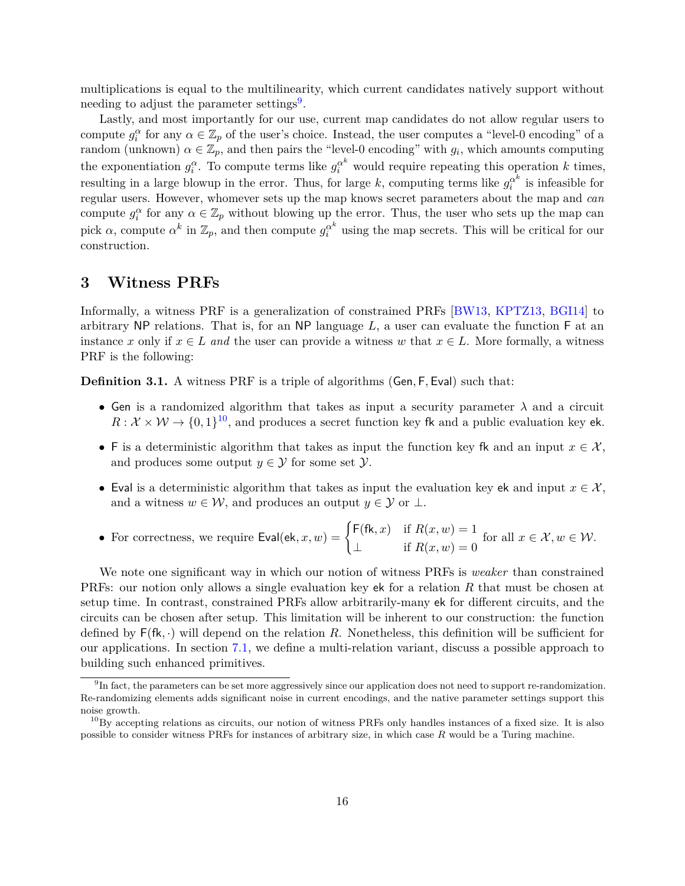multiplications is equal to the multilinearity, which current candidates natively support without needing to adjust the parameter settings[9].

Lastly, and most importantly for our use, current map candidates do not allow regular users to compute $g_i^\alpha$ for any $\alpha \in \mathbb{Z}_p$ of the user's choice. Instead, the user computes a "level-0 encoding" of a random (unknown) $\alpha \in \mathbb{Z}_p$, and then pairs the "level-0 encoding" with $g_i$, which amounts computing the exponentiation $g_i^\alpha$. To compute terms like $g_i^{\alpha^k}$ would require repeating this operation $k$ times, resulting in a large blowup in the error. Thus, for large $k$, computing terms like $g_i^{\alpha^k}$ is infeasible for regular users. However, whomever sets up the map knows secret parameters about the map and *can* compute $g_i^\alpha$ for any $\alpha \in \mathbb{Z}_p$ without blowing up the error. Thus, the user who sets up the map can pick $\alpha$, compute $\alpha^k$ in $\mathbb{Z}_p$, and then compute $g_i^{\alpha^k}$ using the map secrets. This will be critical for our construction.

# 3 Witness PRFs

Informally, a witness PRF is a generalization of constrained PRFs [BW13, KPTZ13, BGI14] to arbitrary NP relations. That is, for an NP language $L$, a user can evaluate the function $\mathsf{F}$ at an instance $x$ only if $x \in L$ *and* the user can provide a witness $w$ that $x \in L$. More formally, a witness PRF is the following:

**Definition 3.1.** A witness PRF is a triple of algorithms $(\mathsf{Gen}, \mathsf{F}, \mathsf{Eval})$ such that:

- $\mathsf{Gen}$ is a randomized algorithm that takes as input a security parameter $\lambda$ and a circuit $R : \mathcal{X} \times \mathcal{W} \to \{0,1\}$[10], and produces a secret function key $\mathsf{fk}$ and a public evaluation key $\mathsf{ek}$.
- $\mathsf{F}$ is a deterministic algorithm that takes as input the function key $\mathsf{fk}$ and an input $x \in \mathcal{X}$, and produces some output $y \in \mathcal{Y}$ for some set $\mathcal{Y}$.
- $\mathsf{Eval}$ is a deterministic algorithm that takes as input the evaluation key $\mathsf{ek}$ and input $x \in \mathcal{X}$, and a witness $w \in \mathcal{W}$, and produces an output $y \in \mathcal{Y}$ or $\perp$.
- For correctness, we require $\mathsf{Eval}(\mathsf{ek}, x, w) = \begin{cases} \mathsf{F}(\mathsf{fk}, x) & \text{if } R(x,w) = 1 \\ \perp & \text{if } R(x,w) = 0 \end{cases}$ for all $x \in \mathcal{X}, w \in \mathcal{W}$.

We note one significant way in which our notion of witness PRFs is *weaker* than constrained PRFs: our notion only allows a single evaluation key $\mathsf{ek}$ for a relation $R$ that must be chosen at setup time. In contrast, constrained PRFs allow arbitrarily-many $\mathsf{ek}$ for different circuits, and the circuits can be chosen after setup. This limitation will be inherent to our construction: the function defined by $\mathsf{F}(\mathsf{fk}, \cdot)$ will depend on the relation $R$. Nonetheless, this definition will be sufficient for our applications. In section 7.1, we define a multi-relation variant, discuss a possible approach to building such enhanced primitives.

[9] In fact, the parameters can be set more aggressively since our application does not need to support re-randomization. Re-randomizing elements adds significant noise in current encodings, and the native parameter settings support this noise growth.

[10] By accepting relations as circuits, our notion of witness PRFs only handles instances of a fixed size. It is also possible to consider witness PRFs for instances of arbitrary size, in which case $R$ would be a Turing machine.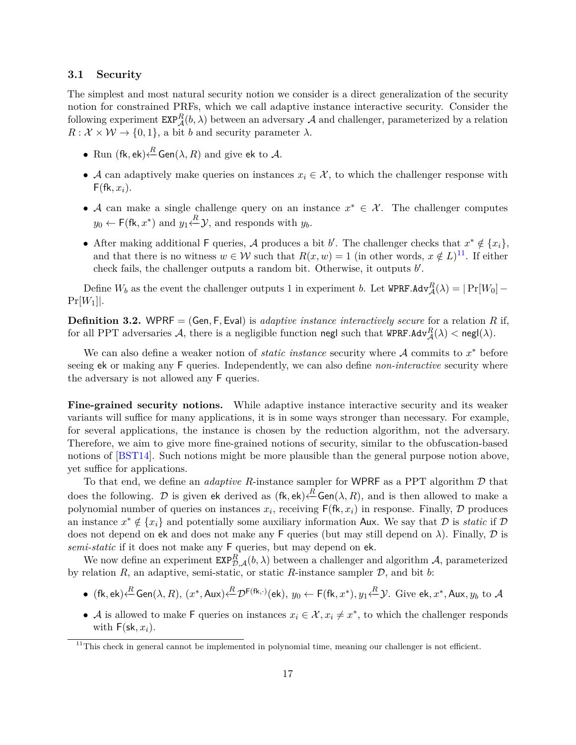### 3.1 Security

The simplest and most natural security notion we consider is a direct generalization of the security notion for constrained PRFs, which we call adaptive instance interactive security. Consider the following experiment $\texttt{EXP}^R_{\mathcal{A}}(b, \lambda)$ between an adversary $\mathcal{A}$ and challenger, parameterized by a relation $R : \mathcal{X} \times \mathcal{W} \to \{0, 1\}$, a bit $b$ and security parameter $\lambda$.

- Run $(\mathsf{fk}, \mathsf{ek}) \xleftarrow{R} \mathsf{Gen}(\lambda, R)$ and give $\mathsf{ek}$ to $\mathcal{A}$.
- $\mathcal{A}$ can adaptively make queries on instances $x_i \in \mathcal{X}$, to which the challenger response with $\mathsf{F}(\mathsf{fk}, x_i)$.
- $\mathcal{A}$ can make a single challenge query on an instance $x^* \in \mathcal{X}$. The challenger computes $y_0 \leftarrow \mathsf{F}(\mathsf{fk}, x^*)$ and $y_1 \xleftarrow{R} \mathcal{Y}$, and responds with $y_b$.
- After making additional $\mathsf{F}$ queries, $\mathcal{A}$ produces a bit $b'$. The challenger checks that $x^* \notin \{x_i\}$, and that there is no witness $w \in \mathcal{W}$ such that $R(x, w) = 1$ (in other words, $x \notin L$)[11]. If either check fails, the challenger outputs a random bit. Otherwise, it outputs $b'$.

Define $W_b$ as the event the challenger outputs 1 in experiment $b$. Let $\texttt{WPRF.Adv}^R_{\mathcal{A}}(\lambda) = |\Pr[W_0] - \Pr[W_1]|$.

**Definition 3.2.** $\mathsf{WPRF} = (\mathsf{Gen}, \mathsf{F}, \mathsf{Eval})$ is *adaptive instance interactively secure* for a relation $R$ if, for all PPT adversaries $\mathcal{A}$, there is a negligible function $\mathsf{negl}$ such that $\texttt{WPRF.Adv}^R_{\mathcal{A}}(\lambda) < \mathsf{negl}(\lambda)$.

We can also define a weaker notion of *static instance* security where $\mathcal{A}$ commits to $x^*$ before seeing $\mathsf{ek}$ or making any $\mathsf{F}$ queries. Independently, we can also define *non-interactive* security where the adversary is not allowed any $\mathsf{F}$ queries.

**Fine-grained security notions.** While adaptive instance interactive security and its weaker variants will suffice for many applications, it is in some ways stronger than necessary. For example, for several applications, the instance is chosen by the reduction algorithm, not the adversary. Therefore, we aim to give more fine-grained notions of security, similar to the obfuscation-based notions of [BST14]. Such notions might be more plausible than the general purpose notion above, yet suffice for applications.

To that end, we define an *adaptive* $R$-instance sampler for $\mathsf{WPRF}$ as a PPT algorithm $\mathcal{D}$ that does the following. $\mathcal{D}$ is given $\mathsf{ek}$ derived as $(\mathsf{fk}, \mathsf{ek}) \xleftarrow{R} \mathsf{Gen}(\lambda, R)$, and is then allowed to make a polynomial number of queries on instances $x_i$, receiving $\mathsf{F}(\mathsf{fk}, x_i)$ in response. Finally, $\mathcal{D}$ produces an instance $x^* \notin \{x_i\}$ and potentially some auxiliary information $\mathsf{Aux}$. We say that $\mathcal{D}$ is *static* if $\mathcal{D}$ does not depend on $\mathsf{ek}$ and does not make any $\mathsf{F}$ queries (but may still depend on $\lambda$). Finally, $\mathcal{D}$ is *semi-static* if it does not make any $\mathsf{F}$ queries, but may depend on $\mathsf{ek}$.

We now define an experiment $\texttt{EXP}^R_{\mathcal{D},\mathcal{A}}(b, \lambda)$ between a challenger and algorithm $\mathcal{A}$, parameterized by relation $R$, an adaptive, semi-static, or static $R$-instance sampler $\mathcal{D}$, and bit $b$:

- $(\mathsf{fk}, \mathsf{ek}) \xleftarrow{R} \mathsf{Gen}(\lambda, R)$, $(x^*, \mathsf{Aux}) \xleftarrow{R} \mathcal{D}^{\mathsf{F}(\mathsf{fk}, \cdot)}(\mathsf{ek})$, $y_0 \leftarrow \mathsf{F}(\mathsf{fk}, x^*)$, $y_1 \xleftarrow{R} \mathcal{Y}$. Give $\mathsf{ek}, x^*, \mathsf{Aux}, y_b$ to $\mathcal{A}$
- $\mathcal{A}$ is allowed to make $\mathsf{F}$ queries on instances $x_i \in \mathcal{X}, x_i \neq x^*$, to which the challenger responds with $\mathsf{F}(\mathsf{sk}, x_i)$.

[11] This check in general cannot be implemented in polynomial time, meaning our challenger is not efficient.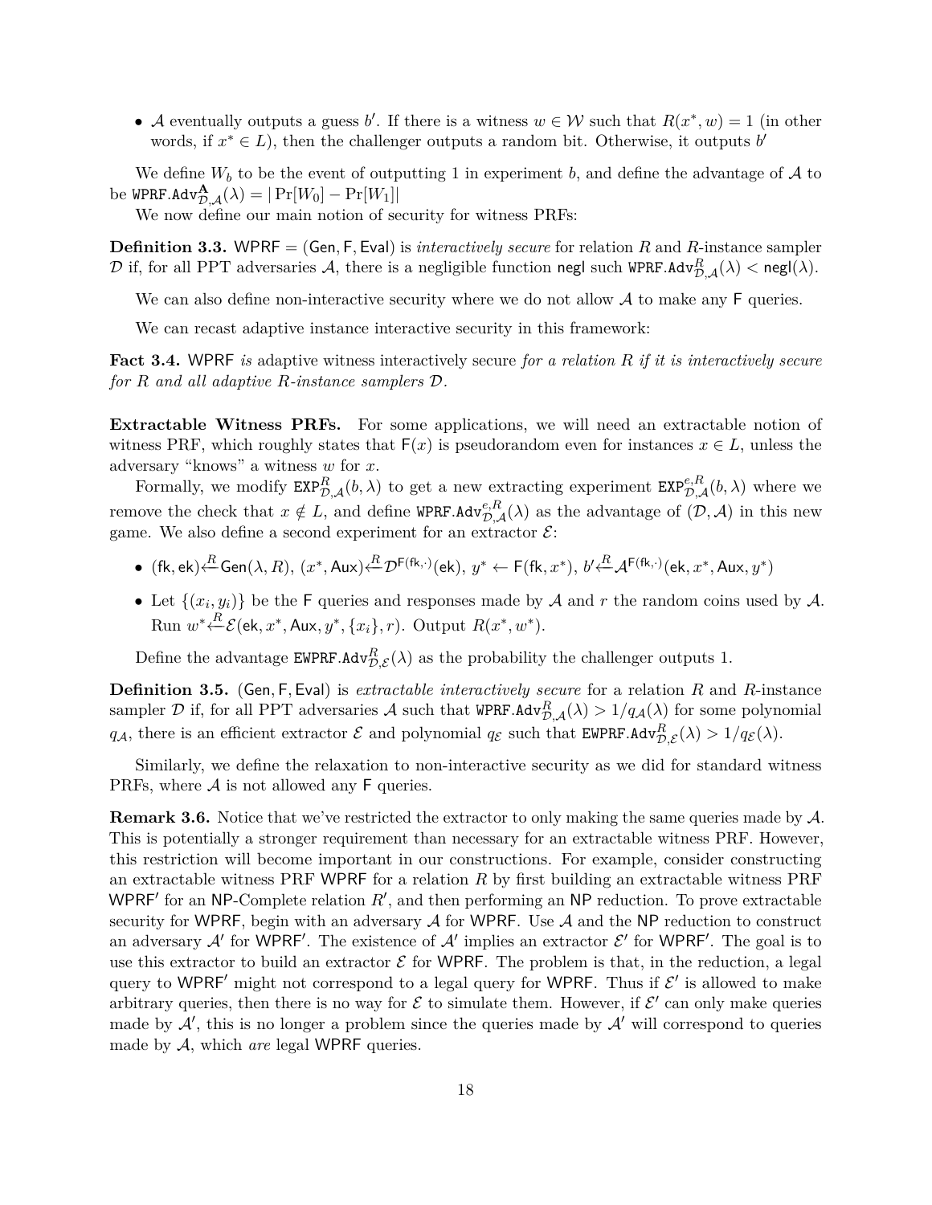- $\mathcal{A}$ eventually outputs a guess $b'$. If there is a witness $w \in \mathcal{W}$ such that $R(x^*, w) = 1$ (in other words, if $x^* \in L$), then the challenger outputs a random bit. Otherwise, it outputs $b'$

We define $W_b$ to be the event of outputting 1 in experiment $b$, and define the advantage of $\mathcal{A}$ to be $\texttt{WPRF.Adv}^{\mathbf{A}}_{\mathcal{D},\mathcal{A}}(\lambda) = |\Pr[W_0] - \Pr[W_1]|$

We now define our main notion of security for witness PRFs:

**Definition 3.3.** $\mathsf{WPRF} = (\mathsf{Gen}, \mathsf{F}, \mathsf{Eval})$ is *interactively secure* for relation $R$ and $R$-instance sampler $\mathcal{D}$ if, for all PPT adversaries $\mathcal{A}$, there is a negligible function $\mathsf{negl}$ such $\texttt{WPRF.Adv}^{R}_{\mathcal{D},\mathcal{A}}(\lambda) < \mathsf{negl}(\lambda)$.

We can also define non-interactive security where we do not allow $\mathcal{A}$ to make any $\mathsf{F}$ queries.

We can recast adaptive instance interactive security in this framework:

**Fact 3.4.** $\mathsf{WPRF}$ *is* adaptive witness interactively secure *for a relation $R$ if it is interactively secure for $R$ and all adaptive $R$-instance samplers $\mathcal{D}$.*

**Extractable Witness PRFs.** For some applications, we will need an extractable notion of witness PRF, which roughly states that $\mathsf{F}(x)$ is pseudorandom even for instances $x \in L$, unless the adversary "knows" a witness $w$ for $x$.

Formally, we modify $\texttt{EXP}^{R}_{\mathcal{D},\mathcal{A}}(b, \lambda)$ to get a new extracting experiment $\texttt{EXP}^{e,R}_{\mathcal{D},\mathcal{A}}(b, \lambda)$ where we remove the check that $x \notin L$, and define $\texttt{WPRF.Adv}^{e,R}_{\mathcal{D},\mathcal{A}}(\lambda)$ as the advantage of $(\mathcal{D}, \mathcal{A})$ in this new game. We also define a second experiment for an extractor $\mathcal{E}$:

- $(\mathsf{fk}, \mathsf{ek}) \xleftarrow{R} \mathsf{Gen}(\lambda, R)$, $(x^*, \mathsf{Aux}) \xleftarrow{R} \mathcal{D}^{\mathsf{F}(\mathsf{fk},\cdot)}(\mathsf{ek})$, $y^* \leftarrow \mathsf{F}(\mathsf{fk}, x^*)$, $b' \xleftarrow{R} \mathcal{A}^{\mathsf{F}(\mathsf{fk},\cdot)}(\mathsf{ek}, x^*, \mathsf{Aux}, y^*)$
- Let $\{(x_i, y_i)\}$ be the $\mathsf{F}$ queries and responses made by $\mathcal{A}$ and $r$ the random coins used by $\mathcal{A}$. Run $w^* \xleftarrow{R} \mathcal{E}(\mathsf{ek}, x^*, \mathsf{Aux}, y^*, \{x_i\}, r)$. Output $R(x^*, w^*)$.

Define the advantage $\texttt{EWPRF.Adv}^{R}_{\mathcal{D},\mathcal{E}}(\lambda)$ as the probability the challenger outputs 1.

**Definition 3.5.** $(\mathsf{Gen}, \mathsf{F}, \mathsf{Eval})$ is *extractable interactively secure* for a relation $R$ and $R$-instance sampler $\mathcal{D}$ if, for all PPT adversaries $\mathcal{A}$ such that $\texttt{WPRF.Adv}^{R}_{\mathcal{D},\mathcal{A}}(\lambda) > 1/q_{\mathcal{A}}(\lambda)$ for some polynomial $q_{\mathcal{A}}$, there is an efficient extractor $\mathcal{E}$ and polynomial $q_{\mathcal{E}}$ such that $\texttt{EWPRF.Adv}^{R}_{\mathcal{D},\mathcal{E}}(\lambda) > 1/q_{\mathcal{E}}(\lambda)$.

Similarly, we define the relaxation to non-interactive security as we did for standard witness PRFs, where $\mathcal{A}$ is not allowed any $\mathsf{F}$ queries.

**Remark 3.6.** Notice that we've restricted the extractor to only making the same queries made by $\mathcal{A}$. This is potentially a stronger requirement than necessary for an extractable witness PRF. However, this restriction will become important in our constructions. For example, consider constructing an extractable witness PRF $\mathsf{WPRF}$ for a relation $R$ by first building an extractable witness PRF $\mathsf{WPRF}'$ for an $\mathsf{NP}$-Complete relation $R'$, and then performing an $\mathsf{NP}$ reduction. To prove extractable security for $\mathsf{WPRF}$, begin with an adversary $\mathcal{A}$ for $\mathsf{WPRF}$. Use $\mathcal{A}$ and the $\mathsf{NP}$ reduction to construct an adversary $\mathcal{A}'$ for $\mathsf{WPRF}'$. The existence of $\mathcal{A}'$ implies an extractor $\mathcal{E}'$ for $\mathsf{WPRF}'$. The goal is to use this extractor to build an extractor $\mathcal{E}$ for $\mathsf{WPRF}$. The problem is that, in the reduction, a legal query to $\mathsf{WPRF}'$ might not correspond to a legal query for $\mathsf{WPRF}$. Thus if $\mathcal{E}'$ is allowed to make arbitrary queries, then there is no way for $\mathcal{E}$ to simulate them. However, if $\mathcal{E}'$ can only make queries made by $\mathcal{A}'$, this is no longer a problem since the queries made by $\mathcal{A}'$ will correspond to queries made by $\mathcal{A}$, which *are* legal $\mathsf{WPRF}$ queries.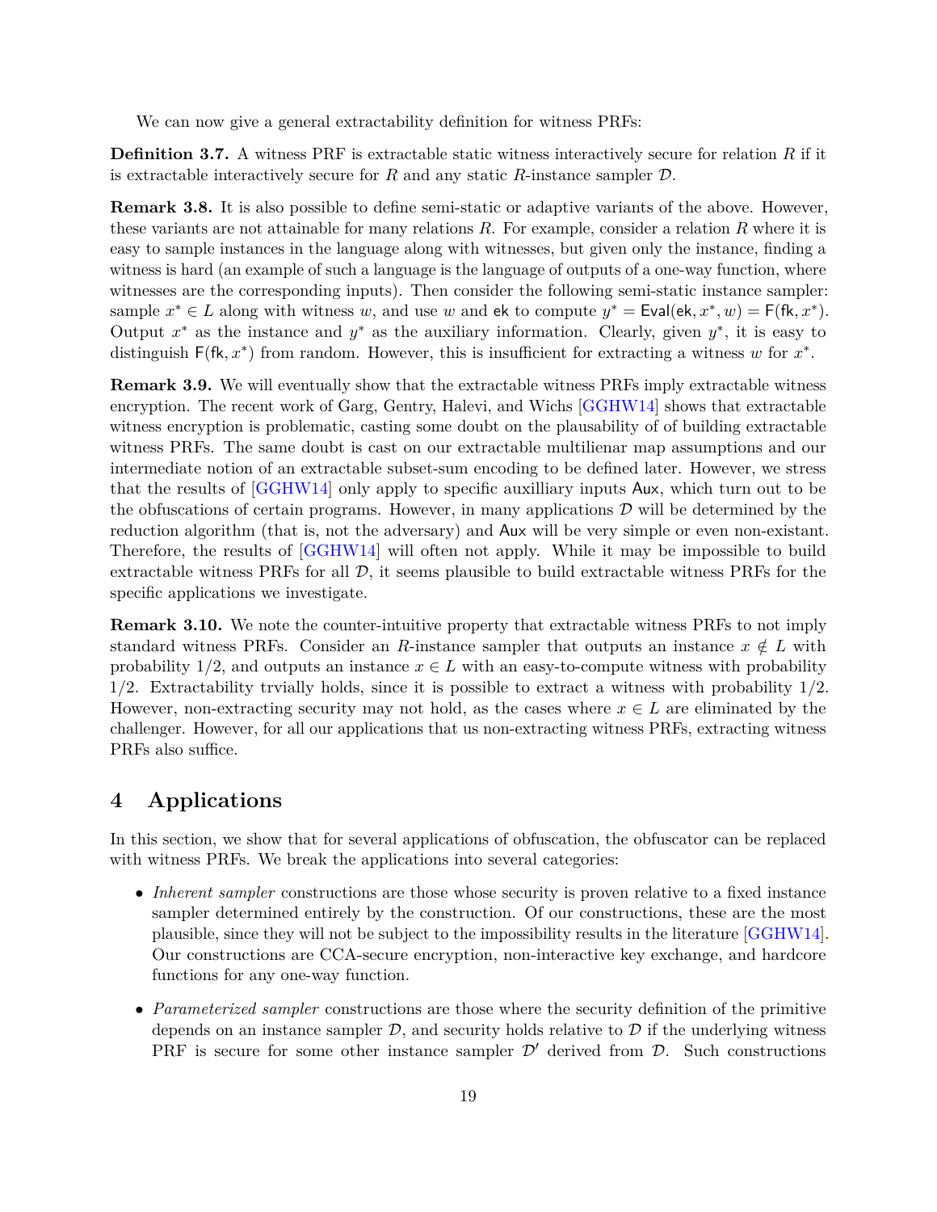We can now give a general extractability definition for witness PRFs:

**Definition 3.7.** A witness PRF is extractable static witness interactively secure for relation $R$ if it is extractable interactively secure for $R$ and any static $R$-instance sampler $\mathcal{D}$.

**Remark 3.8.** It is also possible to define semi-static or adaptive variants of the above. However, these variants are not attainable for many relations $R$. For example, consider a relation $R$ where it is easy to sample instances in the language along with witnesses, but given only the instance, finding a witness is hard (an example of such a language is the language of outputs of a one-way function, where witnesses are the corresponding inputs). Then consider the following semi-static instance sampler: sample $x^* \in L$ along with witness $w$, and use $w$ and $\mathsf{ek}$ to compute $y^* = \mathsf{Eval}(\mathsf{ek}, x^*, w) = \mathsf{F}(\mathsf{fk}, x^*)$. Output $x^*$ as the instance and $y^*$ as the auxiliary information. Clearly, given $y^*$, it is easy to distinguish $\mathsf{F}(\mathsf{fk}, x^*)$ from random. However, this is insufficient for extracting a witness $w$ for $x^*$.

**Remark 3.9.** We will eventually show that the extractable witness PRFs imply extractable witness encryption. The recent work of Garg, Gentry, Halevi, and Wichs [GGHW14] shows that extractable witness encryption is problematic, casting some doubt on the plausability of of building extractable witness PRFs. The same doubt is cast on our extractable multilienar map assumptions and our intermediate notion of an extractable subset-sum encoding to be defined later. However, we stress that the results of [GGHW14] only apply to specific auxilliary inputs $\mathsf{Aux}$, which turn out to be the obfuscations of certain programs. However, in many applications $\mathcal{D}$ will be determined by the reduction algorithm (that is, not the adversary) and $\mathsf{Aux}$ will be very simple or even non-existant. Therefore, the results of [GGHW14] will often not apply. While it may be impossible to build extractable witness PRFs for all $\mathcal{D}$, it seems plausible to build extractable witness PRFs for the specific applications we investigate.

**Remark 3.10.** We note the counter-intuitive property that extractable witness PRFs to not imply standard witness PRFs. Consider an $R$-instance sampler that outputs an instance $x \notin L$ with probability $1/2$, and outputs an instance $x \in L$ with an easy-to-compute witness with probability $1/2$. Extractability trvially holds, since it is possible to extract a witness with probability $1/2$. However, non-extracting security may not hold, as the cases where $x \in L$ are eliminated by the challenger. However, for all our applications that us non-extracting witness PRFs, extracting witness PRFs also suffice.

# 4 Applications

In this section, we show that for several applications of obfuscation, the obfuscator can be replaced with witness PRFs. We break the applications into several categories:

- *Inherent sampler* constructions are those whose security is proven relative to a fixed instance sampler determined entirely by the construction. Of our constructions, these are the most plausible, since they will not be subject to the impossibility results in the literature [GGHW14]. Our constructions are CCA-secure encryption, non-interactive key exchange, and hardcore functions for any one-way function.
- *Parameterized sampler* constructions are those where the security definition of the primitive depends on an instance sampler $\mathcal{D}$, and security holds relative to $\mathcal{D}$ if the underlying witness PRF is secure for some other instance sampler $\mathcal{D}'$ derived from $\mathcal{D}$. Such constructions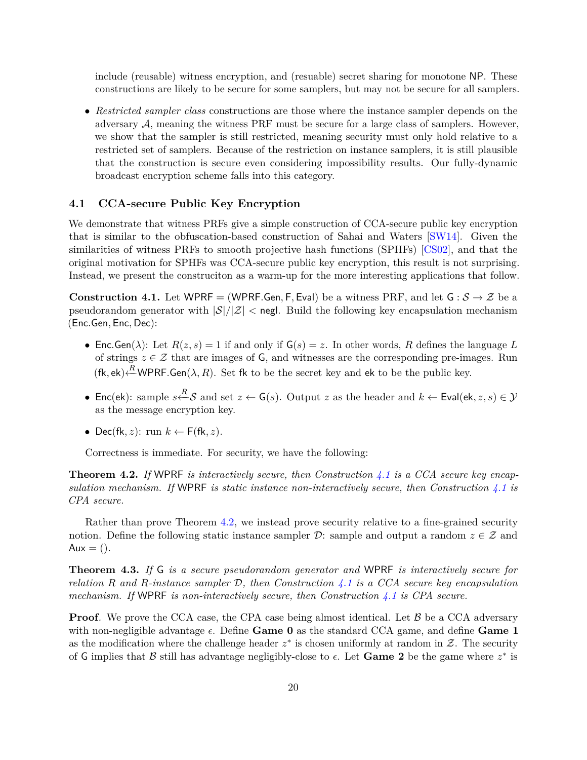include (reusable) witness encryption, and (resuable) secret sharing for monotone NP. These constructions are likely to be secure for some samplers, but may not be secure for all samplers.

- *Restricted sampler class* constructions are those where the instance sampler depends on the adversary $\mathcal{A}$, meaning the witness PRF must be secure for a large class of samplers. However, we show that the sampler is still restricted, meaning security must only hold relative to a restricted set of samplers. Because of the restriction on instance samplers, it is still plausible that the construction is secure even considering impossibility results. Our fully-dynamic broadcast encryption scheme falls into this category.

### 4.1 CCA-secure Public Key Encryption

We demonstrate that witness PRFs give a simple construction of CCA-secure public key encryption that is similar to the obfuscation-based construction of Sahai and Waters [SW14]. Given the similarities of witness PRFs to smooth projective hash functions (SPHFs) [CS02], and that the original motivation for SPHFs was CCA-secure public key encryption, this result is not surprising. Instead, we present the construciton as a warm-up for the more interesting applications that follow.

**Construction 4.1.** Let $\mathsf{WPRF} = (\mathsf{WPRF.Gen}, \mathsf{F}, \mathsf{Eval})$ be a witness PRF, and let $\mathsf{G} : \mathcal{S} \to \mathcal{Z}$ be a pseudorandom generator with $|\mathcal{S}|/|\mathcal{Z}| < \mathsf{negl}$. Build the following key encapsulation mechanism $(\mathsf{Enc.Gen}, \mathsf{Enc}, \mathsf{Dec})$:

- $\mathsf{Enc.Gen}(\lambda)$: Let $R(z, s) = 1$ if and only if $\mathsf{G}(s) = z$. In other words, $R$ defines the language $L$ of strings $z \in \mathcal{Z}$ that are images of $\mathsf{G}$, and witnesses are the corresponding pre-images. Run $(\mathsf{fk}, \mathsf{ek}) \xleftarrow{R} \mathsf{WPRF.Gen}(\lambda, R)$. Set $\mathsf{fk}$ to be the secret key and $\mathsf{ek}$ to be the public key.

- $\mathsf{Enc}(\mathsf{ek})$: sample $s \xleftarrow{R} \mathcal{S}$ and set $z \leftarrow \mathsf{G}(s)$. Output $z$ as the header and $k \leftarrow \mathsf{Eval}(\mathsf{ek}, z, s) \in \mathcal{Y}$ as the message encryption key.

- $\mathsf{Dec}(\mathsf{fk}, z)$: run $k \leftarrow \mathsf{F}(\mathsf{fk}, z)$.

Correctness is immediate. For security, we have the following:

**Theorem 4.2.** *If* $\mathsf{WPRF}$ *is interactively secure, then Construction 4.1 is a CCA secure key encapsulation mechanism. If* $\mathsf{WPRF}$ *is static instance non-interactively secure, then Construction 4.1 is CPA secure.*

Rather than prove Theorem 4.2, we instead prove security relative to a fine-grained security notion. Define the following static instance sampler $\mathcal{D}$: sample and output a random $z \in \mathcal{Z}$ and $\mathsf{Aux} = ()$.

**Theorem 4.3.** *If* $\mathsf{G}$ *is a secure pseudorandom generator and* $\mathsf{WPRF}$ *is interactively secure for relation* $R$ *and* $R$*-instance sampler* $\mathcal{D}$*, then Construction 4.1 is a CCA secure key encapsulation mechanism. If* $\mathsf{WPRF}$ *is non-interactively secure, then Construction 4.1 is CPA secure.*

**Proof***.* We prove the CCA case, the CPA case being almost identical. Let $\mathcal{B}$ be a CCA adversary with non-negligible advantage $\epsilon$. Define **Game 0** as the standard CCA game, and define **Game 1** as the modification where the challenge header $z^*$ is chosen uniformly at random in $\mathcal{Z}$. The security of $\mathsf{G}$ implies that $\mathcal{B}$ still has advantage negligibly-close to $\epsilon$. Let **Game 2** be the game where $z^*$ is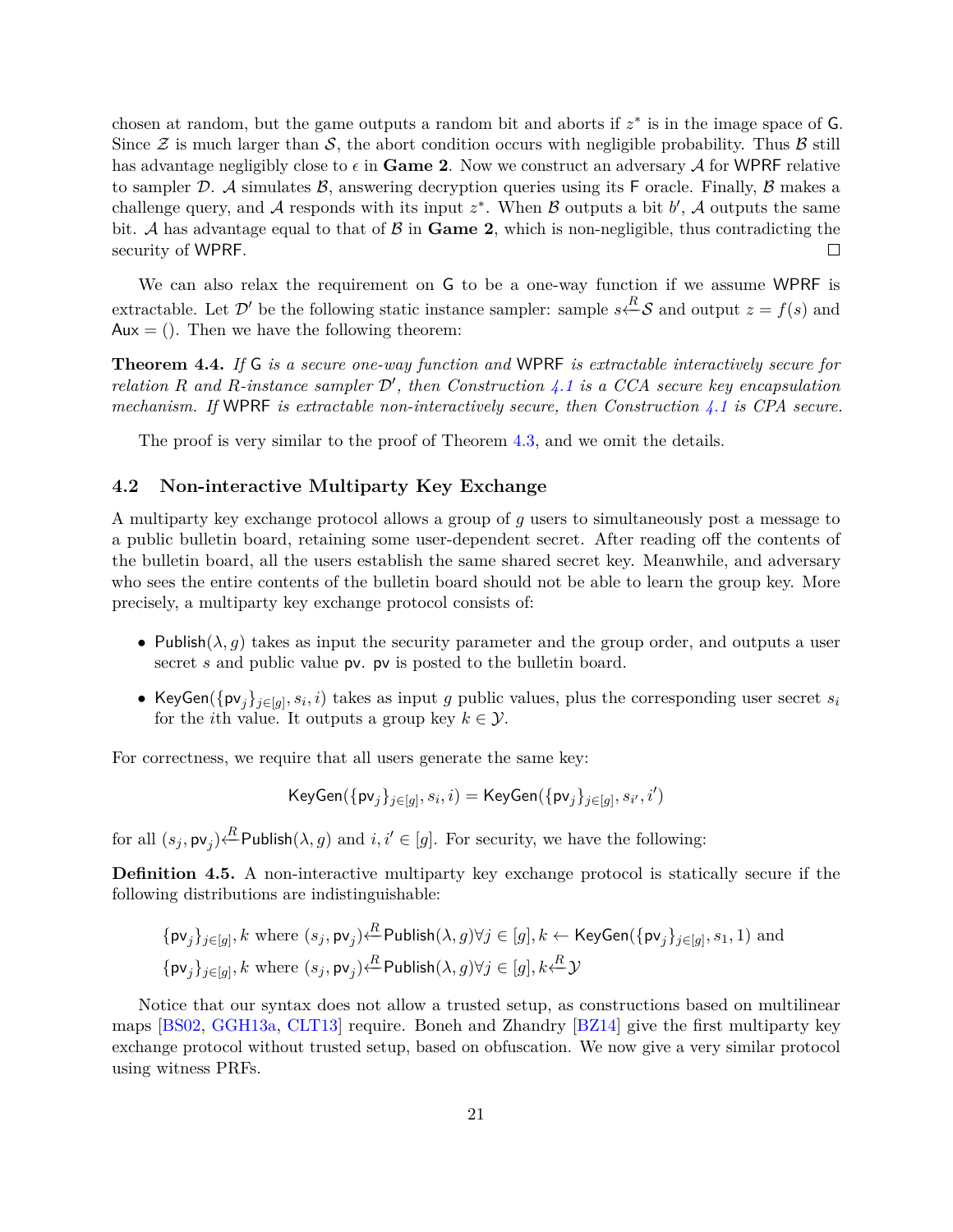chosen at random, but the game outputs a random bit and aborts if $z^*$ is in the image space of $\mathsf{G}$. Since $\mathcal{Z}$ is much larger than $\mathcal{S}$, the abort condition occurs with negligible probability. Thus $\mathcal{B}$ still has advantage negligibly close to $\epsilon$ in **Game 2**. Now we construct an adversary $\mathcal{A}$ for $\mathsf{WPRF}$ relative to sampler $\mathcal{D}$. $\mathcal{A}$ simulates $\mathcal{B}$, answering decryption queries using its $\mathsf{F}$ oracle. Finally, $\mathcal{B}$ makes a challenge query, and $\mathcal{A}$ responds with its input $z^*$. When $\mathcal{B}$ outputs a bit $b'$, $\mathcal{A}$ outputs the same bit. $\mathcal{A}$ has advantage equal to that of $\mathcal{B}$ in **Game 2**, which is non-negligible, thus contradicting the security of $\mathsf{WPRF}$. □

We can also relax the requirement on $\mathsf{G}$ to be a one-way function if we assume $\mathsf{WPRF}$ is extractable. Let $\mathcal{D}'$ be the following static instance sampler: sample $s \xleftarrow{R} \mathcal{S}$ and output $z = f(s)$ and $\mathsf{Aux} = ()$. Then we have the following theorem:

**Theorem 4.4.** *If $\mathsf{G}$ is a secure one-way function and $\mathsf{WPRF}$ is extractable interactively secure for relation $R$ and $R$-instance sampler $\mathcal{D}'$, then Construction 4.1 is a CCA secure key encapsulation mechanism. If $\mathsf{WPRF}$ is extractable non-interactively secure, then Construction 4.1 is CPA secure.*

The proof is very similar to the proof of Theorem 4.3, and we omit the details.

### 4.2 Non-interactive Multiparty Key Exchange

A multiparty key exchange protocol allows a group of $g$ users to simultaneously post a message to a public bulletin board, retaining some user-dependent secret. After reading off the contents of the bulletin board, all the users establish the same shared secret key. Meanwhile, and adversary who sees the entire contents of the bulletin board should not be able to learn the group key. More precisely, a multiparty key exchange protocol consists of:

- $\mathsf{Publish}(\lambda, g)$ takes as input the security parameter and the group order, and outputs a user secret $s$ and public value $\mathsf{pv}$. $\mathsf{pv}$ is posted to the bulletin board.
- $\mathsf{KeyGen}(\{\mathsf{pv}_j\}_{j\in[g]}, s_i, i)$ takes as input $g$ public values, plus the corresponding user secret $s_i$ for the $i$th value. It outputs a group key $k \in \mathcal{Y}$.

For correctness, we require that all users generate the same key:

$$\mathsf{KeyGen}(\{\mathsf{pv}_j\}_{j\in[g]}, s_i, i) = \mathsf{KeyGen}(\{\mathsf{pv}_j\}_{j\in[g]}, s_{i'}, i')$$

for all $(s_j, \mathsf{pv}_j) \xleftarrow{R} \mathsf{Publish}(\lambda, g)$ and $i, i' \in [g]$. For security, we have the following:

**Definition 4.5.** A non-interactive multiparty key exchange protocol is statically secure if the following distributions are indistinguishable:

$$\{\mathsf{pv}_j\}_{j\in[g]}, k \text{ where } (s_j, \mathsf{pv}_j) \xleftarrow{R} \mathsf{Publish}(\lambda, g) \forall j \in [g], k \leftarrow \mathsf{KeyGen}(\{\mathsf{pv}_j\}_{j\in[g]}, s_1, 1) \text{ and}$$
$$\{\mathsf{pv}_j\}_{j\in[g]}, k \text{ where } (s_j, \mathsf{pv}_j) \xleftarrow{R} \mathsf{Publish}(\lambda, g) \forall j \in [g], k \xleftarrow{R} \mathcal{Y}$$

Notice that our syntax does not allow a trusted setup, as constructions based on multilinear maps [BS02, GGH13a, CLT13] require. Boneh and Zhandry [BZ14] give the first multiparty key exchange protocol without trusted setup, based on obfuscation. We now give a very similar protocol using witness PRFs.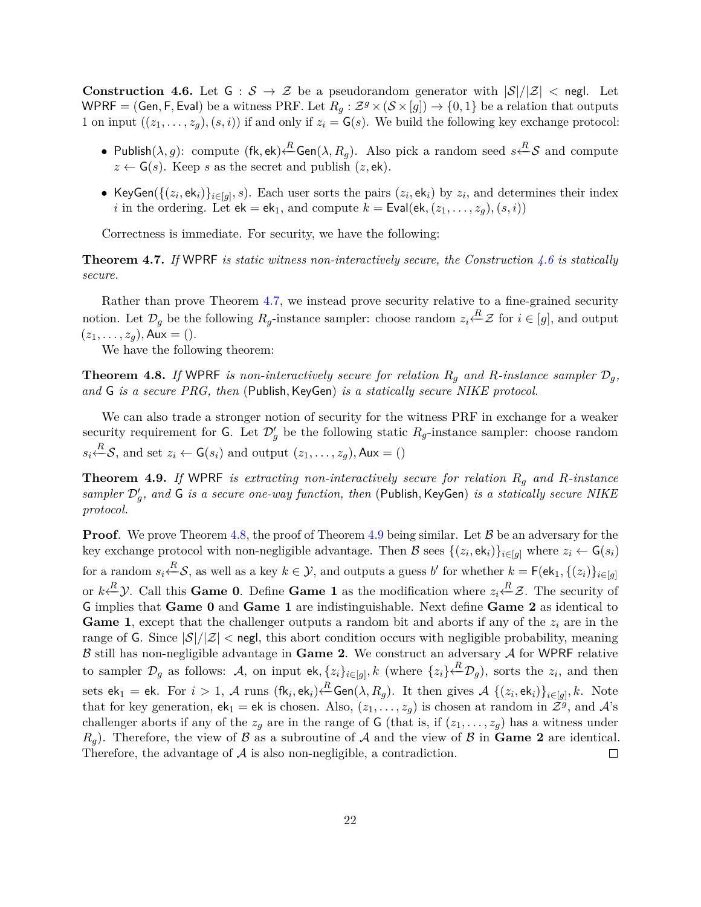**Construction 4.6.** Let $\mathsf{G} : \mathcal{S} \to \mathcal{Z}$ be a pseudorandom generator with $|\mathcal{S}|/|\mathcal{Z}| < \mathsf{negl}$. Let $\mathsf{WPRF} = (\mathsf{Gen}, \mathsf{F}, \mathsf{Eval})$ be a witness PRF. Let $R_g : \mathcal{Z}^g \times (\mathcal{S} \times [g]) \to \{0,1\}$ be a relation that outputs 1 on input $((z_1, \ldots, z_g), (s, i))$ if and only if $z_i = \mathsf{G}(s)$. We build the following key exchange protocol:

- $\mathsf{Publish}(\lambda, g)$: compute $(\mathsf{fk}, \mathsf{ek}) \xleftarrow{R} \mathsf{Gen}(\lambda, R_g)$. Also pick a random seed $s \xleftarrow{R} \mathcal{S}$ and compute $z \leftarrow \mathsf{G}(s)$. Keep $s$ as the secret and publish $(z, \mathsf{ek})$.
- $\mathsf{KeyGen}(\{(z_i, \mathsf{ek}_i)\}_{i \in [g]}, s)$. Each user sorts the pairs $(z_i, \mathsf{ek}_i)$ by $z_i$, and determines their index $i$ in the ordering. Let $\mathsf{ek} = \mathsf{ek}_1$, and compute $k = \mathsf{Eval}(\mathsf{ek}, (z_1, \ldots, z_g), (s, i))$

Correctness is immediate. For security, we have the following:

**Theorem 4.7.** *If* $\mathsf{WPRF}$ *is static witness non-interactively secure, the Construction 4.6 is statically secure.*

Rather than prove Theorem 4.7, we instead prove security relative to a fine-grained security notion. Let $\mathcal{D}_g$ be the following $R_g$-instance sampler: choose random $z_i \xleftarrow{R} \mathcal{Z}$ for $i \in [g]$, and output $(z_1, \ldots, z_g), \mathsf{Aux} = ()$.

We have the following theorem:

**Theorem 4.8.** *If* $\mathsf{WPRF}$ *is non-interactively secure for relation* $R_g$ *and* $R$*-instance sampler* $\mathcal{D}_g$*, and* $\mathsf{G}$ *is a secure PRG, then* $(\mathsf{Publish}, \mathsf{KeyGen})$ *is a statically secure NIKE protocol.*

We can also trade a stronger notion of security for the witness PRF in exchange for a weaker security requirement for $\mathsf{G}$. Let $\mathcal{D}'_g$ be the following static $R_g$-instance sampler: choose random $s_i \xleftarrow{R} \mathcal{S}$, and set $z_i \leftarrow \mathsf{G}(s_i)$ and output $(z_1, \ldots, z_g), \mathsf{Aux} = ()$

**Theorem 4.9.** *If* $\mathsf{WPRF}$ *is extracting non-interactively secure for relation* $R_g$ *and* $R$*-instance sampler* $\mathcal{D}'_g$*, and* $\mathsf{G}$ *is a secure one-way function, then* $(\mathsf{Publish}, \mathsf{KeyGen})$ *is a statically secure NIKE protocol.*

**Proof**. We prove Theorem 4.8, the proof of Theorem 4.9 being similar. Let $\mathcal{B}$ be an adversary for the key exchange protocol with non-negligible advantage. Then $\mathcal{B}$ sees $\{(z_i, \mathsf{ek}_i)\}_{i \in [g]}$ where $z_i \leftarrow \mathsf{G}(s_i)$ for a random $s_i \xleftarrow{R} \mathcal{S}$, as well as a key $k \in \mathcal{Y}$, and outputs a guess $b'$ for whether $k = \mathsf{F}(\mathsf{ek}_1, \{(z_i)\}_{i \in [g]}$ or $k \xleftarrow{R} \mathcal{Y}$. Call this **Game 0**. Define **Game 1** as the modification where $z_i \xleftarrow{R} \mathcal{Z}$. The security of $\mathsf{G}$ implies that **Game 0** and **Game 1** are indistinguishable. Next define **Game 2** as identical to **Game 1**, except that the challenger outputs a random bit and aborts if any of the $z_i$ are in the range of $\mathsf{G}$. Since $|\mathcal{S}|/|\mathcal{Z}| < \mathsf{negl}$, this abort condition occurs with negligible probability, meaning $\mathcal{B}$ still has non-negligible advantage in **Game 2**. We construct an adversary $\mathcal{A}$ for $\mathsf{WPRF}$ relative to sampler $\mathcal{D}_g$ as follows: $\mathcal{A}$, on input $\mathsf{ek}, \{z_i\}_{i \in [g]}, k$ (where $\{z_i\} \xleftarrow{R} \mathcal{D}_g$), sorts the $z_i$, and then sets $\mathsf{ek}_1 = \mathsf{ek}$. For $i > 1$, $\mathcal{A}$ runs $(\mathsf{fk}_i, \mathsf{ek}_i) \xleftarrow{R} \mathsf{Gen}(\lambda, R_g)$. It then gives $\mathcal{A}$ $\{(z_i, \mathsf{ek}_i)\}_{i \in [g]}, k$. Note that for key generation, $\mathsf{ek}_1 = \mathsf{ek}$ is chosen. Also, $(z_1, \ldots, z_g)$ is chosen at random in $\mathcal{Z}^g$, and $\mathcal{A}$'s challenger aborts if any of the $z_g$ are in the range of $\mathsf{G}$ (that is, if $(z_1, \ldots, z_g)$ has a witness under $R_g$). Therefore, the view of $\mathcal{B}$ as a subroutine of $\mathcal{A}$ and the view of $\mathcal{B}$ in **Game 2** are identical. Therefore, the advantage of $\mathcal{A}$ is also non-negligible, a contradiction. $\square$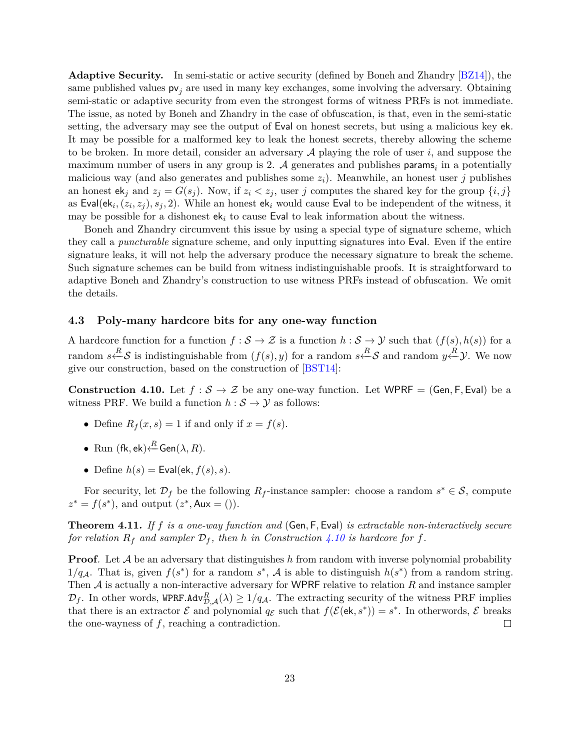**Adaptive Security.** In semi-static or active security (defined by Boneh and Zhandry [BZ14]), the same published values $\mathsf{pv}_j$ are used in many key exchanges, some involving the adversary. Obtaining semi-static or adaptive security from even the strongest forms of witness PRFs is not immediate. The issue, as noted by Boneh and Zhandry in the case of obfuscation, is that, even in the semi-static setting, the adversary may see the output of $\mathsf{Eval}$ on honest secrets, but using a malicious key $\mathsf{ek}$. It may be possible for a malformed key to leak the honest secrets, thereby allowing the scheme to be broken. In more detail, consider an adversary $\mathcal{A}$ playing the role of user $i$, and suppose the maximum number of users in any group is 2. $\mathcal{A}$ generates and publishes $\mathsf{params}_i$ in a potentially malicious way (and also generates and publishes some $z_i$). Meanwhile, an honest user $j$ publishes an honest $\mathsf{ek}_j$ and $z_j = G(s_j)$. Now, if $z_i < z_j$, user $j$ computes the shared key for the group $\{i, j\}$ as $\mathsf{Eval}(\mathsf{ek}_i, (z_i, z_j), s_j, 2)$. While an honest $\mathsf{ek}_i$ would cause $\mathsf{Eval}$ to be independent of the witness, it may be possible for a dishonest $\mathsf{ek}_i$ to cause $\mathsf{Eval}$ to leak information about the witness.

Boneh and Zhandry circumvent this issue by using a special type of signature scheme, which they call a *puncturable* signature scheme, and only inputting signatures into $\mathsf{Eval}$. Even if the entire signature leaks, it will not help the adversary produce the necessary signature to break the scheme. Such signature schemes can be build from witness indistinguishable proofs. It is straightforward to adaptive Boneh and Zhandry's construction to use witness PRFs instead of obfuscation. We omit the details.

### 4.3 Poly-many hardcore bits for any one-way function

A hardcore function for a function $f : \mathcal{S} \to \mathcal{Z}$ is a function $h : \mathcal{S} \to \mathcal{Y}$ such that $(f(s), h(s))$ for a random $s \xleftarrow{R} \mathcal{S}$ is indistinguishable from $(f(s), y)$ for a random $s \xleftarrow{R} \mathcal{S}$ and random $y \xleftarrow{R} \mathcal{Y}$. We now give our construction, based on the construction of [BST14]:

**Construction 4.10.** Let $f : \mathcal{S} \to \mathcal{Z}$ be any one-way function. Let $\mathsf{WPRF} = (\mathsf{Gen}, \mathsf{F}, \mathsf{Eval})$ be a witness PRF. We build a function $h : \mathcal{S} \to \mathcal{Y}$ as follows:

- Define $R_f(x, s) = 1$ if and only if $x = f(s)$.
- Run $(\mathsf{fk}, \mathsf{ek}) \xleftarrow{R} \mathsf{Gen}(\lambda, R)$.
- Define $h(s) = \mathsf{Eval}(\mathsf{ek}, f(s), s)$.

For security, let $\mathcal{D}_f$ be the following $R_f$-instance sampler: choose a random $s^* \in \mathcal{S}$, compute $z^* = f(s^*)$, and output $(z^*, \mathsf{Aux} = ())$.

**Theorem 4.11.** *If $f$ is a one-way function and $(\mathsf{Gen}, \mathsf{F}, \mathsf{Eval})$ is extractable non-interactively secure for relation $R_f$ and sampler $\mathcal{D}_f$, then $h$ in Construction 4.10 is hardcore for $f$.*

**Proof**. Let $\mathcal{A}$ be an adversary that distinguishes $h$ from random with inverse polynomial probability $1/q_{\mathcal{A}}$. That is, given $f(s^*)$ for a random $s^*$, $\mathcal{A}$ is able to distinguish $h(s^*)$ from a random string. Then $\mathcal{A}$ is actually a non-interactive adversary for $\mathsf{WPRF}$ relative to relation $R$ and instance sampler $\mathcal{D}_f$. In other words, $\mathtt{WPRF.Adv}^{R}_{\mathcal{D},\mathcal{A}}(\lambda) \geq 1/q_{\mathcal{A}}$. The extracting security of the witness PRF implies that there is an extractor $\mathcal{E}$ and polynomial $q_{\mathcal{E}}$ such that $f(\mathcal{E}(\mathsf{ek}, s^*)) = s^*$. In otherwords, $\mathcal{E}$ breaks the one-wayness of $f$, reaching a contradiction. $\square$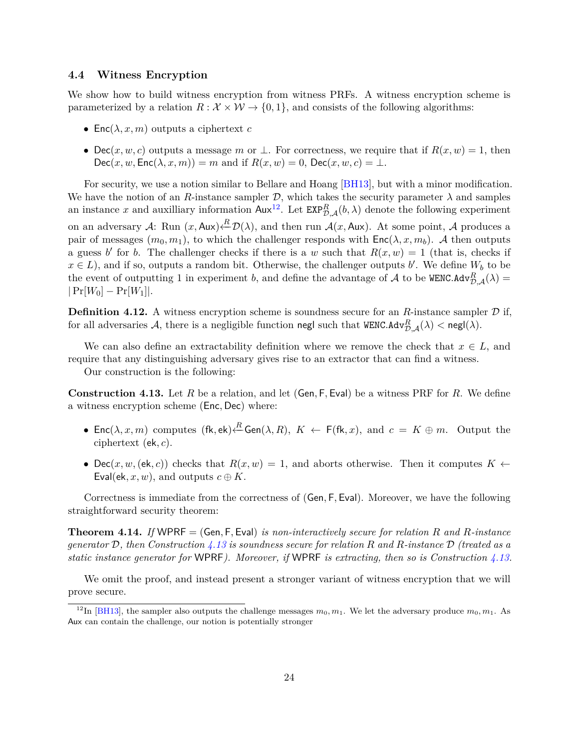### 4.4 Witness Encryption

We show how to build witness encryption from witness PRFs. A witness encryption scheme is parameterized by a relation $R : \mathcal{X} \times \mathcal{W} \to \{0,1\}$, and consists of the following algorithms:

- $\mathsf{Enc}(\lambda, x, m)$ outputs a ciphertext $c$
- $\mathsf{Dec}(x, w, c)$ outputs a message $m$ or $\perp$. For correctness, we require that if $R(x, w) = 1$, then $\mathsf{Dec}(x, w, \mathsf{Enc}(\lambda, x, m)) = m$ and if $R(x, w) = 0$, $\mathsf{Dec}(x, w, c) = \perp$.

For security, we use a notion similar to Bellare and Hoang [BH13], but with a minor modification. We have the notion of an $R$-instance sampler $\mathcal{D}$, which takes the security parameter $\lambda$ and samples an instance $x$ and auxilliary information $\mathsf{Aux}$[12]. Let $\mathtt{EXP}^R_{\mathcal{D},\mathcal{A}}(b, \lambda)$ denote the following experiment on an adversary $\mathcal{A}$: Run $(x, \mathsf{Aux}) \stackrel{R}{\leftarrow} \mathcal{D}(\lambda)$, and then run $\mathcal{A}(x, \mathsf{Aux})$. At some point, $\mathcal{A}$ produces a pair of messages $(m_0, m_1)$, to which the challenger responds with $\mathsf{Enc}(\lambda, x, m_b)$. $\mathcal{A}$ then outputs a guess $b'$ for $b$. The challenger checks if there is a $w$ such that $R(x, w) = 1$ (that is, checks if $x \in L$), and if so, outputs a random bit. Otherwise, the challenger outputs $b'$. We define $W_b$ to be the event of outputting 1 in experiment $b$, and define the advantage of $\mathcal{A}$ to be $\mathtt{WENC.Adv}^R_{\mathcal{D},\mathcal{A}}(\lambda) = |\Pr[W_0] - \Pr[W_1]|$.

**Definition 4.12.** A witness encryption scheme is soundness secure for an $R$-instance sampler $\mathcal{D}$ if, for all adversaries $\mathcal{A}$, there is a negligible function $\mathsf{negl}$ such that $\mathtt{WENC.Adv}^R_{\mathcal{D},\mathcal{A}}(\lambda) < \mathsf{negl}(\lambda)$.

We can also define an extractability definition where we remove the check that $x \in L$, and require that any distinguishing adversary gives rise to an extractor that can find a witness.

Our construction is the following:

**Construction 4.13.** Let $R$ be a relation, and let $(\mathsf{Gen}, \mathsf{F}, \mathsf{Eval})$ be a witness PRF for $R$. We define a witness encryption scheme $(\mathsf{Enc}, \mathsf{Dec})$ where:

- $\mathsf{Enc}(\lambda, x, m)$ computes $(\mathsf{fk}, \mathsf{ek}) \stackrel{R}{\leftarrow} \mathsf{Gen}(\lambda, R)$, $K \leftarrow \mathsf{F}(\mathsf{fk}, x)$, and $c = K \oplus m$. Output the ciphertext $(\mathsf{ek}, c)$.
- $\mathsf{Dec}(x, w, (\mathsf{ek}, c))$ checks that $R(x, w) = 1$, and aborts otherwise. Then it computes $K \leftarrow \mathsf{Eval}(\mathsf{ek}, x, w)$, and outputs $c \oplus K$.

Correctness is immediate from the correctness of $(\mathsf{Gen}, \mathsf{F}, \mathsf{Eval})$. Moreover, we have the following straightforward security theorem:

**Theorem 4.14.** *If $\mathsf{WPRF} = (\mathsf{Gen}, \mathsf{F}, \mathsf{Eval})$ is non-interactively secure for relation $R$ and $R$-instance generator $\mathcal{D}$, then Construction 4.13 is soundness secure for relation $R$ and $R$-instance $\mathcal{D}$ (treated as a static instance generator for $\mathsf{WPRF}$). Moreover, if $\mathsf{WPRF}$ is extracting, then so is Construction 4.13.*

We omit the proof, and instead present a stronger variant of witness encryption that we will prove secure.

[12] In [BH13], the sampler also outputs the challenge messages $m_0, m_1$. We let the adversary produce $m_0, m_1$. As $\mathsf{Aux}$ can contain the challenge, our notion is potentially stronger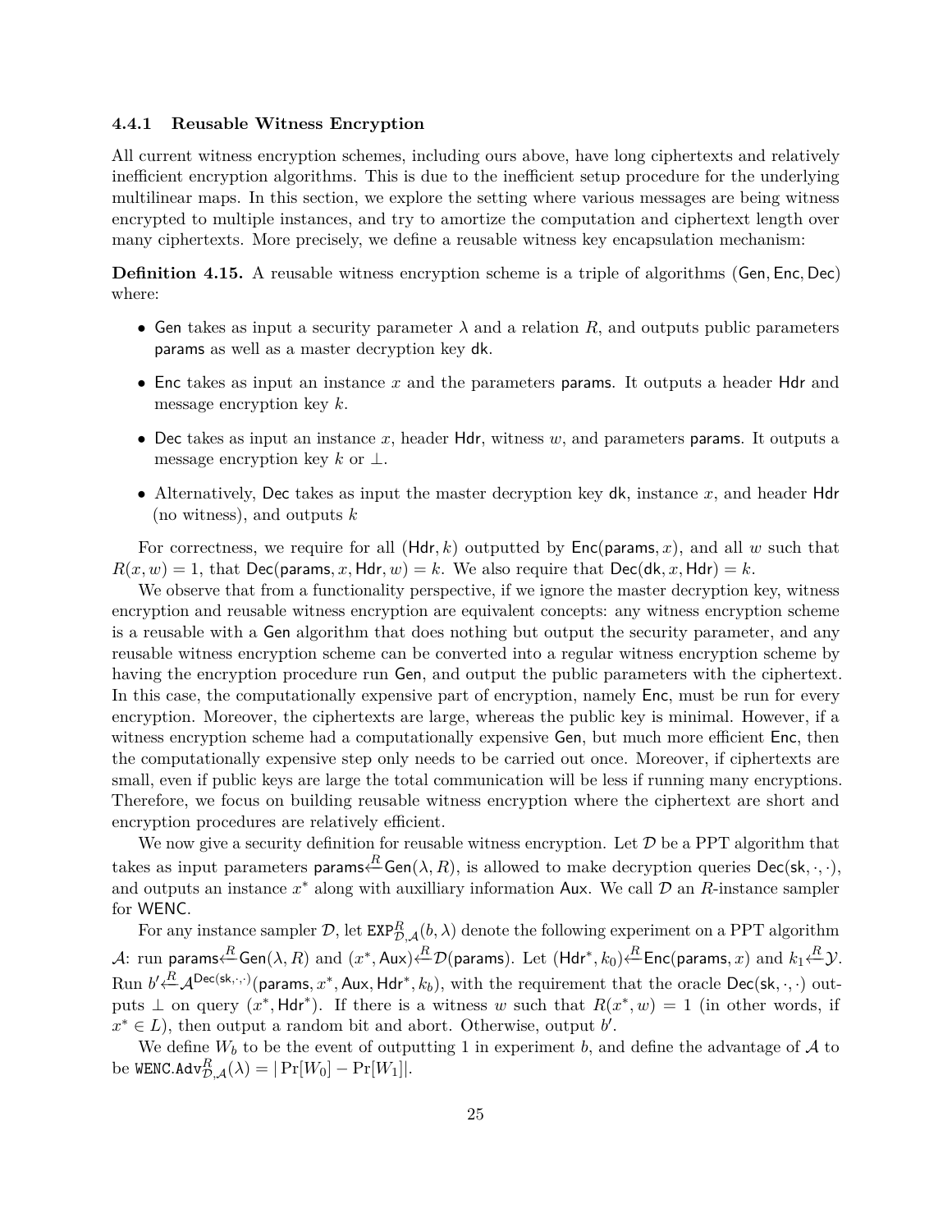### 4.4.1 Reusable Witness Encryption

All current witness encryption schemes, including ours above, have long ciphertexts and relatively inefficient encryption algorithms. This is due to the inefficient setup procedure for the underlying multilinear maps. In this section, we explore the setting where various messages are being witness encrypted to multiple instances, and try to amortize the computation and ciphertext length over many ciphertexts. More precisely, we define a reusable witness key encapsulation mechanism:

**Definition 4.15.** A reusable witness encryption scheme is a triple of algorithms $(\mathsf{Gen}, \mathsf{Enc}, \mathsf{Dec})$ where:

- $\mathsf{Gen}$ takes as input a security parameter $\lambda$ and a relation $R$, and outputs public parameters $\mathsf{params}$ as well as a master decryption key $\mathsf{dk}$.
- $\mathsf{Enc}$ takes as input an instance $x$ and the parameters $\mathsf{params}$. It outputs a header $\mathsf{Hdr}$ and message encryption key $k$.
- $\mathsf{Dec}$ takes as input an instance $x$, header $\mathsf{Hdr}$, witness $w$, and parameters $\mathsf{params}$. It outputs a message encryption key $k$ or $\perp$.
- Alternatively, $\mathsf{Dec}$ takes as input the master decryption key $\mathsf{dk}$, instance $x$, and header $\mathsf{Hdr}$ (no witness), and outputs $k$

For correctness, we require for all $(\mathsf{Hdr}, k)$ outputted by $\mathsf{Enc}(\mathsf{params}, x)$, and all $w$ such that $R(x, w) = 1$, that $\mathsf{Dec}(\mathsf{params}, x, \mathsf{Hdr}, w) = k$. We also require that $\mathsf{Dec}(\mathsf{dk}, x, \mathsf{Hdr}) = k$.

We observe that from a functionality perspective, if we ignore the master decryption key, witness encryption and reusable witness encryption are equivalent concepts: any witness encryption scheme is a reusable with a $\mathsf{Gen}$ algorithm that does nothing but output the security parameter, and any reusable witness encryption scheme can be converted into a regular witness encryption scheme by having the encryption procedure run $\mathsf{Gen}$, and output the public parameters with the ciphertext. In this case, the computationally expensive part of encryption, namely $\mathsf{Enc}$, must be run for every encryption. Moreover, the ciphertexts are large, whereas the public key is minimal. However, if a witness encryption scheme had a computationally expensive $\mathsf{Gen}$, but much more efficient $\mathsf{Enc}$, then the computationally expensive step only needs to be carried out once. Moreover, if ciphertexts are small, even if public keys are large the total communication will be less if running many encryptions. Therefore, we focus on building reusable witness encryption where the ciphertext are short and encryption procedures are relatively efficient.

We now give a security definition for reusable witness encryption. Let $\mathcal{D}$ be a PPT algorithm that takes as input parameters $\mathsf{params} \xleftarrow{R} \mathsf{Gen}(\lambda, R)$, is allowed to make decryption queries $\mathsf{Dec}(\mathsf{sk}, \cdot, \cdot)$, and outputs an instance $x^*$ along with auxilliary information $\mathsf{Aux}$. We call $\mathcal{D}$ an $R$-instance sampler for $\mathsf{WENC}$.

For any instance sampler $\mathcal{D}$, let $\mathtt{EXP}^R_{\mathcal{D},\mathcal{A}}(b, \lambda)$ denote the following experiment on a PPT algorithm $\mathcal{A}$: run $\mathsf{params} \xleftarrow{R} \mathsf{Gen}(\lambda, R)$ and $(x^*, \mathsf{Aux}) \xleftarrow{R} \mathcal{D}(\mathsf{params})$. Let $(\mathsf{Hdr}^*, k_0) \xleftarrow{R} \mathsf{Enc}(\mathsf{params}, x)$ and $k_1 \xleftarrow{R} \mathcal{Y}$. Run $b' \xleftarrow{R} \mathcal{A}^{\mathsf{Dec}(\mathsf{sk}, \cdot, \cdot)}(\mathsf{params}, x^*, \mathsf{Aux}, \mathsf{Hdr}^*, k_b)$, with the requirement that the oracle $\mathsf{Dec}(\mathsf{sk}, \cdot, \cdot)$ outputs $\perp$ on query $(x^*, \mathsf{Hdr}^*)$. If there is a witness $w$ such that $R(x^*, w) = 1$ (in other words, if $x^* \in L$), then output a random bit and abort. Otherwise, output $b'$.

We define $W_b$ to be the event of outputting 1 in experiment $b$, and define the advantage of $\mathcal{A}$ to be $\mathtt{WENC.Adv}^R_{\mathcal{D},\mathcal{A}}(\lambda) = |\Pr[W_0] - \Pr[W_1]|$.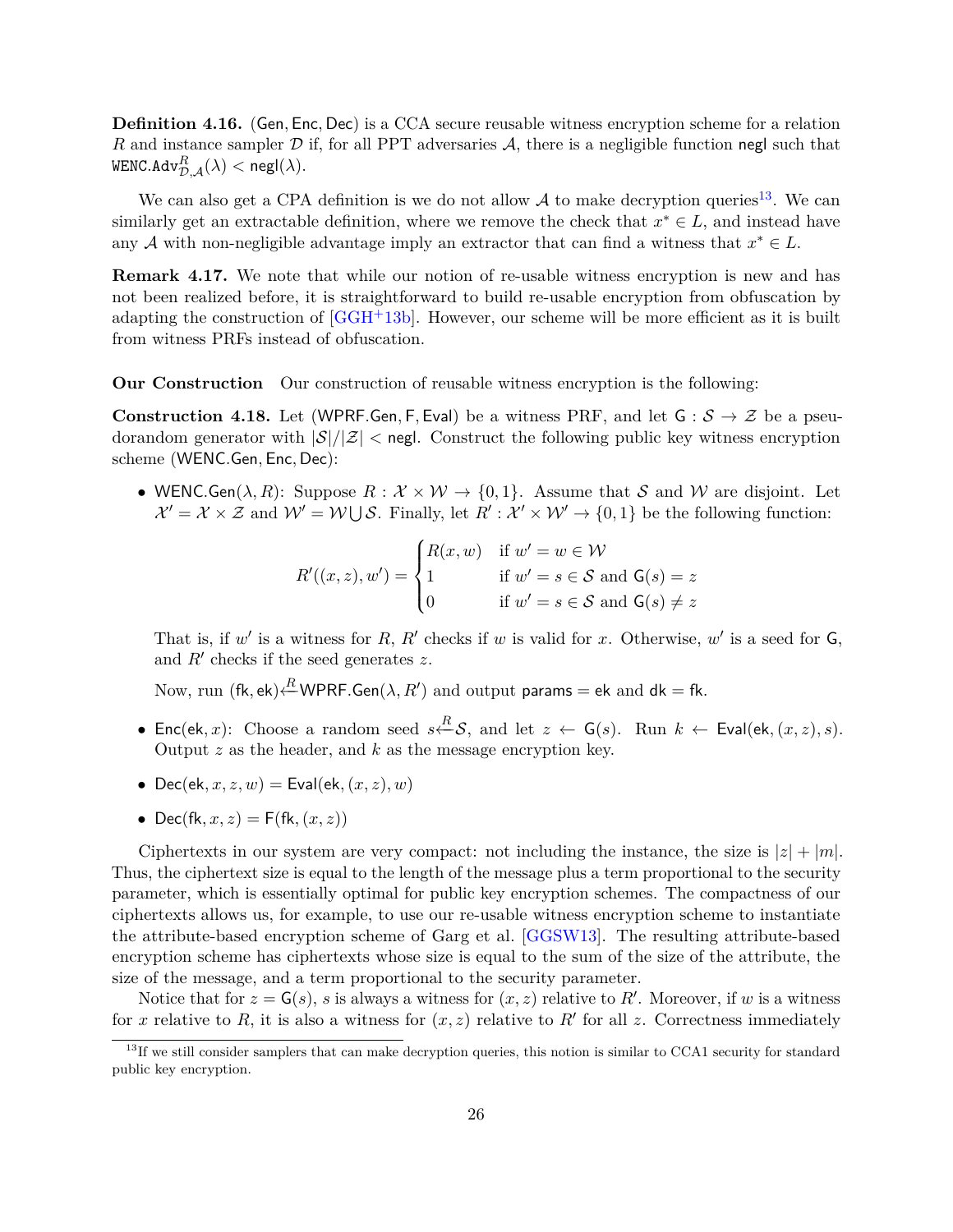**Definition 4.16.** $(\mathsf{Gen}, \mathsf{Enc}, \mathsf{Dec})$ is a CCA secure reusable witness encryption scheme for a relation $R$ and instance sampler $\mathcal{D}$ if, for all PPT adversaries $\mathcal{A}$, there is a negligible function $\mathsf{negl}$ such that $\texttt{WENC.Adv}^{R}_{\mathcal{D},\mathcal{A}}(\lambda) < \mathsf{negl}(\lambda)$.

We can also get a CPA definition is we do not allow $\mathcal{A}$ to make decryption queries[13]. We can similarly get an extractable definition, where we remove the check that $x^* \in L$, and instead have any $\mathcal{A}$ with non-negligible advantage imply an extractor that can find a witness that $x^* \in L$.

**Remark 4.17.** We note that while our notion of re-usable witness encryption is new and has not been realized before, it is straightforward to build re-usable encryption from obfuscation by adapting the construction of [GGH+13b]. However, our scheme will be more efficient as it is built from witness PRFs instead of obfuscation.

**Our Construction** Our construction of reusable witness encryption is the following:

**Construction 4.18.** Let $(\mathsf{WPRF.Gen}, \mathsf{F}, \mathsf{Eval})$ be a witness PRF, and let $\mathsf{G} : \mathcal{S} \to \mathcal{Z}$ be a pseudorandom generator with $|\mathcal{S}|/|\mathcal{Z}| < \mathsf{negl}$. Construct the following public key witness encryption scheme $(\mathsf{WENC.Gen}, \mathsf{Enc}, \mathsf{Dec})$:

- $\mathsf{WENC.Gen}(\lambda, R)$: Suppose $R : \mathcal{X} \times \mathcal{W} \to \{0,1\}$. Assume that $\mathcal{S}$ and $\mathcal{W}$ are disjoint. Let $\mathcal{X}' = \mathcal{X} \times \mathcal{Z}$ and $\mathcal{W}' = \mathcal{W} \bigcup \mathcal{S}$. Finally, let $R' : \mathcal{X}' \times \mathcal{W}' \to \{0,1\}$ be the following function:

$$R'((x,z), w') = \begin{cases} R(x,w) & \text{if } w' = w \in \mathcal{W} \\ 1 & \text{if } w' = s \in \mathcal{S} \text{ and } \mathsf{G}(s) = z \\ 0 & \text{if } w' = s \in \mathcal{S} \text{ and } \mathsf{G}(s) \neq z \end{cases}$$

  That is, if $w'$ is a witness for $R$, $R'$ checks if $w$ is valid for $x$. Otherwise, $w'$ is a seed for $\mathsf{G}$, and $R'$ checks if the seed generates $z$.

  Now, run $(\mathsf{fk}, \mathsf{ek}) \xleftarrow{R} \mathsf{WPRF.Gen}(\lambda, R')$ and output $\mathsf{params} = \mathsf{ek}$ and $\mathsf{dk} = \mathsf{fk}$.

- $\mathsf{Enc}(\mathsf{ek}, x)$: Choose a random seed $s \xleftarrow{R} \mathcal{S}$, and let $z \leftarrow \mathsf{G}(s)$. Run $k \leftarrow \mathsf{Eval}(\mathsf{ek}, (x,z), s)$. Output $z$ as the header, and $k$ as the message encryption key.

- $\mathsf{Dec}(\mathsf{ek}, x, z, w) = \mathsf{Eval}(\mathsf{ek}, (x,z), w)$

- $\mathsf{Dec}(\mathsf{fk}, x, z) = \mathsf{F}(\mathsf{fk}, (x,z))$

Ciphertexts in our system are very compact: not including the instance, the size is $|z| + |m|$. Thus, the ciphertext size is equal to the length of the message plus a term proportional to the security parameter, which is essentially optimal for public key encryption schemes. The compactness of our ciphertexts allows us, for example, to use our re-usable witness encryption scheme to instantiate the attribute-based encryption scheme of Garg et al. [GGSW13]. The resulting attribute-based encryption scheme has ciphertexts whose size is equal to the sum of the size of the attribute, the size of the message, and a term proportional to the security parameter.

Notice that for $z = \mathsf{G}(s)$, $s$ is always a witness for $(x,z)$ relative to $R'$. Moreover, if $w$ is a witness for $x$ relative to $R$, it is also a witness for $(x,z)$ relative to $R'$ for all $z$. Correctness immediately

[13] If we still consider samplers that can make decryption queries, this notion is similar to CCA1 security for standard public key encryption.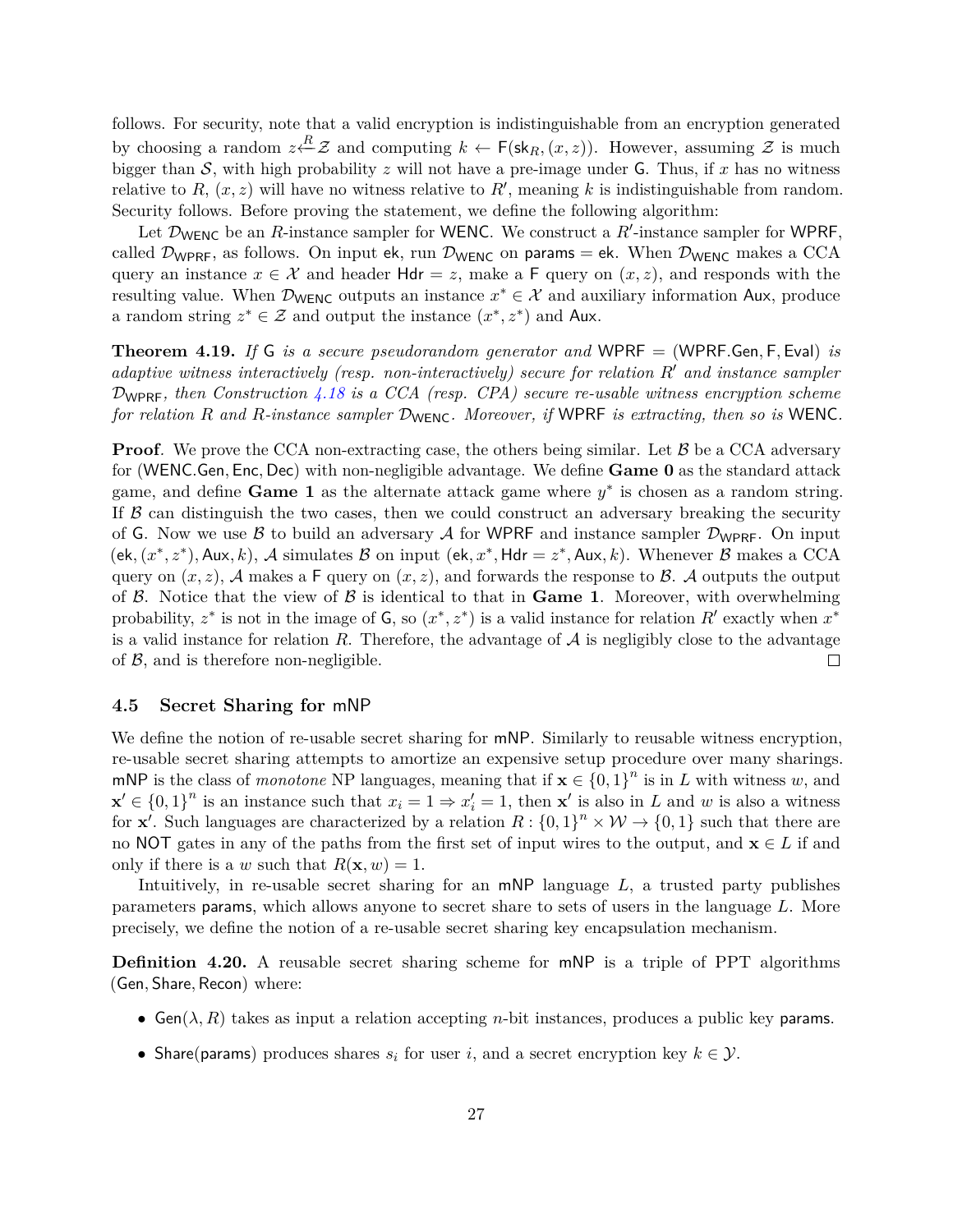follows. For security, note that a valid encryption is indistinguishable from an encryption generated by choosing a random $z \xleftarrow{R} \mathcal{Z}$ and computing $k \leftarrow \mathsf{F}(\mathsf{sk}_R, (x, z))$. However, assuming $\mathcal{Z}$ is much bigger than $\mathcal{S}$, with high probability $z$ will not have a pre-image under $\mathsf{G}$. Thus, if $x$ has no witness relative to $R$, $(x, z)$ will have no witness relative to $R'$, meaning $k$ is indistinguishable from random. Security follows. Before proving the statement, we define the following algorithm:

Let $\mathcal{D}_{\mathsf{WENC}}$ be an $R$-instance sampler for $\mathsf{WENC}$. We construct a $R'$-instance sampler for $\mathsf{WPRF}$, called $\mathcal{D}_{\mathsf{WPRF}}$, as follows. On input $\mathsf{ek}$, run $\mathcal{D}_{\mathsf{WENC}}$ on $\mathsf{params} = \mathsf{ek}$. When $\mathcal{D}_{\mathsf{WENC}}$ makes a CCA query an instance $x \in \mathcal{X}$ and header $\mathsf{Hdr} = z$, make a $\mathsf{F}$ query on $(x, z)$, and responds with the resulting value. When $\mathcal{D}_{\mathsf{WENC}}$ outputs an instance $x^* \in \mathcal{X}$ and auxiliary information $\mathsf{Aux}$, produce a random string $z^* \in \mathcal{Z}$ and output the instance $(x^*, z^*)$ and $\mathsf{Aux}$.

**Theorem 4.19.** *If* $\mathsf{G}$ *is a secure pseudorandom generator and* $\mathsf{WPRF} = (\mathsf{WPRF.Gen}, \mathsf{F}, \mathsf{Eval})$ *is adaptive witness interactively (resp. non-interactively) secure for relation* $R'$ *and instance sampler* $\mathcal{D}_{\mathsf{WPRF}}$*, then Construction 4.18 is a CCA (resp. CPA) secure re-usable witness encryption scheme for relation* $R$ *and* $R$*-instance sampler* $\mathcal{D}_{\mathsf{WENC}}$*. Moreover, if* $\mathsf{WPRF}$ *is extracting, then so is* $\mathsf{WENC}$*.*

**Proof**. We prove the CCA non-extracting case, the others being similar. Let $\mathcal{B}$ be a CCA adversary for $(\mathsf{WENC.Gen}, \mathsf{Enc}, \mathsf{Dec})$ with non-negligible advantage. We define **Game 0** as the standard attack game, and define **Game 1** as the alternate attack game where $y^*$ is chosen as a random string. If $\mathcal{B}$ can distinguish the two cases, then we could construct an adversary breaking the security of $\mathsf{G}$. Now we use $\mathcal{B}$ to build an adversary $\mathcal{A}$ for $\mathsf{WPRF}$ and instance sampler $\mathcal{D}_{\mathsf{WPRF}}$. On input $(\mathsf{ek}, (x^*, z^*), \mathsf{Aux}, k)$, $\mathcal{A}$ simulates $\mathcal{B}$ on input $(\mathsf{ek}, x^*, \mathsf{Hdr} = z^*, \mathsf{Aux}, k)$. Whenever $\mathcal{B}$ makes a CCA query on $(x, z)$, $\mathcal{A}$ makes a $\mathsf{F}$ query on $(x, z)$, and forwards the response to $\mathcal{B}$. $\mathcal{A}$ outputs the output of $\mathcal{B}$. Notice that the view of $\mathcal{B}$ is identical to that in **Game 1**. Moreover, with overwhelming probability, $z^*$ is not in the image of $\mathsf{G}$, so $(x^*, z^*)$ is a valid instance for relation $R'$ exactly when $x^*$ is a valid instance for relation $R$. Therefore, the advantage of $\mathcal{A}$ is negligibly close to the advantage of $\mathcal{B}$, and is therefore non-negligible. $\square$

### 4.5 Secret Sharing for mNP

We define the notion of re-usable secret sharing for mNP. Similarly to reusable witness encryption, re-usable secret sharing attempts to amortize an expensive setup procedure over many sharings. mNP is the class of *monotone* NP languages, meaning that if $\mathbf{x} \in \{0,1\}^n$ is in $L$ with witness $w$, and $\mathbf{x}' \in \{0,1\}^n$ is an instance such that $x_i = 1 \Rightarrow x'_i = 1$, then $\mathbf{x}'$ is also in $L$ and $w$ is also a witness for $\mathbf{x}'$. Such languages are characterized by a relation $R : \{0,1\}^n \times \mathcal{W} \to \{0,1\}$ such that there are no NOT gates in any of the paths from the first set of input wires to the output, and $\mathbf{x} \in L$ if and only if there is a $w$ such that $R(\mathbf{x}, w) = 1$.

Intuitively, in re-usable secret sharing for an mNP language $L$, a trusted party publishes parameters $\mathsf{params}$, which allows anyone to secret share to sets of users in the language $L$. More precisely, we define the notion of a re-usable secret sharing key encapsulation mechanism.

**Definition 4.20.** A reusable secret sharing scheme for mNP is a triple of PPT algorithms $(\mathsf{Gen}, \mathsf{Share}, \mathsf{Recon})$ where:

- $\mathsf{Gen}(\lambda, R)$ takes as input a relation accepting $n$-bit instances, produces a public key $\mathsf{params}$.
- $\mathsf{Share}(\mathsf{params})$ produces shares $s_i$ for user $i$, and a secret encryption key $k \in \mathcal{Y}$.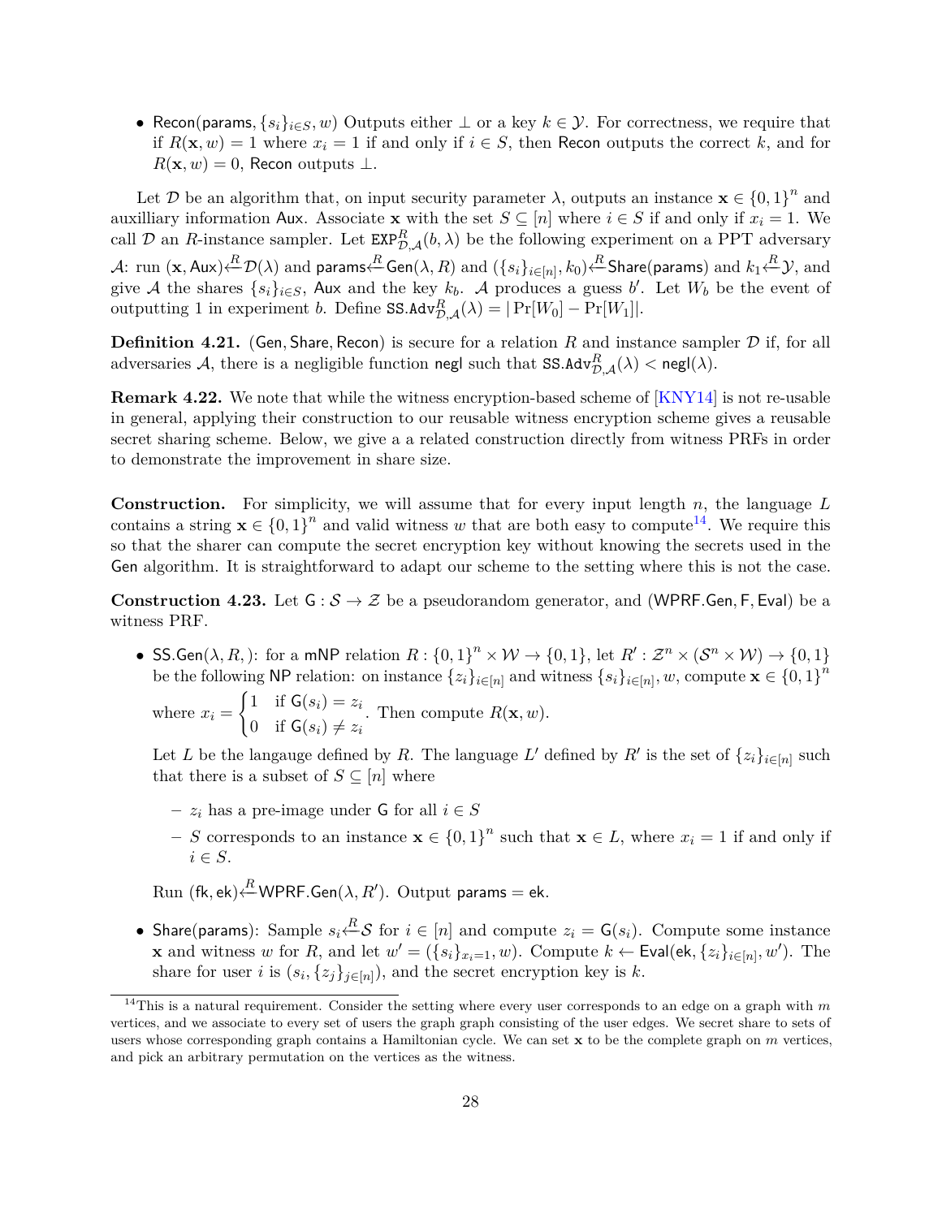- $\mathsf{Recon}(\mathsf{params}, \{s_i\}_{i \in S}, w)$ Outputs either $\perp$ or a key $k \in \mathcal{Y}$. For correctness, we require that if $R(\mathbf{x}, w) = 1$ where $x_i = 1$ if and only if $i \in S$, then Recon outputs the correct $k$, and for $R(\mathbf{x}, w) = 0$, Recon outputs $\perp$.

Let $\mathcal{D}$ be an algorithm that, on input security parameter $\lambda$, outputs an instance $\mathbf{x} \in \{0,1\}^n$ and auxilliary information Aux. Associate $\mathbf{x}$ with the set $S \subseteq [n]$ where $i \in S$ if and only if $x_i = 1$. We call $\mathcal{D}$ an $R$-instance sampler. Let $\mathtt{EXP}^R_{\mathcal{D},\mathcal{A}}(b, \lambda)$ be the following experiment on a PPT adversary $\mathcal{A}$: run $(\mathbf{x}, \mathsf{Aux}) \xleftarrow{R} \mathcal{D}(\lambda)$ and $\mathsf{params} \xleftarrow{R} \mathsf{Gen}(\lambda, R)$ and $(\{s_i\}_{i \in [n]}, k_0) \xleftarrow{R} \mathsf{Share}(\mathsf{params})$ and $k_1 \xleftarrow{R} \mathcal{Y}$, and give $\mathcal{A}$ the shares $\{s_i\}_{i \in S}$, Aux and the key $k_b$. $\mathcal{A}$ produces a guess $b'$. Let $W_b$ be the event of outputting 1 in experiment $b$. Define $\mathtt{SS.Adv}^R_{\mathcal{D},\mathcal{A}}(\lambda) = |\Pr[W_0] - \Pr[W_1]|$.

**Definition 4.21.** (Gen, Share, Recon) is secure for a relation $R$ and instance sampler $\mathcal{D}$ if, for all adversaries $\mathcal{A}$, there is a negligible function negl such that $\mathtt{SS.Adv}^R_{\mathcal{D},\mathcal{A}}(\lambda) < \mathsf{negl}(\lambda)$.

**Remark 4.22.** We note that while the witness encryption-based scheme of [KNY14] is not re-usable in general, applying their construction to our reusable witness encryption scheme gives a reusable secret sharing scheme. Below, we give a a related construction directly from witness PRFs in order to demonstrate the improvement in share size.

**Construction.** For simplicity, we will assume that for every input length $n$, the language $L$ contains a string $\mathbf{x} \in \{0,1\}^n$ and valid witness $w$ that are both easy to compute[14]. We require this so that the sharer can compute the secret encryption key without knowing the secrets used in the Gen algorithm. It is straightforward to adapt our scheme to the setting where this is not the case.

**Construction 4.23.** Let $\mathsf{G} : \mathcal{S} \to \mathcal{Z}$ be a pseudorandom generator, and (WPRF.Gen, F, Eval) be a witness PRF.

- $\mathsf{SS.Gen}(\lambda, R,)$: for a mNP relation $R : \{0,1\}^n \times \mathcal{W} \to \{0,1\}$, let $R' : \mathcal{Z}^n \times (\mathcal{S}^n \times \mathcal{W}) \to \{0,1\}$ be the following NP relation: on instance $\{z_i\}_{i \in [n]}$ and witness $\{s_i\}_{i \in [n]}, w$, compute $\mathbf{x} \in \{0,1\}^n$ where $x_i = \begin{cases} 1 & \text{if } \mathsf{G}(s_i) = z_i \\ 0 & \text{if } \mathsf{G}(s_i) \neq z_i \end{cases}$. Then compute $R(\mathbf{x}, w)$.

  Let $L$ be the langauge defined by $R$. The language $L'$ defined by $R'$ is the set of $\{z_i\}_{i \in [n]}$ such that there is a subset of $S \subseteq [n]$ where

  - $z_i$ has a pre-image under $\mathsf{G}$ for all $i \in S$
  - $S$ corresponds to an instance $\mathbf{x} \in \{0,1\}^n$ such that $\mathbf{x} \in L$, where $x_i = 1$ if and only if $i \in S$.

  Run $(\mathsf{fk}, \mathsf{ek}) \xleftarrow{R} \mathsf{WPRF.Gen}(\lambda, R')$. Output $\mathsf{params} = \mathsf{ek}$.

- $\mathsf{Share}(\mathsf{params})$: Sample $s_i \xleftarrow{R} \mathcal{S}$ for $i \in [n]$ and compute $z_i = \mathsf{G}(s_i)$. Compute some instance $\mathbf{x}$ and witness $w$ for $R$, and let $w' = (\{s_i\}_{x_i=1}, w)$. Compute $k \leftarrow \mathsf{Eval}(\mathsf{ek}, \{z_i\}_{i \in [n]}, w')$. The share for user $i$ is $(s_i, \{z_j\}_{j \in [n]})$, and the secret encryption key is $k$.

[14] This is a natural requirement. Consider the setting where every user corresponds to an edge on a graph with $m$ vertices, and we associate to every set of users the graph graph consisting of the user edges. We secret share to sets of users whose corresponding graph contains a Hamiltonian cycle. We can set $\mathbf{x}$ to be the complete graph on $m$ vertices, and pick an arbitrary permutation on the vertices as the witness.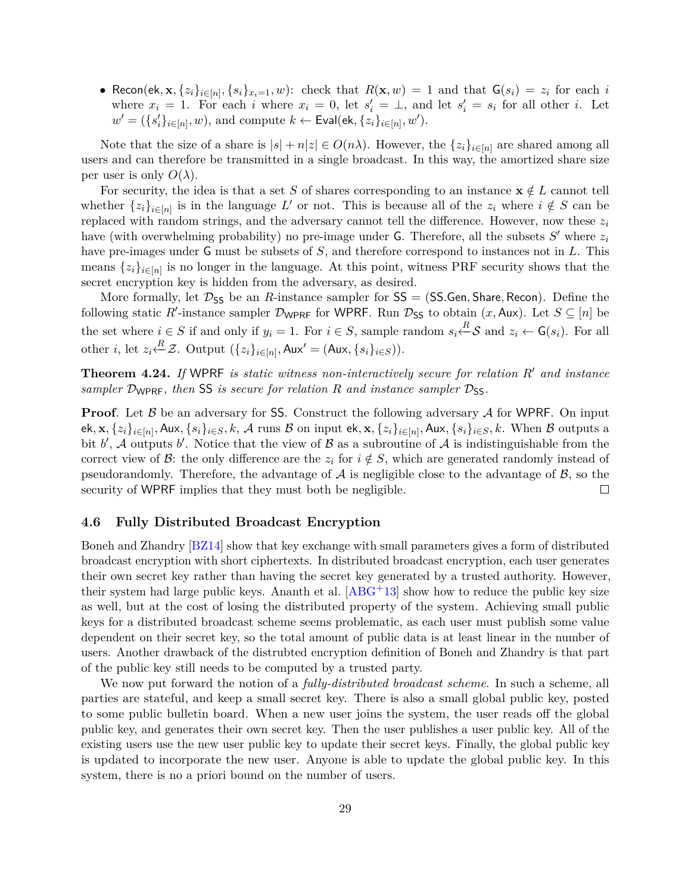- $\mathsf{Recon}(\mathsf{ek}, \mathbf{x}, \{z_i\}_{i\in[n]}, \{s_i\}_{x_i=1}, w)$: check that $R(\mathbf{x}, w) = 1$ and that $\mathsf{G}(s_i) = z_i$ for each $i$ where $x_i = 1$. For each $i$ where $x_i = 0$, let $s'_i = \bot$, and let $s'_i = s_i$ for all other $i$. Let $w' = (\{s'_i\}_{i\in[n]}, w)$, and compute $k \leftarrow \mathsf{Eval}(\mathsf{ek}, \{z_i\}_{i\in[n]}, w')$.

Note that the size of a share is $|s| + n|z| \in O(n\lambda)$. However, the $\{z_i\}_{i\in[n]}$ are shared among all users and can therefore be transmitted in a single broadcast. In this way, the amortized share size per user is only $O(\lambda)$.

For security, the idea is that a set $S$ of shares corresponding to an instance $\mathbf{x} \notin L$ cannot tell whether $\{z_i\}_{i\in[n]}$ is in the language $L'$ or not. This is because all of the $z_i$ where $i \notin S$ can be replaced with random strings, and the adversary cannot tell the difference. However, now these $z_i$ have (with overwhelming probability) no pre-image under $\mathsf{G}$. Therefore, all the subsets $S'$ where $z_i$ have pre-images under $\mathsf{G}$ must be subsets of $S$, and therefore correspond to instances not in $L$. This means $\{z_i\}_{i\in[n]}$ is no longer in the language. At this point, witness PRF security shows that the secret encryption key is hidden from the adversary, as desired.

More formally, let $\mathcal{D}_{\mathsf{SS}}$ be an $R$-instance sampler for $\mathsf{SS} = (\mathsf{SS.Gen}, \mathsf{Share}, \mathsf{Recon})$. Define the following static $R'$-instance sampler $\mathcal{D}_{\mathsf{WPRF}}$ for $\mathsf{WPRF}$. Run $\mathcal{D}_{\mathsf{SS}}$ to obtain $(x, \mathsf{Aux})$. Let $S \subseteq [n]$ be the set where $i \in S$ if and only if $y_i = 1$. For $i \in S$, sample random $s_i \xleftarrow{R} \mathcal{S}$ and $z_i \leftarrow \mathsf{G}(s_i)$. For all other $i$, let $z_i \xleftarrow{R} \mathcal{Z}$. Output $(\{z_i\}_{i\in[n]}, \mathsf{Aux}' = (\mathsf{Aux}, \{s_i\}_{i\in S}))$.

**Theorem 4.24.** *If* $\mathsf{WPRF}$ *is static witness non-interactively secure for relation* $R'$ *and instance sampler* $\mathcal{D}_{\mathsf{WPRF}}$*, then* $\mathsf{SS}$ *is secure for relation* $R$ *and instance sampler* $\mathcal{D}_{\mathsf{SS}}$*.*

**Proof**. Let $\mathcal{B}$ be an adversary for $\mathsf{SS}$. Construct the following adversary $\mathcal{A}$ for $\mathsf{WPRF}$. On input $\mathsf{ek}, \mathbf{x}, \{z_i\}_{i\in[n]}, \mathsf{Aux}, \{s_i\}_{i\in S}, k$, $\mathcal{A}$ runs $\mathcal{B}$ on input $\mathsf{ek}, \mathbf{x}, \{z_i\}_{i\in[n]}, \mathsf{Aux}, \{s_i\}_{i\in S}, k$. When $\mathcal{B}$ outputs a bit $b'$, $\mathcal{A}$ outputs $b'$. Notice that the view of $\mathcal{B}$ as a subroutine of $\mathcal{A}$ is indistinguishable from the correct view of $\mathcal{B}$: the only difference are the $z_i$ for $i \notin S$, which are generated randomly instead of pseudorandomly. Therefore, the advantage of $\mathcal{A}$ is negligible close to the advantage of $\mathcal{B}$, so the security of $\mathsf{WPRF}$ implies that they must both be negligible. □

### 4.6 Fully Distributed Broadcast Encryption

Boneh and Zhandry [BZ14] show that key exchange with small parameters gives a form of distributed broadcast encryption with short ciphertexts. In distributed broadcast encryption, each user generates their own secret key rather than having the secret key generated by a trusted authority. However, their system had large public keys. Ananth et al. [ABG+13] show how to reduce the public key size as well, but at the cost of losing the distributed property of the system. Achieving small public keys for a distributed broadcast scheme seems problematic, as each user must publish some value dependent on their secret key, so the total amount of public data is at least linear in the number of users. Another drawback of the distrubted encryption definition of Boneh and Zhandry is that part of the public key still needs to be computed by a trusted party.

We now put forward the notion of a *fully-distributed broadcast scheme*. In such a scheme, all parties are stateful, and keep a small secret key. There is also a small global public key, posted to some public bulletin board. When a new user joins the system, the user reads off the global public key, and generates their own secret key. Then the user publishes a user public key. All of the existing users use the new user public key to update their secret keys. Finally, the global public key is updated to incorporate the new user. Anyone is able to update the global public key. In this system, there is no a priori bound on the number of users.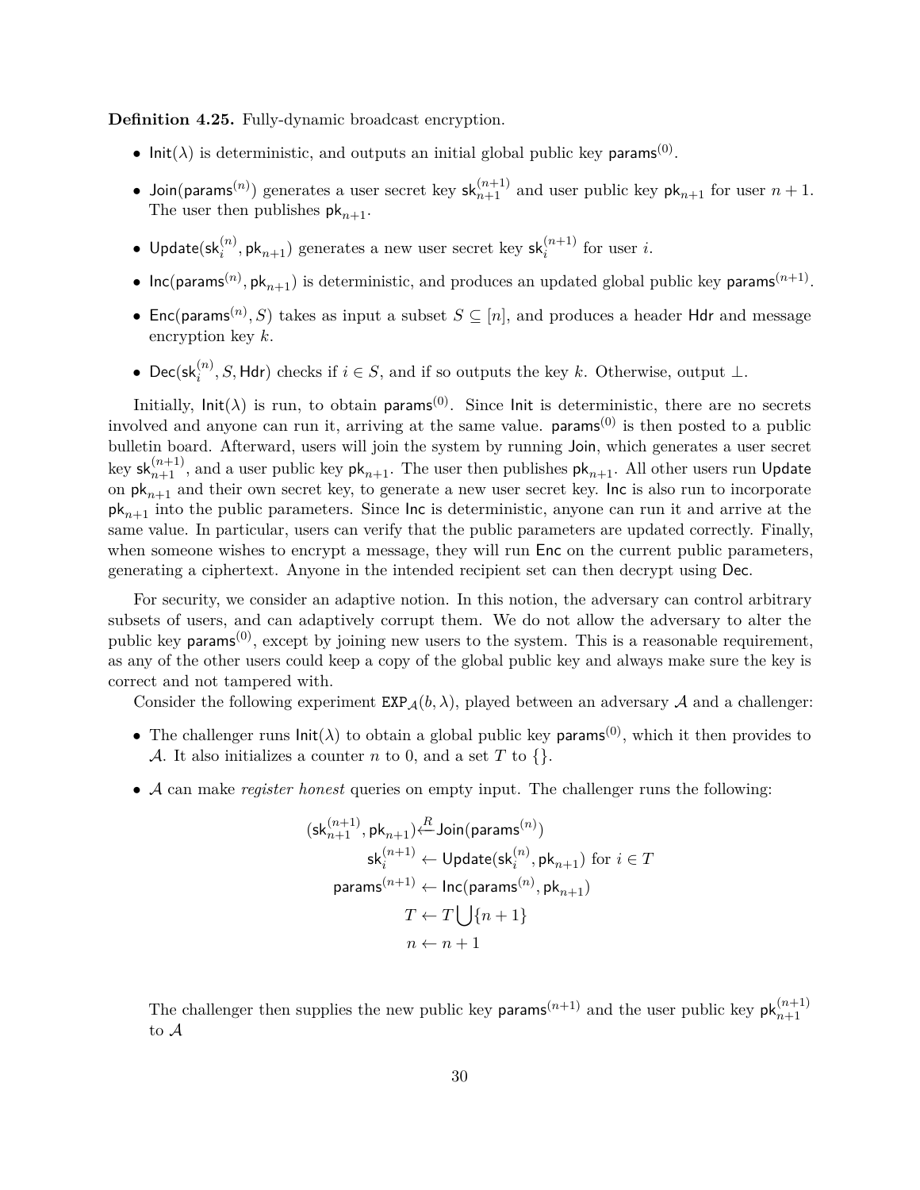**Definition 4.25.** Fully-dynamic broadcast encryption.

- $\mathsf{Init}(\lambda)$ is deterministic, and outputs an initial global public key $\mathsf{params}^{(0)}$.
- $\mathsf{Join}(\mathsf{params}^{(n)})$ generates a user secret key $\mathsf{sk}_{n+1}^{(n+1)}$ and user public key $\mathsf{pk}_{n+1}$ for user $n+1$. The user then publishes $\mathsf{pk}_{n+1}$.
- $\mathsf{Update}(\mathsf{sk}_i^{(n)}, \mathsf{pk}_{n+1})$ generates a new user secret key $\mathsf{sk}_i^{(n+1)}$ for user $i$.
- $\mathsf{Inc}(\mathsf{params}^{(n)}, \mathsf{pk}_{n+1})$ is deterministic, and produces an updated global public key $\mathsf{params}^{(n+1)}$.
- $\mathsf{Enc}(\mathsf{params}^{(n)}, S)$ takes as input a subset $S \subseteq [n]$, and produces a header $\mathsf{Hdr}$ and message encryption key $k$.
- $\mathsf{Dec}(\mathsf{sk}_i^{(n)}, S, \mathsf{Hdr})$ checks if $i \in S$, and if so outputs the key $k$. Otherwise, output $\perp$.

Initially, $\mathsf{Init}(\lambda)$ is run, to obtain $\mathsf{params}^{(0)}$. Since $\mathsf{Init}$ is deterministic, there are no secrets involved and anyone can run it, arriving at the same value. $\mathsf{params}^{(0)}$ is then posted to a public bulletin board. Afterward, users will join the system by running $\mathsf{Join}$, which generates a user secret key $\mathsf{sk}_{n+1}^{(n+1)}$, and a user public key $\mathsf{pk}_{n+1}$. The user then publishes $\mathsf{pk}_{n+1}$. All other users run $\mathsf{Update}$ on $\mathsf{pk}_{n+1}$ and their own secret key, to generate a new user secret key. $\mathsf{Inc}$ is also run to incorporate $\mathsf{pk}_{n+1}$ into the public parameters. Since $\mathsf{Inc}$ is deterministic, anyone can run it and arrive at the same value. In particular, users can verify that the public parameters are updated correctly. Finally, when someone wishes to encrypt a message, they will run $\mathsf{Enc}$ on the current public parameters, generating a ciphertext. Anyone in the intended recipient set can then decrypt using $\mathsf{Dec}$.

For security, we consider an adaptive notion. In this notion, the adversary can control arbitrary subsets of users, and can adaptively corrupt them. We do not allow the adversary to alter the public key $\mathsf{params}^{(0)}$, except by joining new users to the system. This is a reasonable requirement, as any of the other users could keep a copy of the global public key and always make sure the key is correct and not tampered with.

Consider the following experiment $\mathtt{EXP}_{\mathcal{A}}(b, \lambda)$, played between an adversary $\mathcal{A}$ and a challenger:

- The challenger runs $\mathsf{Init}(\lambda)$ to obtain a global public key $\mathsf{params}^{(0)}$, which it then provides to $\mathcal{A}$. It also initializes a counter $n$ to 0, and a set $T$ to $\{\}$.
- $\mathcal{A}$ can make *register honest* queries on empty input. The challenger runs the following:

$$
\begin{aligned}
(\mathsf{sk}_{n+1}^{(n+1)}, \mathsf{pk}_{n+1}) &\stackrel{R}{\leftarrow} \mathsf{Join}(\mathsf{params}^{(n)}) \\
\mathsf{sk}_i^{(n+1)} &\leftarrow \mathsf{Update}(\mathsf{sk}_i^{(n)}, \mathsf{pk}_{n+1}) \text{ for } i \in T \\
\mathsf{params}^{(n+1)} &\leftarrow \mathsf{Inc}(\mathsf{params}^{(n)}, \mathsf{pk}_{n+1}) \\
T &\leftarrow T \bigcup \{n+1\} \\
n &\leftarrow n+1
\end{aligned}
$$

The challenger then supplies the new public key $\mathsf{params}^{(n+1)}$ and the user public key $\mathsf{pk}_{n+1}^{(n+1)}$ to $\mathcal{A}$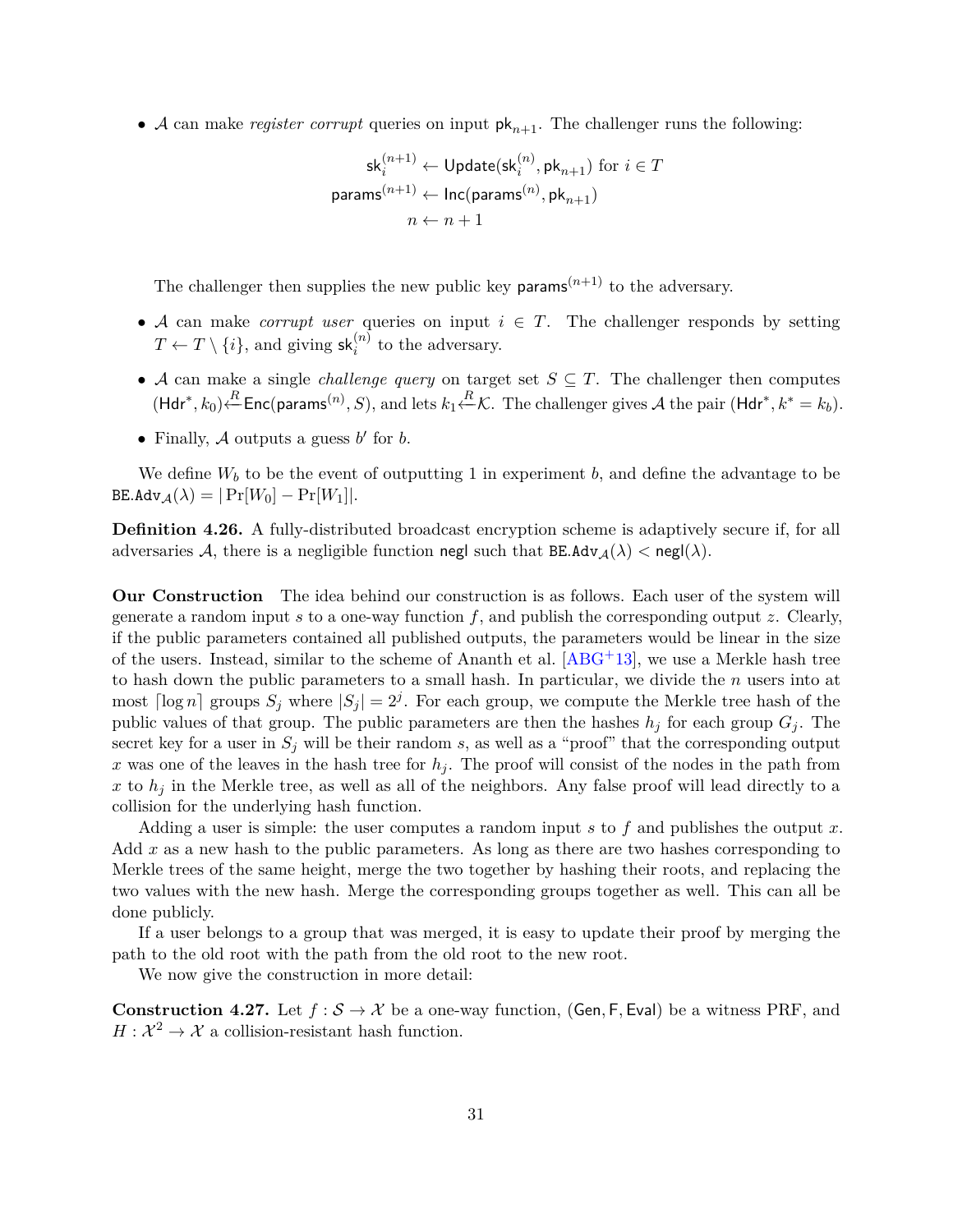- $\mathcal{A}$ can make *register corrupt* queries on input $\mathsf{pk}_{n+1}$. The challenger runs the following:

$$\mathsf{sk}_i^{(n+1)} \leftarrow \mathsf{Update}(\mathsf{sk}_i^{(n)}, \mathsf{pk}_{n+1}) \text{ for } i \in T$$
$$\mathsf{params}^{(n+1)} \leftarrow \mathsf{Inc}(\mathsf{params}^{(n)}, \mathsf{pk}_{n+1})$$
$$n \leftarrow n + 1$$

  The challenger then supplies the new public key $\mathsf{params}^{(n+1)}$ to the adversary.

- $\mathcal{A}$ can make *corrupt user* queries on input $i \in T$. The challenger responds by setting $T \leftarrow T \setminus \{i\}$, and giving $\mathsf{sk}_i^{(n)}$ to the adversary.

- $\mathcal{A}$ can make a single *challenge query* on target set $S \subseteq T$. The challenger then computes $(\mathsf{Hdr}^*, k_0) \xleftarrow{R} \mathsf{Enc}(\mathsf{params}^{(n)}, S)$, and lets $k_1 \xleftarrow{R} \mathcal{K}$. The challenger gives $\mathcal{A}$ the pair $(\mathsf{Hdr}^*, k^* = k_b)$.

- Finally, $\mathcal{A}$ outputs a guess $b'$ for $b$.

We define $W_b$ to be the event of outputting 1 in experiment $b$, and define the advantage to be $\mathtt{BE.Adv}_{\mathcal{A}}(\lambda) = |\Pr[W_0] - \Pr[W_1]|$.

**Definition 4.26.** A fully-distributed broadcast encryption scheme is adaptively secure if, for all adversaries $\mathcal{A}$, there is a negligible function $\mathsf{negl}$ such that $\mathtt{BE.Adv}_{\mathcal{A}}(\lambda) < \mathsf{negl}(\lambda)$.

**Our Construction** The idea behind our construction is as follows. Each user of the system will generate a random input $s$ to a one-way function $f$, and publish the corresponding output $z$. Clearly, if the public parameters contained all published outputs, the parameters would be linear in the size of the users. Instead, similar to the scheme of Ananth et al. [ABG+13], we use a Merkle hash tree to hash down the public parameters to a small hash. In particular, we divide the $n$ users into at most $\lceil \log n \rceil$ groups $S_j$ where $|S_j| = 2^j$. For each group, we compute the Merkle tree hash of the public values of that group. The public parameters are then the hashes $h_j$ for each group $G_j$. The secret key for a user in $S_j$ will be their random $s$, as well as a "proof" that the corresponding output $x$ was one of the leaves in the hash tree for $h_j$. The proof will consist of the nodes in the path from $x$ to $h_j$ in the Merkle tree, as well as all of the neighbors. Any false proof will lead directly to a collision for the underlying hash function.

Adding a user is simple: the user computes a random input $s$ to $f$ and publishes the output $x$. Add $x$ as a new hash to the public parameters. As long as there are two hashes corresponding to Merkle trees of the same height, merge the two together by hashing their roots, and replacing the two values with the new hash. Merge the corresponding groups together as well. This can all be done publicly.

If a user belongs to a group that was merged, it is easy to update their proof by merging the path to the old root with the path from the old root to the new root.

We now give the construction in more detail:

**Construction 4.27.** Let $f : \mathcal{S} \to \mathcal{X}$ be a one-way function, $(\mathsf{Gen}, \mathsf{F}, \mathsf{Eval})$ be a witness PRF, and $H : \mathcal{X}^2 \to \mathcal{X}$ a collision-resistant hash function.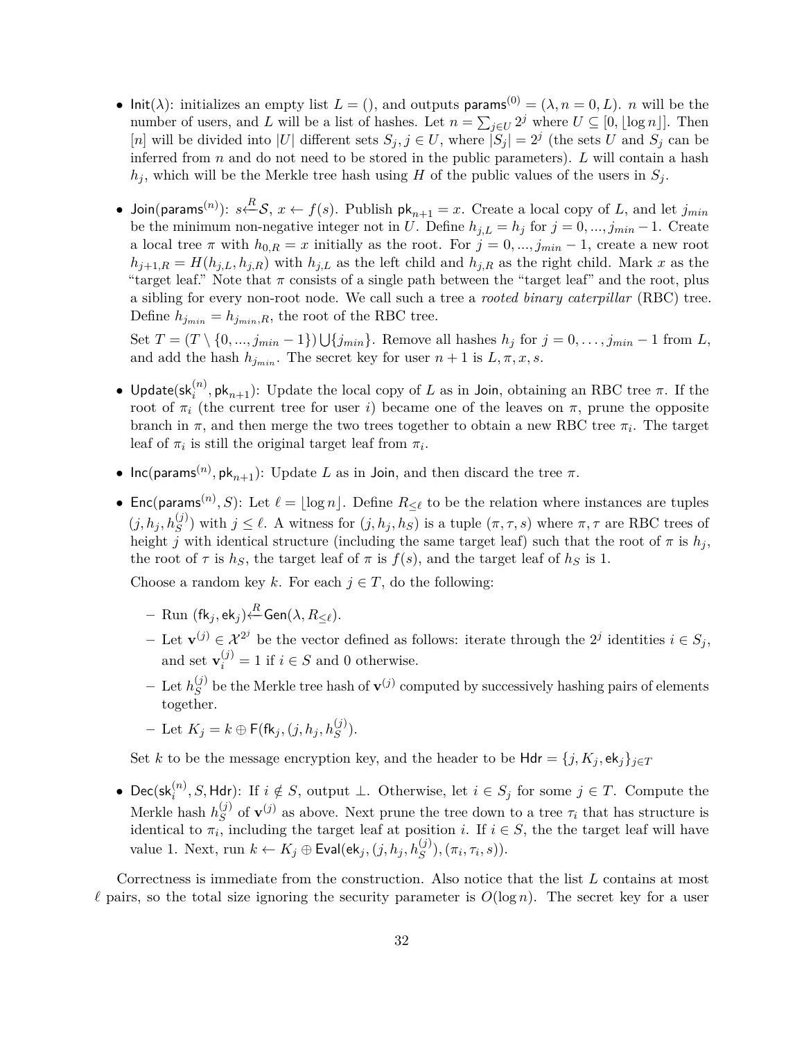- $\mathsf{Init}(\lambda)$: initializes an empty list $L = ()$, and outputs $\mathsf{params}^{(0)} = (\lambda, n = 0, L)$. $n$ will be the number of users, and $L$ will be a list of hashes. Let $n = \sum_{j \in U} 2^j$ where $U \subseteq [0, \lfloor \log n \rfloor]$. Then $[n]$ will be divided into $|U|$ different sets $S_j, j \in U$, where $|S_j| = 2^j$ (the sets $U$ and $S_j$ can be inferred from $n$ and do not need to be stored in the public parameters). $L$ will contain a hash $h_j$, which will be the Merkle tree hash using $H$ of the public values of the users in $S_j$.

- $\mathsf{Join}(\mathsf{params}^{(n)})$: $s \xleftarrow{R} \mathcal{S}$, $x \leftarrow f(s)$. Publish $\mathsf{pk}_{n+1} = x$. Create a local copy of $L$, and let $j_{min}$ be the minimum non-negative integer not in $U$. Define $h_{j,L} = h_j$ for $j = 0, ..., j_{min} - 1$. Create a local tree $\pi$ with $h_{0,R} = x$ initially as the root. For $j = 0, ..., j_{min} - 1$, create a new root $h_{j+1,R} = H(h_{j,L}, h_{j,R})$ with $h_{j,L}$ as the left child and $h_{j,R}$ as the right child. Mark $x$ as the "target leaf." Note that $\pi$ consists of a single path between the "target leaf" and the root, plus a sibling for every non-root node. We call such a tree a *rooted binary caterpillar* (RBC) tree. Define $h_{j_{min}} = h_{j_{min},R}$, the root of the RBC tree.

  Set $T = (T \setminus \{0, ..., j_{min} - 1\}) \bigcup \{j_{min}\}$. Remove all hashes $h_j$ for $j = 0, \ldots, j_{min} - 1$ from $L$, and add the hash $h_{j_{min}}$. The secret key for user $n + 1$ is $L, \pi, x, s$.

- $\mathsf{Update}(\mathsf{sk}_i^{(n)}, \mathsf{pk}_{n+1})$: Update the local copy of $L$ as in $\mathsf{Join}$, obtaining an RBC tree $\pi$. If the root of $\pi_i$ (the current tree for user $i$) became one of the leaves on $\pi$, prune the opposite branch in $\pi$, and then merge the two trees together to obtain a new RBC tree $\pi_i$. The target leaf of $\pi_i$ is still the original target leaf from $\pi_i$.

- $\mathsf{Inc}(\mathsf{params}^{(n)}, \mathsf{pk}_{n+1})$: Update $L$ as in $\mathsf{Join}$, and then discard the tree $\pi$.

- $\mathsf{Enc}(\mathsf{params}^{(n)}, S)$: Let $\ell = \lfloor \log n \rfloor$. Define $R_{\leq \ell}$ to be the relation where instances are tuples $(j, h_j, h_S^{(j)})$ with $j \leq \ell$. A witness for $(j, h_j, h_S)$ is a tuple $(\pi, \tau, s)$ where $\pi, \tau$ are RBC trees of height $j$ with identical structure (including the same target leaf) such that the root of $\pi$ is $h_j$, the root of $\tau$ is $h_S$, the target leaf of $\pi$ is $f(s)$, and the target leaf of $h_S$ is 1.

  Choose a random key $k$. For each $j \in T$, do the following:

  - Run $(\mathsf{fk}_j, \mathsf{ek}_j) \xleftarrow{R} \mathsf{Gen}(\lambda, R_{\leq \ell})$.
  - Let $\mathbf{v}^{(j)} \in \mathcal{X}^{2^j}$ be the vector defined as follows: iterate through the $2^j$ identities $i \in S_j$, and set $\mathbf{v}_i^{(j)} = 1$ if $i \in S$ and 0 otherwise.
  - Let $h_S^{(j)}$ be the Merkle tree hash of $\mathbf{v}^{(j)}$ computed by successively hashing pairs of elements together.
  - Let $K_j = k \oplus \mathsf{F}(\mathsf{fk}_j, (j, h_j, h_S^{(j)}))$.

  Set $k$ to be the message encryption key, and the header to be $\mathsf{Hdr} = \{j, K_j, \mathsf{ek}_j\}_{j \in T}$

- $\mathsf{Dec}(\mathsf{sk}_i^{(n)}, S, \mathsf{Hdr})$: If $i \notin S$, output $\perp$. Otherwise, let $i \in S_j$ for some $j \in T$. Compute the Merkle hash $h_S^{(j)}$ of $\mathbf{v}^{(j)}$ as above. Next prune the tree down to a tree $\tau_i$ that has structure is identical to $\pi_i$, including the target leaf at position $i$. If $i \in S$, the the target leaf will have value 1. Next, run $k \leftarrow K_j \oplus \mathsf{Eval}(\mathsf{ek}_j, (j, h_j, h_S^{(j)}), (\pi_i, \tau_i, s))$.

Correctness is immediate from the construction. Also notice that the list $L$ contains at most $\ell$ pairs, so the total size ignoring the security parameter is $O(\log n)$. The secret key for a user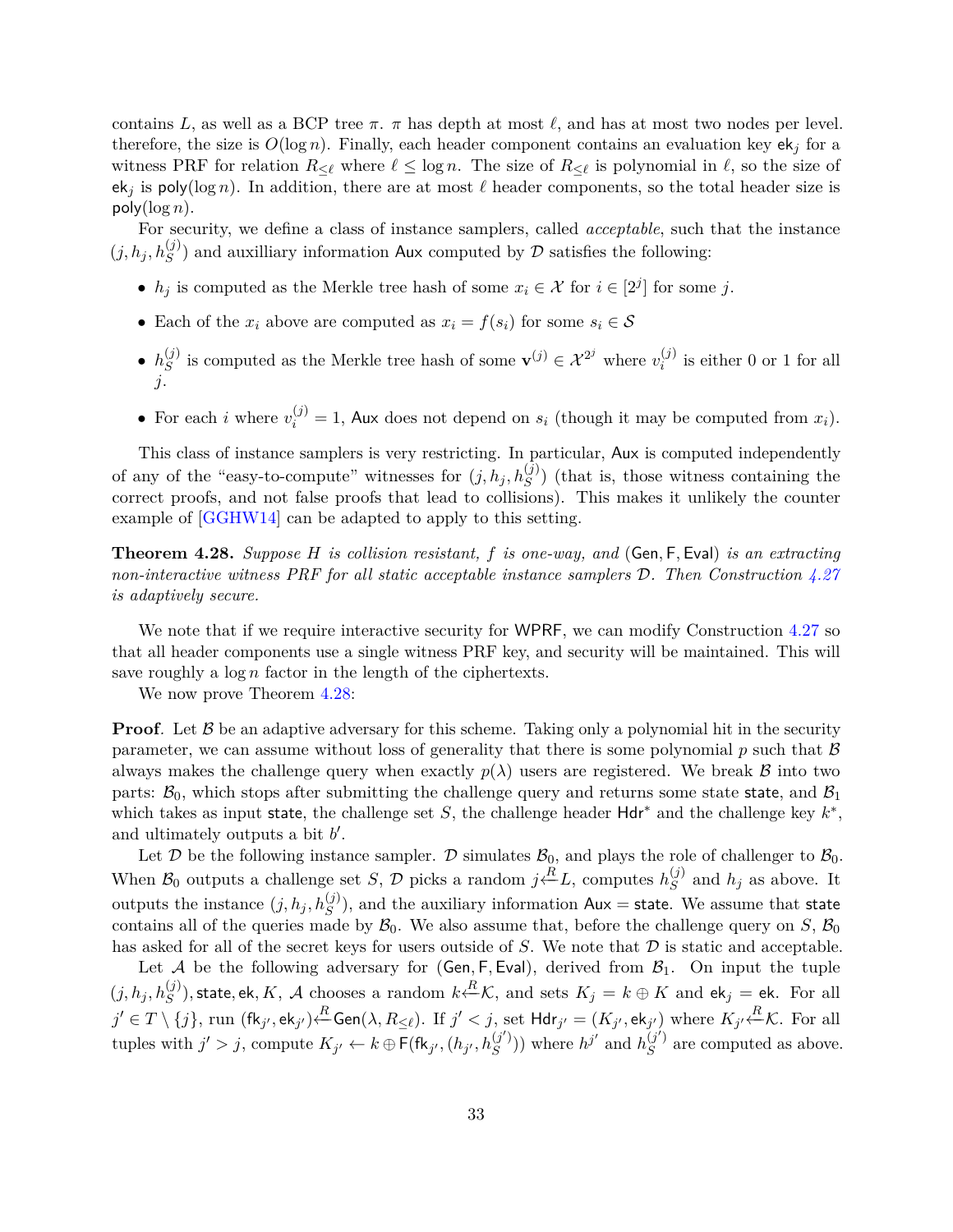contains $L$, as well as a BCP tree $\pi$. $\pi$ has depth at most $\ell$, and has at most two nodes per level. therefore, the size is $O(\log n)$. Finally, each header component contains an evaluation key $\mathsf{ek}_j$ for a witness PRF for relation $R_{\leq \ell}$ where $\ell \leq \log n$. The size of $R_{\leq \ell}$ is polynomial in $\ell$, so the size of $\mathsf{ek}_j$ is $\mathsf{poly}(\log n)$. In addition, there are at most $\ell$ header components, so the total header size is $\mathsf{poly}(\log n)$.

For security, we define a class of instance samplers, called *acceptable*, such that the instance $(j, h_j, h_S^{(j)})$ and auxilliary information $\mathsf{Aux}$ computed by $\mathcal{D}$ satisfies the following:

- $h_j$ is computed as the Merkle tree hash of some $x_i \in \mathcal{X}$ for $i \in [2^j]$ for some $j$.
- Each of the $x_i$ above are computed as $x_i = f(s_i)$ for some $s_i \in \mathcal{S}$
- $h_S^{(j)}$ is computed as the Merkle tree hash of some $\mathbf{v}^{(j)} \in \mathcal{X}^{2^j}$ where $v_i^{(j)}$ is either 0 or 1 for all $j$.
- For each $i$ where $v_i^{(j)} = 1$, $\mathsf{Aux}$ does not depend on $s_i$ (though it may be computed from $x_i$).

This class of instance samplers is very restricting. In particular, $\mathsf{Aux}$ is computed independently of any of the "easy-to-compute" witnesses for $(j, h_j, h_S^{(j)})$ (that is, those witness containing the correct proofs, and not false proofs that lead to collisions). This makes it unlikely the counter example of [GGHW14] can be adapted to apply to this setting.

**Theorem 4.28.** *Suppose $H$ is collision resistant, $f$ is one-way, and $(\mathsf{Gen}, \mathsf{F}, \mathsf{Eval})$ is an extracting non-interactive witness PRF for all static acceptable instance samplers $\mathcal{D}$. Then Construction 4.27 is adaptively secure.*

We note that if we require interactive security for $\mathsf{WPRF}$, we can modify Construction 4.27 so that all header components use a single witness PRF key, and security will be maintained. This will save roughly a $\log n$ factor in the length of the ciphertexts.

We now prove Theorem 4.28:

**Proof**. Let $\mathcal{B}$ be an adaptive adversary for this scheme. Taking only a polynomial hit in the security parameter, we can assume without loss of generality that there is some polynomial $p$ such that $\mathcal{B}$ always makes the challenge query when exactly $p(\lambda)$ users are registered. We break $\mathcal{B}$ into two parts: $\mathcal{B}_0$, which stops after submitting the challenge query and returns some state $\mathsf{state}$, and $\mathcal{B}_1$ which takes as input $\mathsf{state}$, the challenge set $S$, the challenge header $\mathsf{Hdr}^*$ and the challenge key $k^*$, and ultimately outputs a bit $b'$.

Let $\mathcal{D}$ be the following instance sampler. $\mathcal{D}$ simulates $\mathcal{B}_0$, and plays the role of challenger to $\mathcal{B}_0$. When $\mathcal{B}_0$ outputs a challenge set $S$, $\mathcal{D}$ picks a random $j \xleftarrow{R} L$, computes $h_S^{(j)}$ and $h_j$ as above. It outputs the instance $(j, h_j, h_S^{(j)})$, and the auxiliary information $\mathsf{Aux} = \mathsf{state}$. We assume that $\mathsf{state}$ contains all of the queries made by $\mathcal{B}_0$. We also assume that, before the challenge query on $S$, $\mathcal{B}_0$ has asked for all of the secret keys for users outside of $S$. We note that $\mathcal{D}$ is static and acceptable.

Let $\mathcal{A}$ be the following adversary for $(\mathsf{Gen}, \mathsf{F}, \mathsf{Eval})$, derived from $\mathcal{B}_1$. On input the tuple $(j, h_j, h_S^{(j)}), \mathsf{state}, \mathsf{ek}, K$, $\mathcal{A}$ chooses a random $k \xleftarrow{R} \mathcal{K}$, and sets $K_j = k \oplus K$ and $\mathsf{ek}_j = \mathsf{ek}$. For all $j' \in T \setminus \{j\}$, run $(\mathsf{fk}_{j'}, \mathsf{ek}_{j'}) \xleftarrow{R} \mathsf{Gen}(\lambda, R_{\leq \ell})$. If $j' < j$, set $\mathsf{Hdr}_{j'} = (K_{j'}, \mathsf{ek}_{j'})$ where $K_{j'} \xleftarrow{R} \mathcal{K}$. For all tuples with $j' > j$, compute $K_{j'} \leftarrow k \oplus \mathsf{F}(\mathsf{fk}_{j'}, (h_{j'}, h_S^{(j')}))$ where $h^{j'}$ and $h_S^{(j')}$ are computed as above.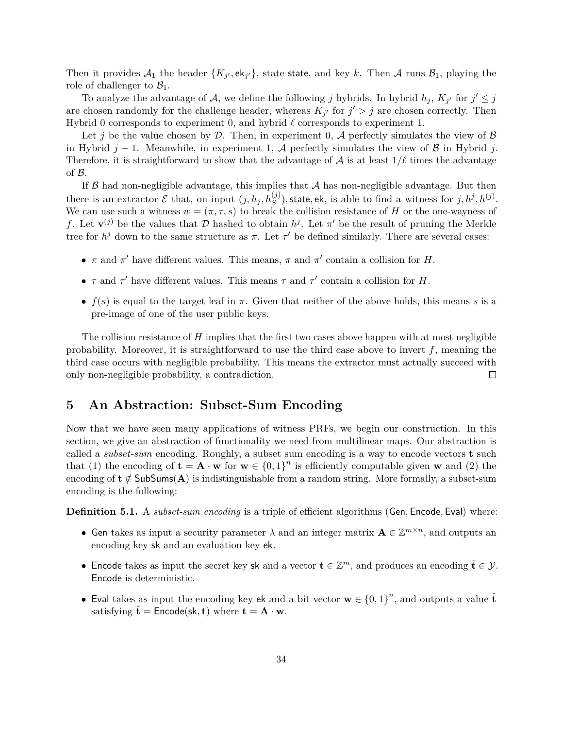Then it provides $\mathcal{A}_1$ the header $\{K_{j'}, \mathsf{ek}_{j'}\}$, state $\mathsf{state}$, and key $k$. Then $\mathcal{A}$ runs $\mathcal{B}_1$, playing the role of challenger to $\mathcal{B}_1$.

To analyze the advantage of $\mathcal{A}$, we define the following $j$ hybrids. In hybrid $h_j$, $K_{j'}$ for $j' \leq j$ are chosen randomly for the challenge header, whereas $K_{j'}$ for $j' > j$ are chosen correctly. Then Hybrid 0 corresponds to experiment 0, and hybrid $\ell$ corresponds to experiment 1.

Let $j$ be the value chosen by $\mathcal{D}$. Then, in experiment 0, $\mathcal{A}$ perfectly simulates the view of $\mathcal{B}$ in Hybrid $j-1$. Meanwhile, in experiment 1, $\mathcal{A}$ perfectly simulates the view of $\mathcal{B}$ in Hybrid $j$. Therefore, it is straightforward to show that the advantage of $\mathcal{A}$ is at least $1/\ell$ times the advantage of $\mathcal{B}$.

If $\mathcal{B}$ had non-negligible advantage, this implies that $\mathcal{A}$ has non-negligible advantage. But then there is an extractor $\mathcal{E}$ that, on input $(j, h_j, h_S^{(j)}), \mathsf{state}, \mathsf{ek}$, is able to find a witness for $j, h^j, h^{(j)}$. We can use such a witness $w = (\pi, \tau, s)$ to break the collision resistance of $H$ or the one-wayness of $f$. Let $\mathbf{v}^{(j)}$ be the values that $\mathcal{D}$ hashed to obtain $h^j$. Let $\pi'$ be the result of pruning the Merkle tree for $h^j$ down to the same structure as $\pi$. Let $\tau'$ be defined similarly. There are several cases:

- $\pi$ and $\pi'$ have different values. This means, $\pi$ and $\pi'$ contain a collision for $H$.
- $\tau$ and $\tau'$ have different values. This means $\tau$ and $\tau'$ contain a collision for $H$.
- $f(s)$ is equal to the target leaf in $\pi$. Given that neither of the above holds, this means $s$ is a pre-image of one of the user public keys.

The collision resistance of $H$ implies that the first two cases above happen with at most negligible probability. Moreover, it is straightforward to use the third case above to invert $f$, meaning the third case occurs with negligible probability. This means the extractor must actually succeed with only non-negligible probability, a contradiction. □

# 5 An Abstraction: Subset-Sum Encoding

Now that we have seen many applications of witness PRFs, we begin our construction. In this section, we give an abstraction of functionality we need from multilinear maps. Our abstraction is called a *subset-sum* encoding. Roughly, a subset sum encoding is a way to encode vectors $\mathbf{t}$ such that (1) the encoding of $\mathbf{t} = \mathbf{A} \cdot \mathbf{w}$ for $\mathbf{w} \in \{0,1\}^n$ is efficiently computable given $\mathbf{w}$ and (2) the encoding of $\mathbf{t} \notin \mathsf{SubSums}(\mathbf{A})$ is indistinguishable from a random string. More formally, a subset-sum encoding is the following:

**Definition 5.1.** A *subset-sum encoding* is a triple of efficient algorithms $(\mathsf{Gen}, \mathsf{Encode}, \mathsf{Eval})$ where:

- $\mathsf{Gen}$ takes as input a security parameter $\lambda$ and an integer matrix $\mathbf{A} \in \mathbb{Z}^{m \times n}$, and outputs an encoding key $\mathsf{sk}$ and an evaluation key $\mathsf{ek}$.
- $\mathsf{Encode}$ takes as input the secret key $\mathsf{sk}$ and a vector $\mathbf{t} \in \mathbb{Z}^m$, and produces an encoding $\hat{\mathbf{t}} \in \mathcal{Y}$. $\mathsf{Encode}$ is deterministic.
- $\mathsf{Eval}$ takes as input the encoding key $\mathsf{ek}$ and a bit vector $\mathbf{w} \in \{0,1\}^n$, and outputs a value $\hat{\mathbf{t}}$ satisfying $\hat{\mathbf{t}} = \mathsf{Encode}(\mathsf{sk}, \mathbf{t})$ where $\mathbf{t} = \mathbf{A} \cdot \mathbf{w}$.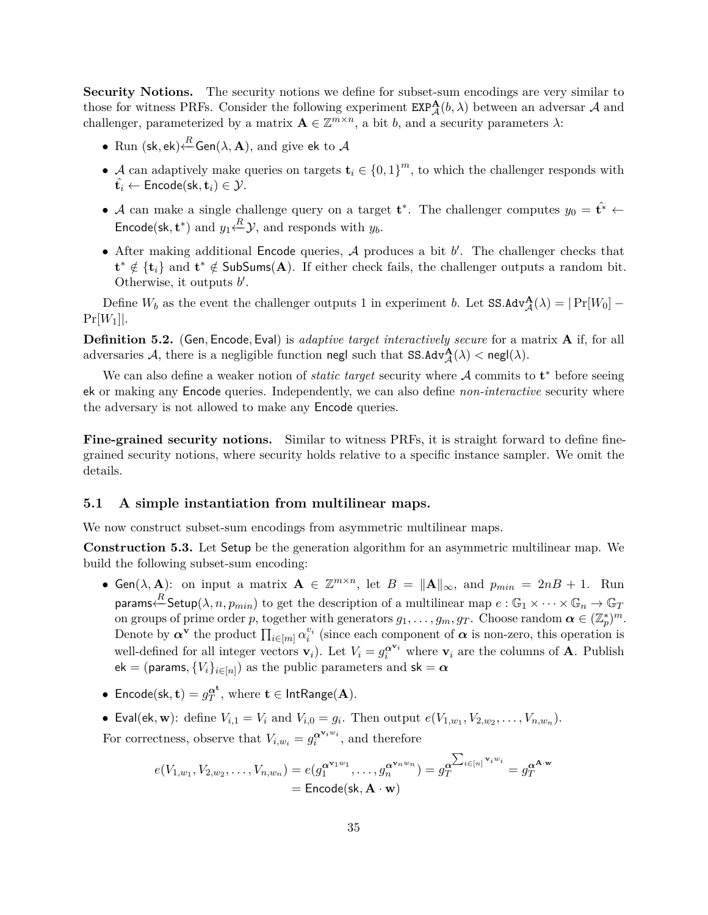**Security Notions.** The security notions we define for subset-sum encodings are very similar to those for witness PRFs. Consider the following experiment $\texttt{EXP}^{\mathbf{A}}_{\mathcal{A}}(b, \lambda)$ between an adversar $\mathcal{A}$ and challenger, parameterized by a matrix $\mathbf{A} \in \mathbb{Z}^{m \times n}$, a bit $b$, and a security parameters $\lambda$:

- Run $(\mathsf{sk}, \mathsf{ek}) \xleftarrow{R} \mathsf{Gen}(\lambda, \mathbf{A})$, and give $\mathsf{ek}$ to $\mathcal{A}$
- $\mathcal{A}$ can adaptively make queries on targets $\mathbf{t}_i \in \{0,1\}^m$, to which the challenger responds with $\hat{\mathbf{t}}_i \leftarrow \mathsf{Encode}(\mathsf{sk}, \mathbf{t}_i) \in \mathcal{Y}$.
- $\mathcal{A}$ can make a single challenge query on a target $\mathbf{t}^*$. The challenger computes $y_0 = \hat{\mathbf{t}^*} \leftarrow \mathsf{Encode}(\mathsf{sk}, \mathbf{t}^*)$ and $y_1 \xleftarrow{R} \mathcal{Y}$, and responds with $y_b$.
- After making additional $\mathsf{Encode}$ queries, $\mathcal{A}$ produces a bit $b'$. The challenger checks that $\mathbf{t}^* \notin \{\mathbf{t}_i\}$ and $\mathbf{t}^* \notin \mathsf{SubSums}(\mathbf{A})$. If either check fails, the challenger outputs a random bit. Otherwise, it outputs $b'$.

Define $W_b$ as the event the challenger outputs 1 in experiment $b$. Let $\texttt{SS.Adv}^{\mathbf{A}}_{\mathcal{A}}(\lambda) = |\Pr[W_0] - \Pr[W_1]|$.

**Definition 5.2.** $(\mathsf{Gen}, \mathsf{Encode}, \mathsf{Eval})$ is *adaptive target interactively secure* for a matrix $\mathbf{A}$ if, for all adversaries $\mathcal{A}$, there is a negligible function $\mathsf{negl}$ such that $\texttt{SS.Adv}^{\mathbf{A}}_{\mathcal{A}}(\lambda) < \mathsf{negl}(\lambda)$.

We can also define a weaker notion of *static target* security where $\mathcal{A}$ commits to $\mathbf{t}^*$ before seeing $\mathsf{ek}$ or making any $\mathsf{Encode}$ queries. Independently, we can also define *non-interactive* security where the adversary is not allowed to make any $\mathsf{Encode}$ queries.

**Fine-grained security notions.** Similar to witness PRFs, it is straight forward to define fine-grained security notions, where security holds relative to a specific instance sampler. We omit the details.

### 5.1 A simple instantiation from multilinear maps.

We now construct subset-sum encodings from asymmetric multilinear maps.

**Construction 5.3.** Let $\mathsf{Setup}$ be the generation algorithm for an asymmetric multilinear map. We build the following subset-sum encoding:

- $\mathsf{Gen}(\lambda, \mathbf{A})$: on input a matrix $\mathbf{A} \in \mathbb{Z}^{m \times n}$, let $B = \|\mathbf{A}\|_\infty$, and $p_{min} = 2nB + 1$. Run $\mathsf{params} \xleftarrow{R} \mathsf{Setup}(\lambda, n, p_{min})$ to get the description of a multilinear map $e : \mathbb{G}_1 \times \cdots \times \mathbb{G}_n \to \mathbb{G}_T$ on groups of prime order $p$, together with generators $g_1, \dots, g_m, g_T$. Choose random $\boldsymbol{\alpha} \in (\mathbb{Z}_p^*)^m$. Denote by $\boldsymbol{\alpha}^{\mathbf{v}}$ the product $\prod_{i \in [m]} \alpha_i^{v_i}$ (since each component of $\boldsymbol{\alpha}$ is non-zero, this operation is well-defined for all integer vectors $\mathbf{v}_i$). Let $V_i = g_i^{\boldsymbol{\alpha}^{\mathbf{v}_i}}$ where $\mathbf{v}_i$ are the columns of $\mathbf{A}$. Publish $\mathsf{ek} = (\mathsf{params}, \{V_i\}_{i \in [n]})$ as the public parameters and $\mathsf{sk} = \boldsymbol{\alpha}$
- $\mathsf{Encode}(\mathsf{sk}, \mathbf{t}) = g_T^{\boldsymbol{\alpha}^{\mathbf{t}}}$, where $\mathbf{t} \in \mathsf{IntRange}(\mathbf{A})$.
- $\mathsf{Eval}(\mathsf{ek}, \mathbf{w})$: define $V_{i,1} = V_i$ and $V_{i,0} = g_i$. Then output $e(V_{1,w_1}, V_{2,w_2}, \dots, V_{n,w_n})$.

For correctness, observe that $V_{i,w_i} = g_i^{\boldsymbol{\alpha}^{\mathbf{v}_i w_i}}$, and therefore

$$
\begin{aligned}
e(V_{1,w_1}, V_{2,w_2}, \dots, V_{n,w_n}) &= e(g_1^{\boldsymbol{\alpha}^{\mathbf{v}_1 w_1}}, \dots, g_n^{\boldsymbol{\alpha}^{\mathbf{v}_n w_n}}) = g_T^{\boldsymbol{\alpha}^{\sum_{i \in [n]} \mathbf{v}_i w_i}} = g_T^{\boldsymbol{\alpha}^{\mathbf{A} \cdot \mathbf{w}}} \\
&= \mathsf{Encode}(\mathsf{sk}, \mathbf{A} \cdot \mathbf{w})
\end{aligned}
$$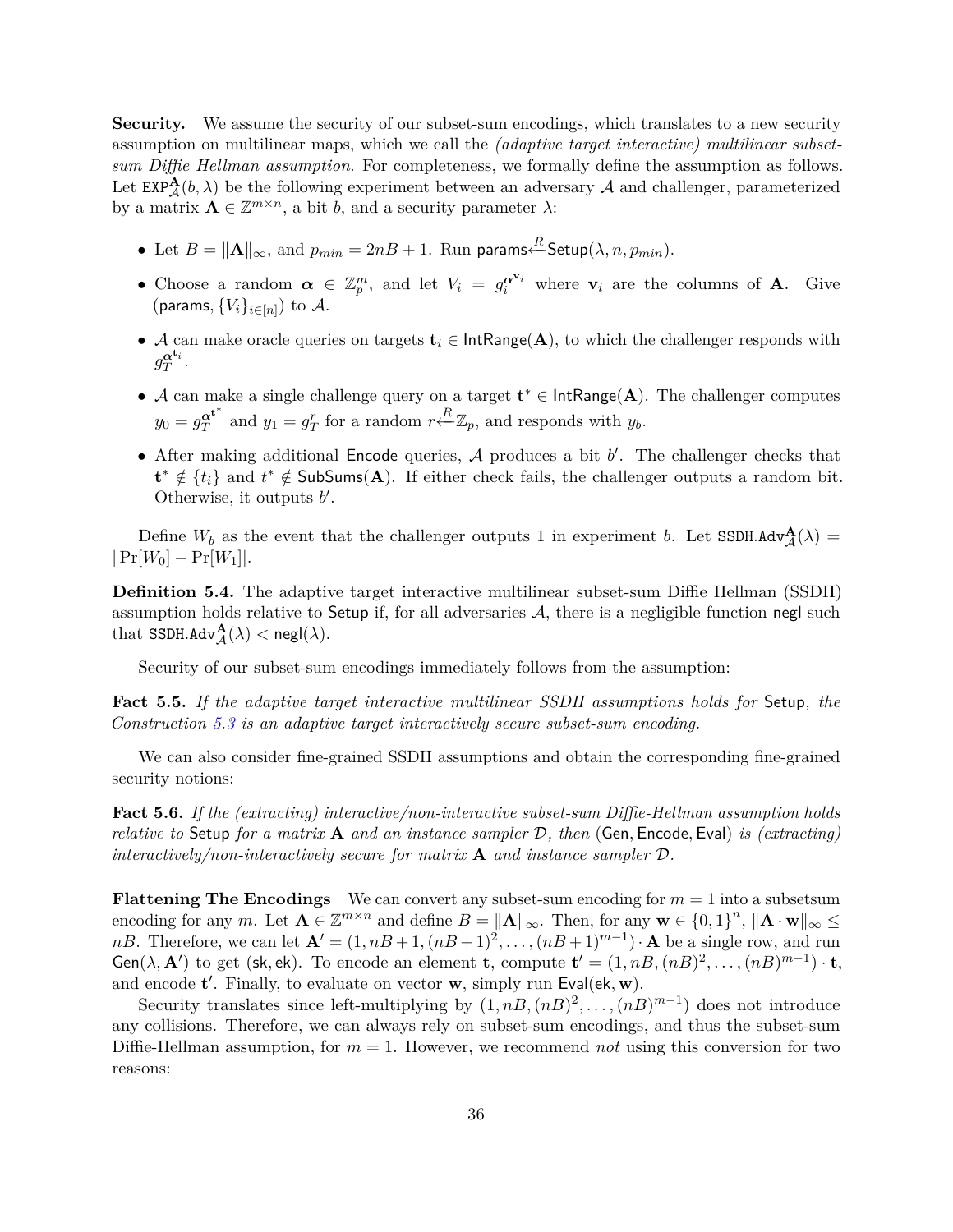**Security.** We assume the security of our subset-sum encodings, which translates to a new security assumption on multilinear maps, which we call the *(adaptive target interactive) multilinear subset-sum Diffie Hellman assumption*. For completeness, we formally define the assumption as follows. Let $\mathtt{EXP}^{\mathbf{A}}_{\mathcal{A}}(b, \lambda)$ be the following experiment between an adversary $\mathcal{A}$ and challenger, parameterized by a matrix $\mathbf{A} \in \mathbb{Z}^{m \times n}$, a bit $b$, and a security parameter $\lambda$:

- Let $B = \|\mathbf{A}\|_\infty$, and $p_{min} = 2nB + 1$. Run $\mathsf{params} \xleftarrow{R} \mathsf{Setup}(\lambda, n, p_{min})$.
- Choose a random $\boldsymbol{\alpha} \in \mathbb{Z}_p^m$, and let $V_i = g_i^{\boldsymbol{\alpha}^{\mathbf{v}_i}}$ where $\mathbf{v}_i$ are the columns of $\mathbf{A}$. Give $(\mathsf{params}, \{V_i\}_{i \in [n]})$ to $\mathcal{A}$.
- $\mathcal{A}$ can make oracle queries on targets $\mathbf{t}_i \in \mathsf{IntRange}(\mathbf{A})$, to which the challenger responds with $g_T^{\boldsymbol{\alpha}^{\mathbf{t}_i}}$.
- $\mathcal{A}$ can make a single challenge query on a target $\mathbf{t}^* \in \mathsf{IntRange}(\mathbf{A})$. The challenger computes $y_0 = g_T^{\boldsymbol{\alpha}^{\mathbf{t}^*}}$ and $y_1 = g_T^r$ for a random $r \xleftarrow{R} \mathbb{Z}_p$, and responds with $y_b$.
- After making additional $\mathsf{Encode}$ queries, $\mathcal{A}$ produces a bit $b'$. The challenger checks that $\mathbf{t}^* \notin \{t_i\}$ and $t^* \notin \mathsf{SubSums}(\mathbf{A})$. If either check fails, the challenger outputs a random bit. Otherwise, it outputs $b'$.

Define $W_b$ as the event that the challenger outputs 1 in experiment $b$. Let $\mathtt{SSDH.Adv}^{\mathbf{A}}_{\mathcal{A}}(\lambda) = |\Pr[W_0] - \Pr[W_1]|$.

**Definition 5.4.** The adaptive target interactive multilinear subset-sum Diffie Hellman (SSDH) assumption holds relative to $\mathsf{Setup}$ if, for all adversaries $\mathcal{A}$, there is a negligible function $\mathsf{negl}$ such that $\mathtt{SSDH.Adv}^{\mathbf{A}}_{\mathcal{A}}(\lambda) < \mathsf{negl}(\lambda)$.

Security of our subset-sum encodings immediately follows from the assumption:

**Fact 5.5.** *If the adaptive target interactive multilinear SSDH assumptions holds for* $\mathsf{Setup}$*, the Construction 5.3 is an adaptive target interactively secure subset-sum encoding.*

We can also consider fine-grained SSDH assumptions and obtain the corresponding fine-grained security notions:

**Fact 5.6.** *If the (extracting) interactive/non-interactive subset-sum Diffie-Hellman assumption holds relative to* $\mathsf{Setup}$ *for a matrix* $\mathbf{A}$ *and an instance sampler* $\mathcal{D}$*, then* $(\mathsf{Gen}, \mathsf{Encode}, \mathsf{Eval})$ *is (extracting) interactively/non-interactively secure for matrix* $\mathbf{A}$ *and instance sampler* $\mathcal{D}$*.*

**Flattening The Encodings** We can convert any subset-sum encoding for $m = 1$ into a subsetsum encoding for any $m$. Let $\mathbf{A} \in \mathbb{Z}^{m \times n}$ and define $B = \|\mathbf{A}\|_\infty$. Then, for any $\mathbf{w} \in \{0,1\}^n$, $\|\mathbf{A} \cdot \mathbf{w}\|_\infty \leq nB$. Therefore, we can let $\mathbf{A}' = (1, nB+1, (nB+1)^2, \ldots, (nB+1)^{m-1}) \cdot \mathbf{A}$ be a single row, and run $\mathsf{Gen}(\lambda, \mathbf{A}')$ to get $(\mathsf{sk}, \mathsf{ek})$. To encode an element $\mathbf{t}$, compute $\mathbf{t}' = (1, nB, (nB)^2, \ldots, (nB)^{m-1}) \cdot \mathbf{t}$, and encode $\mathbf{t}'$. Finally, to evaluate on vector $\mathbf{w}$, simply run $\mathsf{Eval}(\mathsf{ek}, \mathbf{w})$.

Security translates since left-multiplying by $(1, nB, (nB)^2, \ldots, (nB)^{m-1})$ does not introduce any collisions. Therefore, we can always rely on subset-sum encodings, and thus the subset-sum Diffie-Hellman assumption, for $m = 1$. However, we recommend *not* using this conversion for two reasons: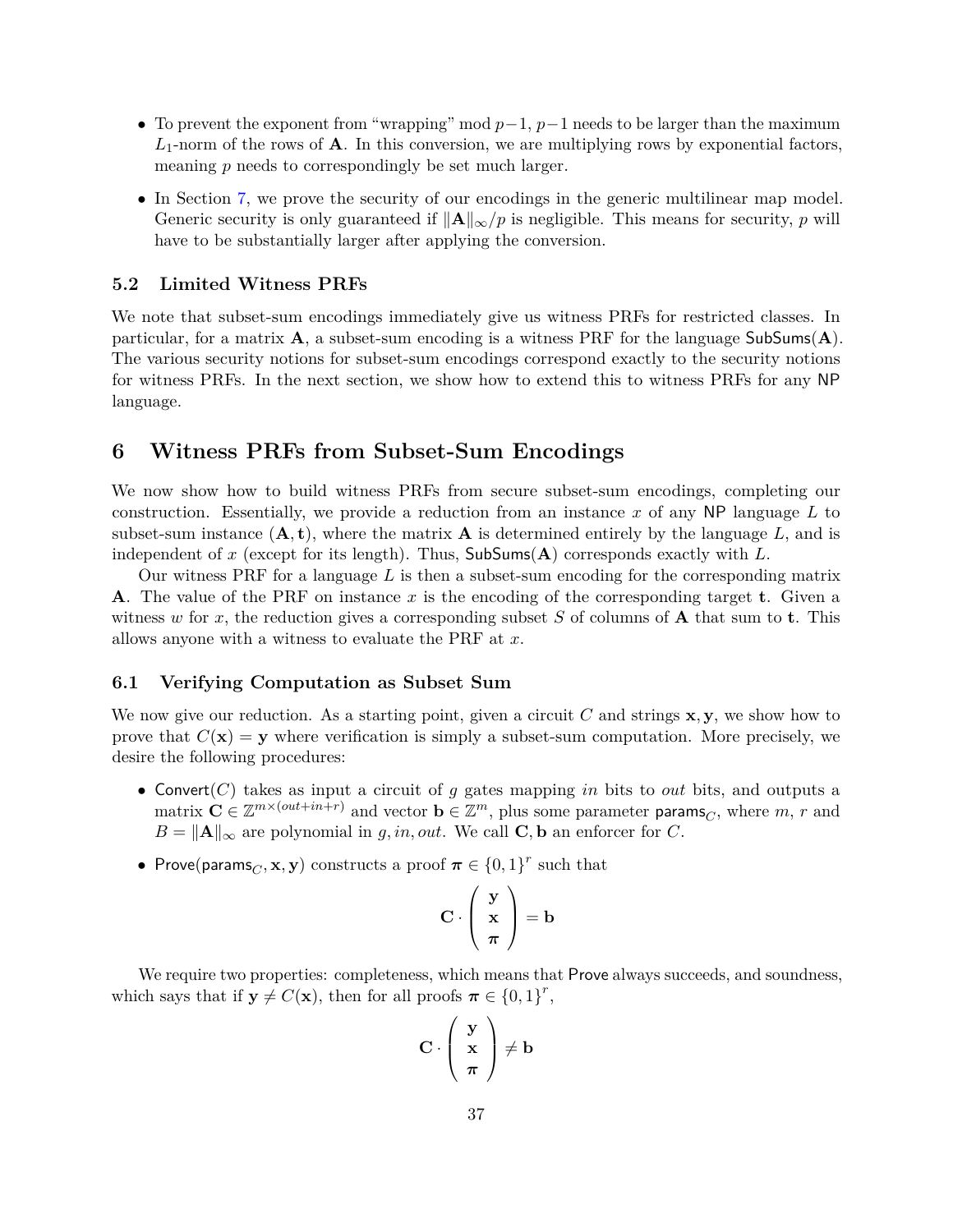- To prevent the exponent from "wrapping" mod $p-1$, $p-1$ needs to be larger than the maximum $L_1$-norm of the rows of $\mathbf{A}$. In this conversion, we are multiplying rows by exponential factors, meaning $p$ needs to correspondingly be set much larger.
- In Section 7, we prove the security of our encodings in the generic multilinear map model. Generic security is only guaranteed if $\|\mathbf{A}\|_\infty/p$ is negligible. This means for security, $p$ will have to be substantially larger after applying the conversion.

### 5.2 Limited Witness PRFs

We note that subset-sum encodings immediately give us witness PRFs for restricted classes. In particular, for a matrix $\mathbf{A}$, a subset-sum encoding is a witness PRF for the language $\mathsf{SubSums}(\mathbf{A})$. The various security notions for subset-sum encodings correspond exactly to the security notions for witness PRFs. In the next section, we show how to extend this to witness PRFs for any $\mathsf{NP}$ language.

## 6 Witness PRFs from Subset-Sum Encodings

We now show how to build witness PRFs from secure subset-sum encodings, completing our construction. Essentially, we provide a reduction from an instance $x$ of any $\mathsf{NP}$ language $L$ to subset-sum instance $(\mathbf{A}, \mathbf{t})$, where the matrix $\mathbf{A}$ is determined entirely by the language $L$, and is independent of $x$ (except for its length). Thus, $\mathsf{SubSums}(\mathbf{A})$ corresponds exactly with $L$.

Our witness PRF for a language $L$ is then a subset-sum encoding for the corresponding matrix $\mathbf{A}$. The value of the PRF on instance $x$ is the encoding of the corresponding target $\mathbf{t}$. Given a witness $w$ for $x$, the reduction gives a corresponding subset $S$ of columns of $\mathbf{A}$ that sum to $\mathbf{t}$. This allows anyone with a witness to evaluate the PRF at $x$.

### 6.1 Verifying Computation as Subset Sum

We now give our reduction. As a starting point, given a circuit $C$ and strings $\mathbf{x}, \mathbf{y}$, we show how to prove that $C(\mathbf{x}) = \mathbf{y}$ where verification is simply a subset-sum computation. More precisely, we desire the following procedures:

- $\mathsf{Convert}(C)$ takes as input a circuit of $g$ gates mapping $in$ bits to $out$ bits, and outputs a matrix $\mathbf{C} \in \mathbb{Z}^{m \times (out+in+r)}$ and vector $\mathbf{b} \in \mathbb{Z}^m$, plus some parameter $\mathsf{params}_C$, where $m$, $r$ and $B = \|\mathbf{A}\|_\infty$ are polynomial in $g, in, out$. We call $\mathbf{C}, \mathbf{b}$ an enforcer for $C$.
- $\mathsf{Prove}(\mathsf{params}_C, \mathbf{x}, \mathbf{y})$ constructs a proof $\boldsymbol{\pi} \in \{0,1\}^r$ such that

$$\mathbf{C} \cdot \begin{pmatrix} \mathbf{y} \\ \mathbf{x} \\ \boldsymbol{\pi} \end{pmatrix} = \mathbf{b}$$

We require two properties: completeness, which means that $\mathsf{Prove}$ always succeeds, and soundness, which says that if $\mathbf{y} \neq C(\mathbf{x})$, then for all proofs $\boldsymbol{\pi} \in \{0,1\}^r$,

$$\mathbf{C} \cdot \begin{pmatrix} \mathbf{y} \\ \mathbf{x} \\ \boldsymbol{\pi} \end{pmatrix} \neq \mathbf{b}$$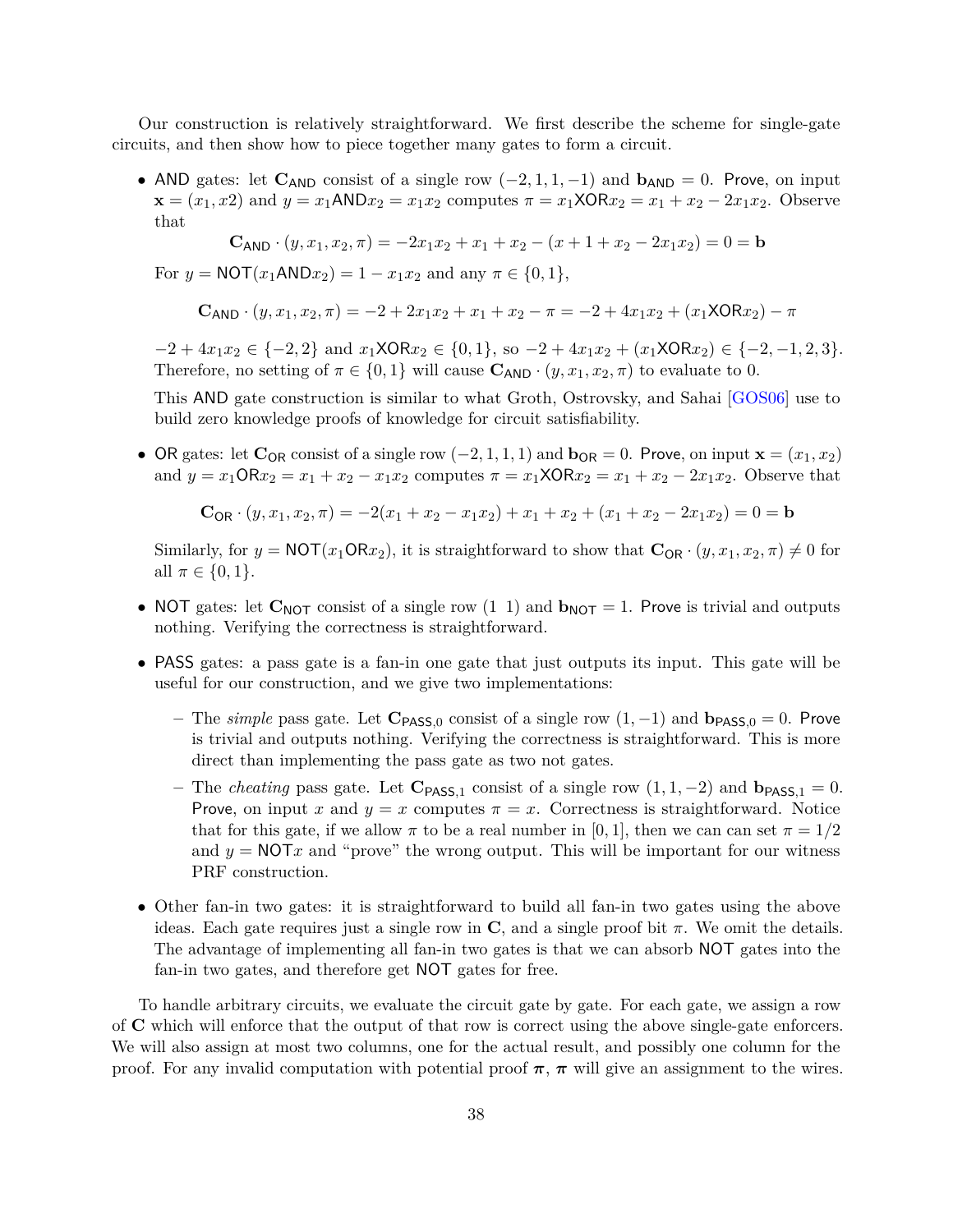Our construction is relatively straightforward. We first describe the scheme for single-gate circuits, and then show how to piece together many gates to form a circuit.

- $\mathsf{AND}$ gates: let $\mathbf{C}_{\mathsf{AND}}$ consist of a single row $(-2, 1, 1, -1)$ and $\mathbf{b}_{\mathsf{AND}} = 0$. $\mathsf{Prove}$, on input $\mathbf{x} = (x_1, x2)$ and $y = x_1 \mathsf{AND} x_2 = x_1 x_2$ computes $\pi = x_1 \mathsf{XOR} x_2 = x_1 + x_2 - 2x_1 x_2$. Observe that

  $$\mathbf{C}_{\mathsf{AND}} \cdot (y, x_1, x_2, \pi) = -2x_1x_2 + x_1 + x_2 - (x + 1 + x_2 - 2x_1x_2) = 0 = \mathbf{b}$$

  For $y = \mathsf{NOT}(x_1 \mathsf{AND} x_2) = 1 - x_1 x_2$ and any $\pi \in \{0, 1\}$,

  $$\mathbf{C}_{\mathsf{AND}} \cdot (y, x_1, x_2, \pi) = -2 + 2x_1x_2 + x_1 + x_2 - \pi = -2 + 4x_1x_2 + (x_1 \mathsf{XOR} x_2) - \pi$$

  $-2 + 4x_1x_2 \in \{-2, 2\}$ and $x_1 \mathsf{XOR} x_2 \in \{0, 1\}$, so $-2 + 4x_1x_2 + (x_1 \mathsf{XOR} x_2) \in \{-2, -1, 2, 3\}$. Therefore, no setting of $\pi \in \{0, 1\}$ will cause $\mathbf{C}_{\mathsf{AND}} \cdot (y, x_1, x_2, \pi)$ to evaluate to 0.

  This $\mathsf{AND}$ gate construction is similar to what Groth, Ostrovsky, and Sahai [GOS06] use to build zero knowledge proofs of knowledge for circuit satisfiability.

- $\mathsf{OR}$ gates: let $\mathbf{C}_{\mathsf{OR}}$ consist of a single row $(-2, 1, 1, 1)$ and $\mathbf{b}_{\mathsf{OR}} = 0$. $\mathsf{Prove}$, on input $\mathbf{x} = (x_1, x_2)$ and $y = x_1 \mathsf{OR} x_2 = x_1 + x_2 - x_1 x_2$ computes $\pi = x_1 \mathsf{XOR} x_2 = x_1 + x_2 - 2x_1 x_2$. Observe that

  $$\mathbf{C}_{\mathsf{OR}} \cdot (y, x_1, x_2, \pi) = -2(x_1 + x_2 - x_1x_2) + x_1 + x_2 + (x_1 + x_2 - 2x_1x_2) = 0 = \mathbf{b}$$

  Similarly, for $y = \mathsf{NOT}(x_1 \mathsf{OR} x_2)$, it is straightforward to show that $\mathbf{C}_{\mathsf{OR}} \cdot (y, x_1, x_2, \pi) \neq 0$ for all $\pi \in \{0, 1\}$.

- $\mathsf{NOT}$ gates: let $\mathbf{C}_{\mathsf{NOT}}$ consist of a single row $(1 \;\; 1)$ and $\mathbf{b}_{\mathsf{NOT}} = 1$. $\mathsf{Prove}$ is trivial and outputs nothing. Verifying the correctness is straightforward.

- $\mathsf{PASS}$ gates: a pass gate is a fan-in one gate that just outputs its input. This gate will be useful for our construction, and we give two implementations:

  - The *simple* pass gate. Let $\mathbf{C}_{\mathsf{PASS},0}$ consist of a single row $(1, -1)$ and $\mathbf{b}_{\mathsf{PASS},0} = 0$. $\mathsf{Prove}$ is trivial and outputs nothing. Verifying the correctness is straightforward. This is more direct than implementing the pass gate as two not gates.
  - The *cheating* pass gate. Let $\mathbf{C}_{\mathsf{PASS},1}$ consist of a single row $(1, 1, -2)$ and $\mathbf{b}_{\mathsf{PASS},1} = 0$. $\mathsf{Prove}$, on input $x$ and $y = x$ computes $\pi = x$. Correctness is straightforward. Notice that for this gate, if we allow $\pi$ to be a real number in $[0, 1]$, then we can can set $\pi = 1/2$ and $y = \mathsf{NOT} x$ and "prove" the wrong output. This will be important for our witness PRF construction.

- Other fan-in two gates: it is straightforward to build all fan-in two gates using the above ideas. Each gate requires just a single row in $\mathbf{C}$, and a single proof bit $\pi$. We omit the details. The advantage of implementing all fan-in two gates is that we can absorb $\mathsf{NOT}$ gates into the fan-in two gates, and therefore get $\mathsf{NOT}$ gates for free.

To handle arbitrary circuits, we evaluate the circuit gate by gate. For each gate, we assign a row of $\mathbf{C}$ which will enforce that the output of that row is correct using the above single-gate enforcers. We will also assign at most two columns, one for the actual result, and possibly one column for the proof. For any invalid computation with potential proof $\boldsymbol{\pi}$, $\boldsymbol{\pi}$ will give an assignment to the wires.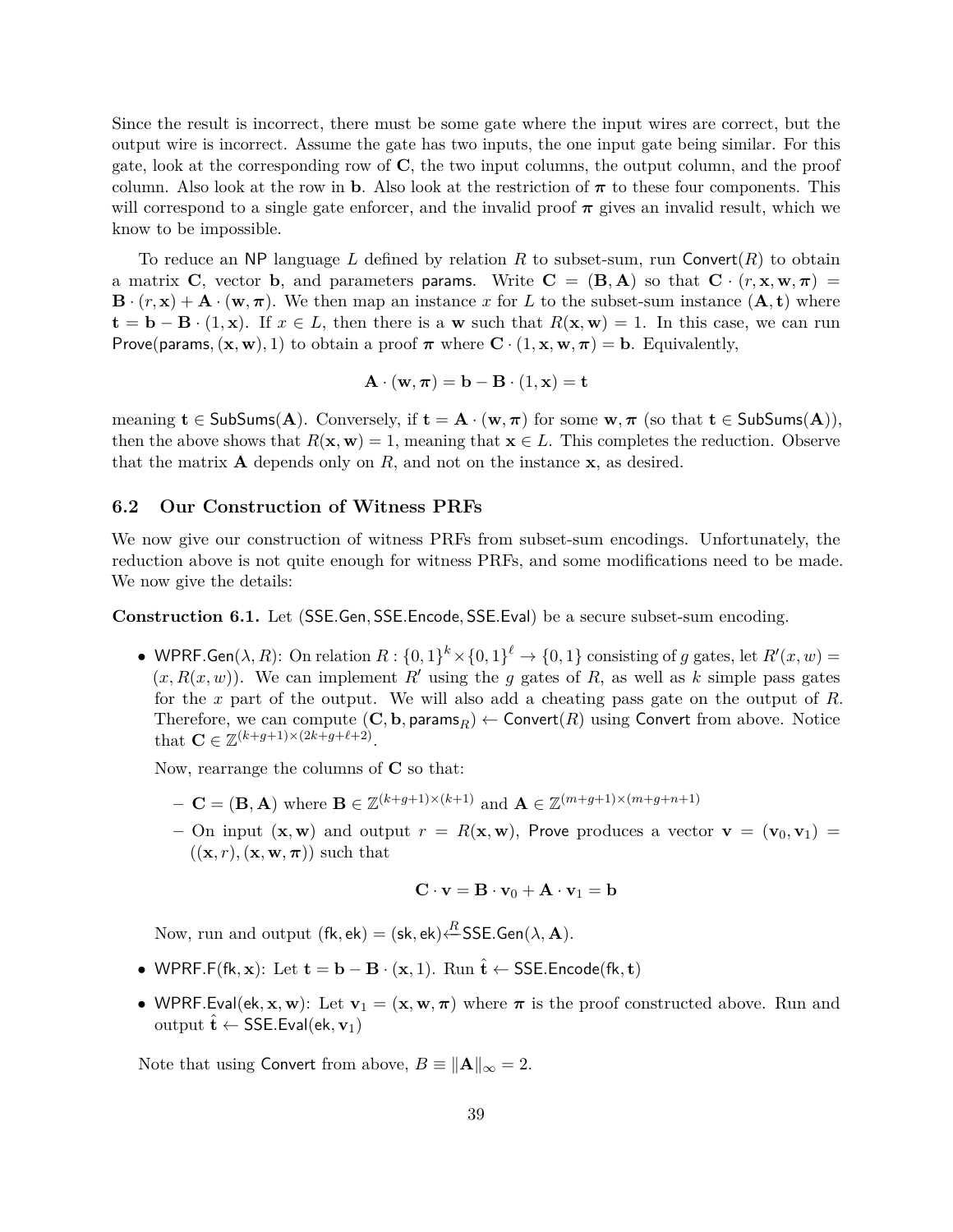Since the result is incorrect, there must be some gate where the input wires are correct, but the output wire is incorrect. Assume the gate has two inputs, the one input gate being similar. For this gate, look at the corresponding row of $\mathbf{C}$, the two input columns, the output column, and the proof column. Also look at the row in $\mathbf{b}$. Also look at the restriction of $\boldsymbol{\pi}$ to these four components. This will correspond to a single gate enforcer, and the invalid proof $\boldsymbol{\pi}$ gives an invalid result, which we know to be impossible.

To reduce an NP language $L$ defined by relation $R$ to subset-sum, run $\mathsf{Convert}(R)$ to obtain a matrix $\mathbf{C}$, vector $\mathbf{b}$, and parameters $\mathsf{params}$. Write $\mathbf{C} = (\mathbf{B}, \mathbf{A})$ so that $\mathbf{C} \cdot (r, \mathbf{x}, \mathbf{w}, \boldsymbol{\pi}) = \mathbf{B} \cdot (r, \mathbf{x}) + \mathbf{A} \cdot (\mathbf{w}, \boldsymbol{\pi})$. We then map an instance $x$ for $L$ to the subset-sum instance $(\mathbf{A}, \mathbf{t})$ where $\mathbf{t} = \mathbf{b} - \mathbf{B} \cdot (1, \mathbf{x})$. If $x \in L$, then there is a $\mathbf{w}$ such that $R(\mathbf{x}, \mathbf{w}) = 1$. In this case, we can run $\mathsf{Prove}(\mathsf{params}, (\mathbf{x}, \mathbf{w}), 1)$ to obtain a proof $\boldsymbol{\pi}$ where $\mathbf{C} \cdot (1, \mathbf{x}, \mathbf{w}, \boldsymbol{\pi}) = \mathbf{b}$. Equivalently,

$$\mathbf{A} \cdot (\mathbf{w}, \boldsymbol{\pi}) = \mathbf{b} - \mathbf{B} \cdot (1, \mathbf{x}) = \mathbf{t}$$

meaning $\mathbf{t} \in \mathsf{SubSums}(\mathbf{A})$. Conversely, if $\mathbf{t} = \mathbf{A} \cdot (\mathbf{w}, \boldsymbol{\pi})$ for some $\mathbf{w}, \boldsymbol{\pi}$ (so that $\mathbf{t} \in \mathsf{SubSums}(\mathbf{A})$), then the above shows that $R(\mathbf{x}, \mathbf{w}) = 1$, meaning that $\mathbf{x} \in L$. This completes the reduction. Observe that the matrix $\mathbf{A}$ depends only on $R$, and not on the instance $\mathbf{x}$, as desired.

### 6.2 Our Construction of Witness PRFs

We now give our construction of witness PRFs from subset-sum encodings. Unfortunately, the reduction above is not quite enough for witness PRFs, and some modifications need to be made. We now give the details:

**Construction 6.1.** Let $(\mathsf{SSE.Gen}, \mathsf{SSE.Encode}, \mathsf{SSE.Eval})$ be a secure subset-sum encoding.

- $\mathsf{WPRF.Gen}(\lambda, R)$: On relation $R : \{0,1\}^k \times \{0,1\}^\ell \to \{0,1\}$ consisting of $g$ gates, let $R'(x, w) = (x, R(x, w))$. We can implement $R'$ using the $g$ gates of $R$, as well as $k$ simple pass gates for the $x$ part of the output. We will also add a cheating pass gate on the output of $R$. Therefore, we can compute $(\mathbf{C}, \mathbf{b}, \mathsf{params}_R) \leftarrow \mathsf{Convert}(R)$ using $\mathsf{Convert}$ from above. Notice that $\mathbf{C} \in \mathbb{Z}^{(k+g+1) \times (2k+g+\ell+2)}$.

  Now, rearrange the columns of $\mathbf{C}$ so that:

  - $\mathbf{C} = (\mathbf{B}, \mathbf{A})$ where $\mathbf{B} \in \mathbb{Z}^{(k+g+1)\times(k+1)}$ and $\mathbf{A} \in \mathbb{Z}^{(m+g+1)\times(m+g+n+1)}$
  - On input $(\mathbf{x}, \mathbf{w})$ and output $r = R(\mathbf{x}, \mathbf{w})$, $\mathsf{Prove}$ produces a vector $\mathbf{v} = (\mathbf{v}_0, \mathbf{v}_1) = ((\mathbf{x}, r), (\mathbf{x}, \mathbf{w}, \boldsymbol{\pi}))$ such that

  $$\mathbf{C} \cdot \mathbf{v} = \mathbf{B} \cdot \mathbf{v}_0 + \mathbf{A} \cdot \mathbf{v}_1 = \mathbf{b}$$

  Now, run and output $(\mathsf{fk}, \mathsf{ek}) = (\mathsf{sk}, \mathsf{ek}) \xleftarrow{R} \mathsf{SSE.Gen}(\lambda, \mathbf{A})$.

- $\mathsf{WPRF.F}(\mathsf{fk}, \mathbf{x})$: Let $\mathbf{t} = \mathbf{b} - \mathbf{B} \cdot (\mathbf{x}, 1)$. Run $\hat{\mathbf{t}} \leftarrow \mathsf{SSE.Encode}(\mathsf{fk}, \mathbf{t})$
- $\mathsf{WPRF.Eval}(\mathsf{ek}, \mathbf{x}, \mathbf{w})$: Let $\mathbf{v}_1 = (\mathbf{x}, \mathbf{w}, \boldsymbol{\pi})$ where $\boldsymbol{\pi}$ is the proof constructed above. Run and output $\hat{\mathbf{t}} \leftarrow \mathsf{SSE.Eval}(\mathsf{ek}, \mathbf{v}_1)$

Note that using $\mathsf{Convert}$ from above, $B \equiv \|\mathbf{A}\|_\infty = 2$.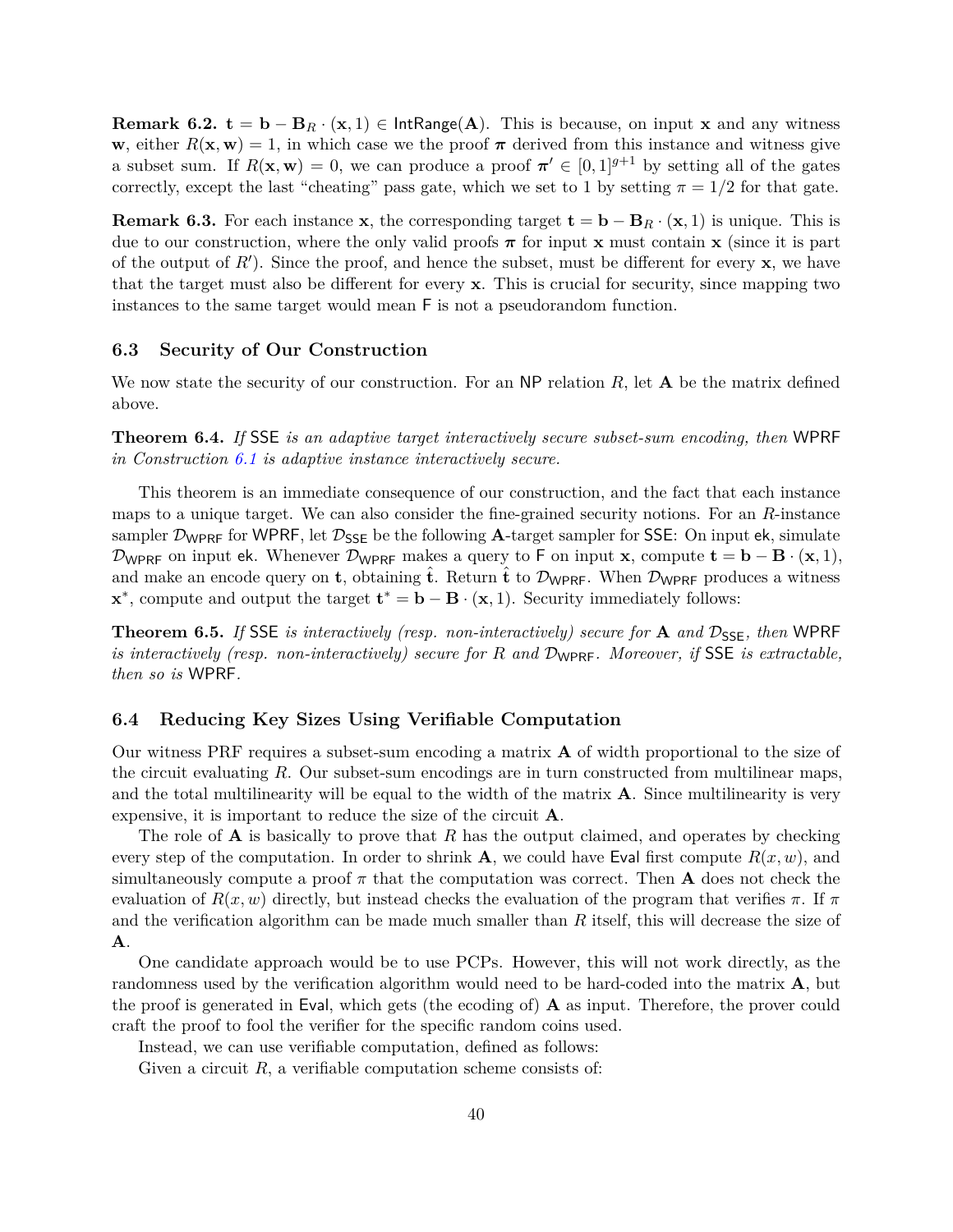**Remark 6.2.** $\mathbf{t} = \mathbf{b} - \mathbf{B}_R \cdot (\mathbf{x}, 1) \in \mathsf{IntRange}(\mathbf{A})$. This is because, on input $\mathbf{x}$ and any witness $\mathbf{w}$, either $R(\mathbf{x}, \mathbf{w}) = 1$, in which case we the proof $\boldsymbol{\pi}$ derived from this instance and witness give a subset sum. If $R(\mathbf{x}, \mathbf{w}) = 0$, we can produce a proof $\boldsymbol{\pi}' \in [0,1]^{g+1}$ by setting all of the gates correctly, except the last "cheating" pass gate, which we set to 1 by setting $\pi = 1/2$ for that gate.

**Remark 6.3.** For each instance $\mathbf{x}$, the corresponding target $\mathbf{t} = \mathbf{b} - \mathbf{B}_R \cdot (\mathbf{x}, 1)$ is unique. This is due to our construction, where the only valid proofs $\boldsymbol{\pi}$ for input $\mathbf{x}$ must contain $\mathbf{x}$ (since it is part of the output of $R'$). Since the proof, and hence the subset, must be different for every $\mathbf{x}$, we have that the target must also be different for every $\mathbf{x}$. This is crucial for security, since mapping two instances to the same target would mean $\mathsf{F}$ is not a pseudorandom function.

### 6.3 Security of Our Construction

We now state the security of our construction. For an $\mathsf{NP}$ relation $R$, let $\mathbf{A}$ be the matrix defined above.

**Theorem 6.4.** *If* $\mathsf{SSE}$ *is an adaptive target interactively secure subset-sum encoding, then* $\mathsf{WPRF}$ *in Construction 6.1 is adaptive instance interactively secure.*

This theorem is an immediate consequence of our construction, and the fact that each instance maps to a unique target. We can also consider the fine-grained security notions. For an $R$-instance sampler $\mathcal{D}_{\mathsf{WPRF}}$ for $\mathsf{WPRF}$, let $\mathcal{D}_{\mathsf{SSE}}$ be the following $\mathbf{A}$-target sampler for $\mathsf{SSE}$: On input $\mathsf{ek}$, simulate $\mathcal{D}_{\mathsf{WPRF}}$ on input $\mathsf{ek}$. Whenever $\mathcal{D}_{\mathsf{WPRF}}$ makes a query to $\mathsf{F}$ on input $\mathbf{x}$, compute $\mathbf{t} = \mathbf{b} - \mathbf{B} \cdot (\mathbf{x}, 1)$, and make an encode query on $\mathbf{t}$, obtaining $\hat{\mathbf{t}}$. Return $\hat{\mathbf{t}}$ to $\mathcal{D}_{\mathsf{WPRF}}$. When $\mathcal{D}_{\mathsf{WPRF}}$ produces a witness $\mathbf{x}^*$, compute and output the target $\mathbf{t}^* = \mathbf{b} - \mathbf{B} \cdot (\mathbf{x}, 1)$. Security immediately follows:

**Theorem 6.5.** *If* $\mathsf{SSE}$ *is interactively (resp. non-interactively) secure for* $\mathbf{A}$ *and* $\mathcal{D}_{\mathsf{SSE}}$*, then* $\mathsf{WPRF}$ *is interactively (resp. non-interactively) secure for* $R$ *and* $\mathcal{D}_{\mathsf{WPRF}}$*. Moreover, if* $\mathsf{SSE}$ *is extractable, then so is* $\mathsf{WPRF}$*.*

### 6.4 Reducing Key Sizes Using Verifiable Computation

Our witness PRF requires a subset-sum encoding a matrix $\mathbf{A}$ of width proportional to the size of the circuit evaluating $R$. Our subset-sum encodings are in turn constructed from multilinear maps, and the total multilinearity will be equal to the width of the matrix $\mathbf{A}$. Since multilinearity is very expensive, it is important to reduce the size of the circuit $\mathbf{A}$.

The role of $\mathbf{A}$ is basically to prove that $R$ has the output claimed, and operates by checking every step of the computation. In order to shrink $\mathbf{A}$, we could have $\mathsf{Eval}$ first compute $R(x, w)$, and simultaneously compute a proof $\pi$ that the computation was correct. Then $\mathbf{A}$ does not check the evaluation of $R(x, w)$ directly, but instead checks the evaluation of the program that verifies $\pi$. If $\pi$ and the verification algorithm can be made much smaller than $R$ itself, this will decrease the size of $\mathbf{A}$.

One candidate approach would be to use PCPs. However, this will not work directly, as the randomness used by the verification algorithm would need to be hard-coded into the matrix $\mathbf{A}$, but the proof is generated in $\mathsf{Eval}$, which gets (the ecoding of) $\mathbf{A}$ as input. Therefore, the prover could craft the proof to fool the verifier for the specific random coins used.

Instead, we can use verifiable computation, defined as follows:

Given a circuit $R$, a verifiable computation scheme consists of: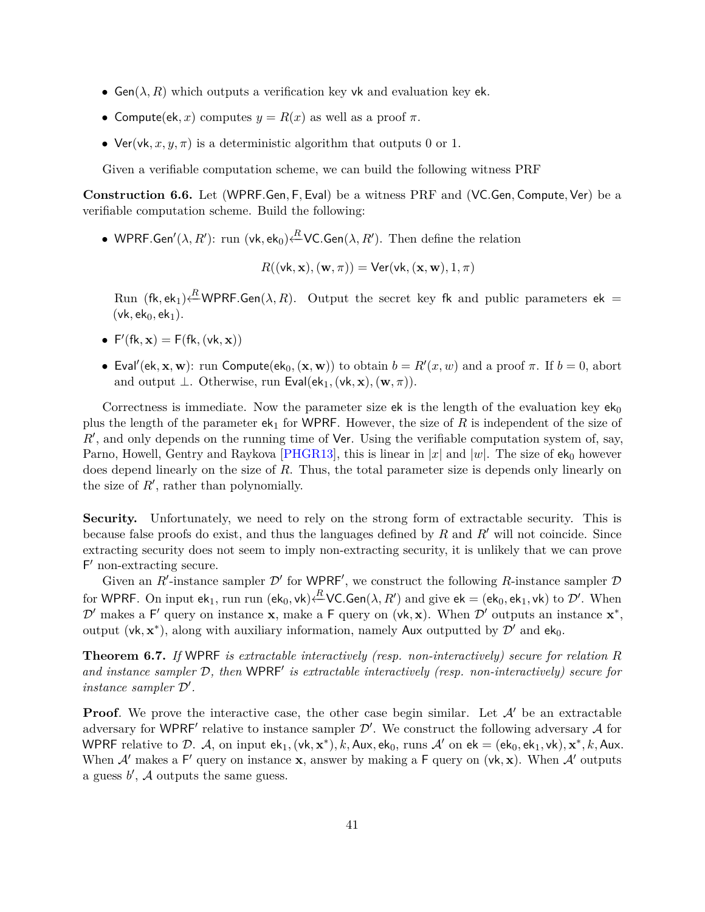- $\mathsf{Gen}(\lambda, R)$ which outputs a verification key $\mathsf{vk}$ and evaluation key $\mathsf{ek}$.
- $\mathsf{Compute}(\mathsf{ek}, x)$ computes $y = R(x)$ as well as a proof $\pi$.
- $\mathsf{Ver}(\mathsf{vk}, x, y, \pi)$ is a deterministic algorithm that outputs 0 or 1.

Given a verifiable computation scheme, we can build the following witness PRF

**Construction 6.6.** Let $(\mathsf{WPRF.Gen}, \mathsf{F}, \mathsf{Eval})$ be a witness PRF and $(\mathsf{VC.Gen}, \mathsf{Compute}, \mathsf{Ver})$ be a verifiable computation scheme. Build the following:

- $\mathsf{WPRF.Gen}'(\lambda, R')$: run $(\mathsf{vk}, \mathsf{ek}_0) \xleftarrow{R} \mathsf{VC.Gen}(\lambda, R')$. Then define the relation

$$R((\mathsf{vk}, \mathbf{x}), (\mathbf{w}, \pi)) = \mathsf{Ver}(\mathsf{vk}, (\mathbf{x}, \mathbf{w}), 1, \pi)$$

  Run $(\mathsf{fk}, \mathsf{ek}_1) \xleftarrow{R} \mathsf{WPRF.Gen}(\lambda, R)$. Output the secret key $\mathsf{fk}$ and public parameters $\mathsf{ek} = (\mathsf{vk}, \mathsf{ek}_0, \mathsf{ek}_1)$.

- $\mathsf{F}'(\mathsf{fk}, \mathbf{x}) = \mathsf{F}(\mathsf{fk}, (\mathsf{vk}, \mathbf{x}))$
- $\mathsf{Eval}'(\mathsf{ek}, \mathbf{x}, \mathbf{w})$: run $\mathsf{Compute}(\mathsf{ek}_0, (\mathbf{x}, \mathbf{w}))$ to obtain $b = R'(x, w)$ and a proof $\pi$. If $b = 0$, abort and output $\perp$. Otherwise, run $\mathsf{Eval}(\mathsf{ek}_1, (\mathsf{vk}, \mathbf{x}), (\mathbf{w}, \pi))$.

Correctness is immediate. Now the parameter size $\mathsf{ek}$ is the length of the evaluation key $\mathsf{ek}_0$ plus the length of the parameter $\mathsf{ek}_1$ for $\mathsf{WPRF}$. However, the size of $R$ is independent of the size of $R'$, and only depends on the running time of $\mathsf{Ver}$. Using the verifiable computation system of, say, Parno, Howell, Gentry and Raykova [PHGR13], this is linear in $|x|$ and $|w|$. The size of $\mathsf{ek}_0$ however does depend linearly on the size of $R$. Thus, the total parameter size is depends only linearly on the size of $R'$, rather than polynomially.

**Security.** Unfortunately, we need to rely on the strong form of extractable security. This is because false proofs do exist, and thus the languages defined by $R$ and $R'$ will not coincide. Since extracting security does not seem to imply non-extracting security, it is unlikely that we can prove $\mathsf{F}'$ non-extracting secure.

Given an $R'$-instance sampler $\mathcal{D}'$ for $\mathsf{WPRF}'$, we construct the following $R$-instance sampler $\mathcal{D}$ for $\mathsf{WPRF}$. On input $\mathsf{ek}_1$, run run $(\mathsf{ek}_0, \mathsf{vk}) \xleftarrow{R} \mathsf{VC.Gen}(\lambda, R')$ and give $\mathsf{ek} = (\mathsf{ek}_0, \mathsf{ek}_1, \mathsf{vk})$ to $\mathcal{D}'$. When $\mathcal{D}'$ makes a $\mathsf{F}'$ query on instance $\mathbf{x}$, make a $\mathsf{F}$ query on $(\mathsf{vk}, \mathbf{x})$. When $\mathcal{D}'$ outputs an instance $\mathbf{x}^*$, output $(\mathsf{vk}, \mathbf{x}^*)$, along with auxiliary information, namely $\mathsf{Aux}$ outputted by $\mathcal{D}'$ and $\mathsf{ek}_0$.

**Theorem 6.7.** *If* $\mathsf{WPRF}$ *is extractable interactively (resp. non-interactively) secure for relation* $R$ *and instance sampler* $\mathcal{D}$*, then* $\mathsf{WPRF}'$ *is extractable interactively (resp. non-interactively) secure for instance sampler* $\mathcal{D}'$*.*

**Proof**. We prove the interactive case, the other case begin similar. Let $\mathcal{A}'$ be an extractable adversary for $\mathsf{WPRF}'$ relative to instance sampler $\mathcal{D}'$. We construct the following adversary $\mathcal{A}$ for $\mathsf{WPRF}$ relative to $\mathcal{D}$. $\mathcal{A}$, on input $\mathsf{ek}_1, (\mathsf{vk}, \mathbf{x}^*), k, \mathsf{Aux}, \mathsf{ek}_0$, runs $\mathcal{A}'$ on $\mathsf{ek} = (\mathsf{ek}_0, \mathsf{ek}_1, \mathsf{vk}), \mathbf{x}^*, k, \mathsf{Aux}$. When $\mathcal{A}'$ makes a $\mathsf{F}'$ query on instance $\mathbf{x}$, answer by making a $\mathsf{F}$ query on $(\mathsf{vk}, \mathbf{x})$. When $\mathcal{A}'$ outputs a guess $b'$, $\mathcal{A}$ outputs the same guess.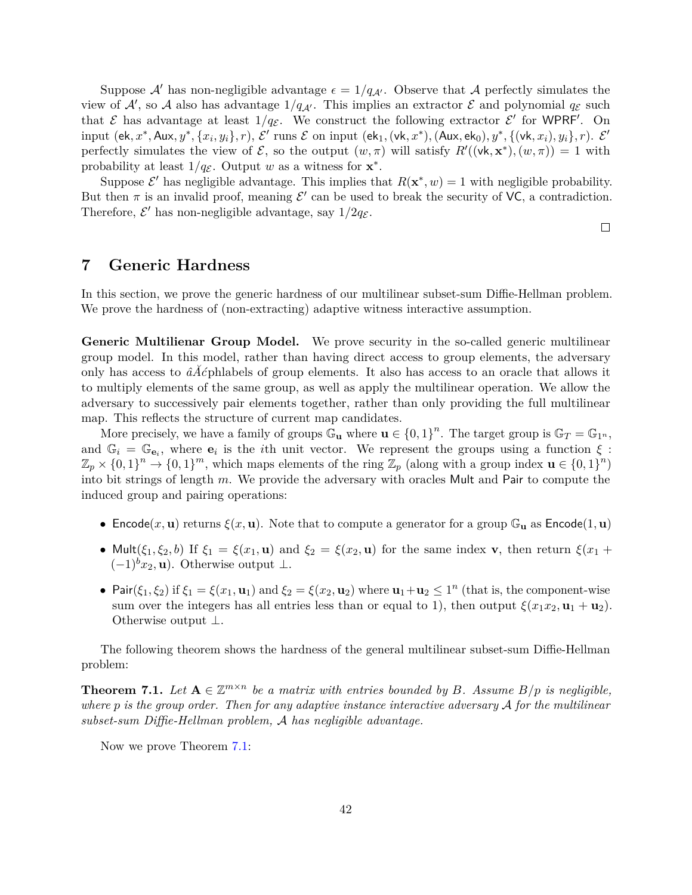Suppose $\mathcal{A}'$ has non-negligible advantage $\epsilon = 1/q_{\mathcal{A}'}$. Observe that $\mathcal{A}$ perfectly simulates the view of $\mathcal{A}'$, so $\mathcal{A}$ also has advantage $1/q_{\mathcal{A}'}$. This implies an extractor $\mathcal{E}$ and polynomial $q_{\mathcal{E}}$ such that $\mathcal{E}$ has advantage at least $1/q_{\mathcal{E}}$. We construct the following extractor $\mathcal{E}'$ for $\mathsf{WPRF}'$. On input $(\mathsf{ek}, x^*, \mathsf{Aux}, y^*, \{x_i, y_i\}, r)$, $\mathcal{E}'$ runs $\mathcal{E}$ on input $(\mathsf{ek}_1, (\mathsf{vk}, x^*), (\mathsf{Aux}, \mathsf{ek}_0), y^*, \{(\mathsf{vk}, x_i), y_i\}, r)$. $\mathcal{E}'$ perfectly simulates the view of $\mathcal{E}$, so the output $(w, \pi)$ will satisfy $R'((\mathsf{vk}, \mathbf{x}^*), (w, \pi)) = 1$ with probability at least $1/q_{\mathcal{E}}$. Output $w$ as a witness for $\mathbf{x}^*$.

Suppose $\mathcal{E}'$ has negligible advantage. This implies that $R(\mathbf{x}^*, w) = 1$ with negligible probability. But then $\pi$ is an invalid proof, meaning $\mathcal{E}'$ can be used to break the security of $\mathsf{VC}$, a contradiction. Therefore, $\mathcal{E}'$ has non-negligible advantage, say $1/2q_{\mathcal{E}}$.

□

# 7 Generic Hardness

In this section, we prove the generic hardness of our multilinear subset-sum Diffie-Hellman problem. We prove the hardness of (non-extracting) adaptive witness interactive assumption.

**Generic Multilienar Group Model.** We prove security in the so-called generic multilinear group model. In this model, rather than having direct access to group elements, the adversary only has access to âĂćphlabels of group elements. It also has access to an oracle that allows it to multiply elements of the same group, as well as apply the multilinear operation. We allow the adversary to successively pair elements together, rather than only providing the full multilinear map. This reflects the structure of current map candidates.

More precisely, we have a family of groups $\mathbb{G}_{\mathbf{u}}$ where $\mathbf{u} \in \{0,1\}^n$. The target group is $\mathbb{G}_T = \mathbb{G}_{1^n}$, and $\mathbb{G}_i = \mathbb{G}_{\mathbf{e}_i}$, where $\mathbf{e}_i$ is the $i$th unit vector. We represent the groups using a function $\xi : \mathbb{Z}_p \times \{0,1\}^n \to \{0,1\}^m$, which maps elements of the ring $\mathbb{Z}_p$ (along with a group index $\mathbf{u} \in \{0,1\}^n$) into bit strings of length $m$. We provide the adversary with oracles $\mathsf{Mult}$ and $\mathsf{Pair}$ to compute the induced group and pairing operations:

- $\mathsf{Encode}(x, \mathbf{u})$ returns $\xi(x, \mathbf{u})$. Note that to compute a generator for a group $\mathbb{G}_{\mathbf{u}}$ as $\mathsf{Encode}(1, \mathbf{u})$
- $\mathsf{Mult}(\xi_1, \xi_2, b)$ If $\xi_1 = \xi(x_1, \mathbf{u})$ and $\xi_2 = \xi(x_2, \mathbf{u})$ for the same index $\mathbf{v}$, then return $\xi(x_1 + (-1)^b x_2, \mathbf{u})$. Otherwise output $\perp$.
- $\mathsf{Pair}(\xi_1, \xi_2)$ if $\xi_1 = \xi(x_1, \mathbf{u}_1)$ and $\xi_2 = \xi(x_2, \mathbf{u}_2)$ where $\mathbf{u}_1 + \mathbf{u}_2 \leq 1^n$ (that is, the component-wise sum over the integers has all entries less than or equal to 1), then output $\xi(x_1 x_2, \mathbf{u}_1 + \mathbf{u}_2)$. Otherwise output $\perp$.

The following theorem shows the hardness of the general multilinear subset-sum Diffie-Hellman problem:

**Theorem 7.1.** *Let $\mathbf{A} \in \mathbb{Z}^{m \times n}$ be a matrix with entries bounded by $B$. Assume $B/p$ is negligible, where $p$ is the group order. Then for any adaptive instance interactive adversary $\mathcal{A}$ for the multilinear subset-sum Diffie-Hellman problem, $\mathcal{A}$ has negligible advantage.*

Now we prove Theorem 7.1: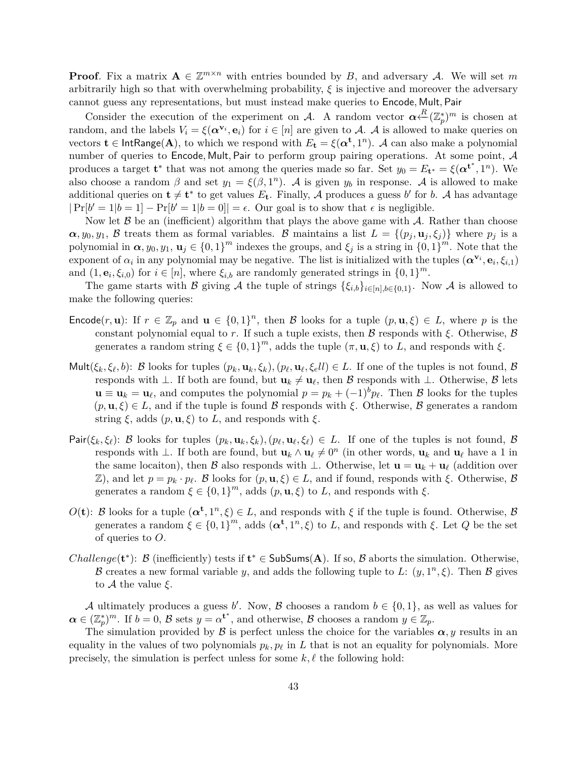**Proof**. Fix a matrix $\mathbf{A} \in \mathbb{Z}^{m\times n}$ with entries bounded by $B$, and adversary $\mathcal{A}$. We will set $m$ arbitrarily high so that with overwhelming probability, $\xi$ is injective and moreover the adversary cannot guess any representations, but must instead make queries to $\mathsf{Encode}, \mathsf{Mult}, \mathsf{Pair}$

Consider the execution of the experiment on $\mathcal{A}$. A random vector $\boldsymbol{\alpha} \xleftarrow{R} (\mathbb{Z}_p^*)^m$ is chosen at random, and the labels $V_i = \xi(\boldsymbol{\alpha}^{\mathbf{v}_i}, \mathbf{e}_i)$ for $i \in [n]$ are given to $\mathcal{A}$. $\mathcal{A}$ is allowed to make queries on vectors $\mathbf{t} \in \mathsf{IntRange}(\mathbf{A})$, to which we respond with $E_{\mathbf{t}} = \xi(\boldsymbol{\alpha}^{\mathbf{t}}, 1^n)$. $\mathcal{A}$ can also make a polynomial number of queries to $\mathsf{Encode}, \mathsf{Mult}, \mathsf{Pair}$ to perform group pairing operations. At some point, $\mathcal{A}$ produces a target $\mathbf{t}^*$ that was not among the queries made so far. Set $y_0 = E_{\mathbf{t}^*} = \xi(\boldsymbol{\alpha}^{\mathbf{t}^*}, 1^n)$. We also choose a random $\beta$ and set $y_1 = \xi(\beta, 1^n)$. $\mathcal{A}$ is given $y_b$ in response. $\mathcal{A}$ is allowed to make additional queries on $\mathbf{t} \neq \mathbf{t}^*$ to get values $E_{\mathbf{t}}$. Finally, $\mathcal{A}$ produces a guess $b'$ for $b$. $\mathcal{A}$ has advantage $|\Pr[b' = 1|b = 1] - \Pr[b' = 1|b = 0]| = \epsilon$. Our goal is to show that $\epsilon$ is negligible.

Now let $\mathcal{B}$ be an (inefficient) algorithm that plays the above game with $\mathcal{A}$. Rather than choose $\boldsymbol{\alpha}, y_0, y_1$, $\mathcal{B}$ treats them as formal variables. $\mathcal{B}$ maintains a list $L = \{(p_j, \mathbf{u}_j, \xi_j)\}$ where $p_j$ is a polynomial in $\boldsymbol{\alpha}, y_0, y_1$, $\mathbf{u}_j \in \{0,1\}^m$ indexes the groups, and $\xi_j$ is a string in $\{0,1\}^m$. Note that the exponent of $\alpha_i$ in any polynomial may be negative. The list is initialized with the tuples $(\boldsymbol{\alpha}^{\mathbf{v}_i}, \mathbf{e}_i, \xi_{i,1})$ and $(1, \mathbf{e}_i, \xi_{i,0})$ for $i \in [n]$, where $\xi_{i,b}$ are randomly generated strings in $\{0,1\}^m$.

The game starts with $\mathcal{B}$ giving $\mathcal{A}$ the tuple of strings $\{\xi_{i,b}\}_{i\in[n], b\in\{0,1\}}$. Now $\mathcal{A}$ is allowed to make the following queries:

- $\mathsf{Encode}(r, \mathbf{u})$: If $r \in \mathbb{Z}_p$ and $\mathbf{u} \in \{0,1\}^n$, then $\mathcal{B}$ looks for a tuple $(p, \mathbf{u}, \xi) \in L$, where $p$ is the constant polynomial equal to $r$. If such a tuple exists, then $\mathcal{B}$ responds with $\xi$. Otherwise, $\mathcal{B}$ generates a random string $\xi \in \{0,1\}^m$, adds the tuple $(\pi, \mathbf{u}, \xi)$ to $L$, and responds with $\xi$.
- $\mathsf{Mult}(\xi_k, \xi_\ell, b)$: $\mathcal{B}$ looks for tuples $(p_k, \mathbf{u}_k, \xi_k), (p_\ell, \mathbf{u}_\ell, \xi_e ll) \in L$. If one of the tuples is not found, $\mathcal{B}$ responds with $\perp$. If both are found, but $\mathbf{u}_k \neq \mathbf{u}_\ell$, then $\mathcal{B}$ responds with $\perp$. Otherwise, $\mathcal{B}$ lets $\mathbf{u} \equiv \mathbf{u}_k = \mathbf{u}_\ell$, and computes the polynomial $p = p_k + (-1)^b p_\ell$. Then $\mathcal{B}$ looks for the tuples $(p, \mathbf{u}, \xi) \in L$, and if the tuple is found $\mathcal{B}$ responds with $\xi$. Otherwise, $\mathcal{B}$ generates a random string $\xi$, adds $(p, \mathbf{u}, \xi)$ to $L$, and responds with $\xi$.
- $\mathsf{Pair}(\xi_k, \xi_\ell)$: $\mathcal{B}$ looks for tuples $(p_k, \mathbf{u}_k, \xi_k), (p_\ell, \mathbf{u}_\ell, \xi_\ell) \in L$. If one of the tuples is not found, $\mathcal{B}$ responds with $\perp$. If both are found, but $\mathbf{u}_k \wedge \mathbf{u}_\ell \neq 0^n$ (in other words, $\mathbf{u}_k$ and $\mathbf{u}_\ell$ have a 1 in the same locaiton), then $\mathcal{B}$ also responds with $\perp$. Otherwise, let $\mathbf{u} = \mathbf{u}_k + \mathbf{u}_\ell$ (addition over $\mathbb{Z}$), and let $p = p_k \cdot p_\ell$. $\mathcal{B}$ looks for $(p, \mathbf{u}, \xi) \in L$, and if found, responds with $\xi$. Otherwise, $\mathcal{B}$ generates a random $\xi \in \{0,1\}^m$, adds $(p, \mathbf{u}, \xi)$ to $L$, and responds with $\xi$.
- $O(\mathbf{t})$: $\mathcal{B}$ looks for a tuple $(\boldsymbol{\alpha}^{\mathbf{t}}, 1^n, \xi) \in L$, and responds with $\xi$ if the tuple is found. Otherwise, $\mathcal{B}$ generates a random $\xi \in \{0,1\}^m$, adds $(\boldsymbol{\alpha}^{\mathbf{t}}, 1^n, \xi)$ to $L$, and responds with $\xi$. Let $Q$ be the set of queries to $O$.
- *Challenge*$(\mathbf{t}^*)$: $\mathcal{B}$ (inefficiently) tests if $\mathbf{t}^* \in \mathsf{SubSums}(\mathbf{A})$. If so, $\mathcal{B}$ aborts the simulation. Otherwise, $\mathcal{B}$ creates a new formal variable $y$, and adds the following tuple to $L$: $(y, 1^n, \xi)$. Then $\mathcal{B}$ gives to $\mathcal{A}$ the value $\xi$.

$\mathcal{A}$ ultimately produces a guess $b'$. Now, $\mathcal{B}$ chooses a random $b \in \{0,1\}$, as well as values for $\boldsymbol{\alpha} \in (\mathbb{Z}_p^*)^m$. If $b = 0$, $\mathcal{B}$ sets $y = \alpha^{\mathbf{t}^*}$, and otherwise, $\mathcal{B}$ chooses a random $y \in \mathbb{Z}_p$.

The simulation provided by $\mathcal{B}$ is perfect unless the choice for the variables $\boldsymbol{\alpha}, y$ results in an equality in the values of two polynomials $p_k, p_\ell$ in $L$ that is not an equality for polynomials. More precisely, the simulation is perfect unless for some $k, \ell$ the following hold: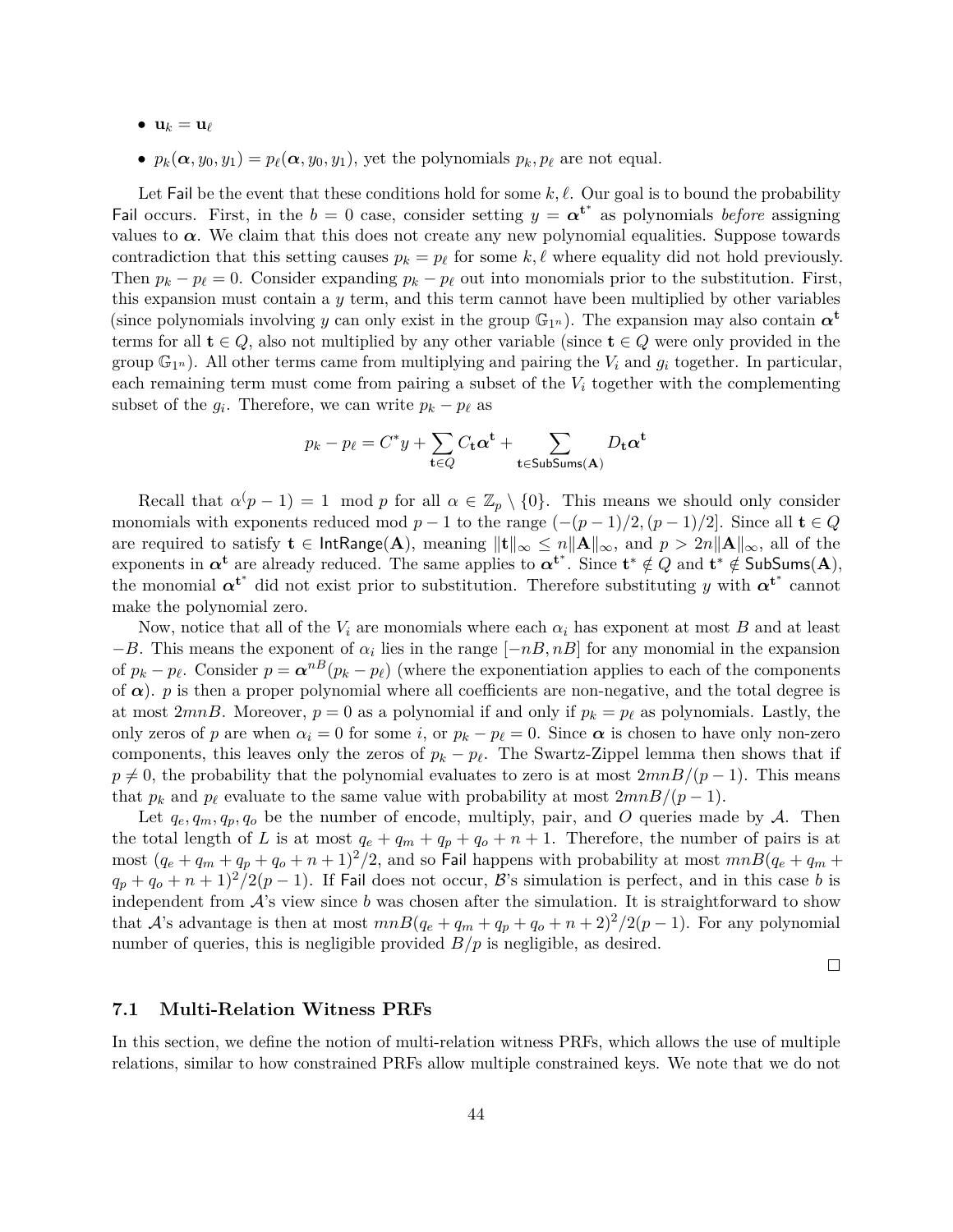- $\mathbf{u}_k = \mathbf{u}_\ell$
- $p_k(\boldsymbol{\alpha}, y_0, y_1) = p_\ell(\boldsymbol{\alpha}, y_0, y_1)$, yet the polynomials $p_k, p_\ell$ are not equal.

Let Fail be the event that these conditions hold for some $k, \ell$. Our goal is to bound the probability Fail occurs. First, in the $b = 0$ case, consider setting $y = \boldsymbol{\alpha}^{\mathbf{t}^*}$ as polynomials *before* assigning values to $\boldsymbol{\alpha}$. We claim that this does not create any new polynomial equalities. Suppose towards contradiction that this setting causes $p_k = p_\ell$ for some $k, \ell$ where equality did not hold previously. Then $p_k - p_\ell = 0$. Consider expanding $p_k - p_\ell$ out into monomials prior to the substitution. First, this expansion must contain a $y$ term, and this term cannot have been multiplied by other variables (since polynomials involving $y$ can only exist in the group $\mathbb{G}_{1^n}$). The expansion may also contain $\boldsymbol{\alpha}^{\mathbf{t}}$ terms for all $\mathbf{t} \in Q$, also not multiplied by any other variable (since $\mathbf{t} \in Q$ were only provided in the group $\mathbb{G}_{1^n}$). All other terms came from multiplying and pairing the $V_i$ and $g_i$ together. In particular, each remaining term must come from pairing a subset of the $V_i$ together with the complementing subset of the $g_i$. Therefore, we can write $p_k - p_\ell$ as

$$p_k - p_\ell = C^* y + \sum_{\mathbf{t} \in Q} C_{\mathbf{t}} \boldsymbol{\alpha}^{\mathbf{t}} + \sum_{\mathbf{t} \in \mathsf{SubSums}(\mathbf{A})} D_{\mathbf{t}} \boldsymbol{\alpha}^{\mathbf{t}}$$

Recall that $\alpha^(p-1) = 1 \mod p$ for all $\alpha \in \mathbb{Z}_p \setminus \{0\}$. This means we should only consider monomials with exponents reduced mod $p-1$ to the range $(-(p-1)/2, (p-1)/2]$. Since all $\mathbf{t} \in Q$ are required to satisfy $\mathbf{t} \in \mathsf{IntRange}(\mathbf{A})$, meaning $\|\mathbf{t}\|_\infty \le n\|\mathbf{A}\|_\infty$, and $p > 2n\|\mathbf{A}\|_\infty$, all of the exponents in $\boldsymbol{\alpha}^{\mathbf{t}}$ are already reduced. The same applies to $\boldsymbol{\alpha}^{\mathbf{t}^*}$. Since $\mathbf{t}^* \notin Q$ and $\mathbf{t}^* \notin \mathsf{SubSums}(\mathbf{A})$, the monomial $\boldsymbol{\alpha}^{\mathbf{t}^*}$ did not exist prior to substitution. Therefore substituting $y$ with $\boldsymbol{\alpha}^{\mathbf{t}^*}$ cannot make the polynomial zero.

Now, notice that all of the $V_i$ are monomials where each $\alpha_i$ has exponent at most $B$ and at least $-B$. This means the exponent of $\alpha_i$ lies in the range $[-nB, nB]$ for any monomial in the expansion of $p_k - p_\ell$. Consider $p = \boldsymbol{\alpha}^{nB}(p_k - p_\ell)$ (where the exponentiation applies to each of the components of $\boldsymbol{\alpha}$). $p$ is then a proper polynomial where all coefficients are non-negative, and the total degree is at most $2mnB$. Moreover, $p = 0$ as a polynomial if and only if $p_k = p_\ell$ as polynomials. Lastly, the only zeros of $p$ are when $\alpha_i = 0$ for some $i$, or $p_k - p_\ell = 0$. Since $\boldsymbol{\alpha}$ is chosen to have only non-zero components, this leaves only the zeros of $p_k - p_\ell$. The Swartz-Zippel lemma then shows that if $p \neq 0$, the probability that the polynomial evaluates to zero is at most $2mnB/(p-1)$. This means that $p_k$ and $p_\ell$ evaluate to the same value with probability at most $2mnB/(p-1)$.

Let $q_e, q_m, q_p, q_o$ be the number of encode, multiply, pair, and $O$ queries made by $\mathcal{A}$. Then the total length of $L$ is at most $q_e + q_m + q_p + q_o + n + 1$. Therefore, the number of pairs is at most $(q_e + q_m + q_p + q_o + n + 1)^2/2$, and so Fail happens with probability at most $mnB(q_e + q_m + q_p + q_o + n + 1)^2/2(p-1)$. If Fail does not occur, $\mathcal{B}$'s simulation is perfect, and in this case $b$ is independent from $\mathcal{A}$'s view since $b$ was chosen after the simulation. It is straightforward to show that $\mathcal{A}$'s advantage is then at most $mnB(q_e + q_m + q_p + q_o + n + 2)^2/2(p-1)$. For any polynomial number of queries, this is negligible provided $B/p$ is negligible, as desired.

□

### 7.1 Multi-Relation Witness PRFs

In this section, we define the notion of multi-relation witness PRFs, which allows the use of multiple relations, similar to how constrained PRFs allow multiple constrained keys. We note that we do not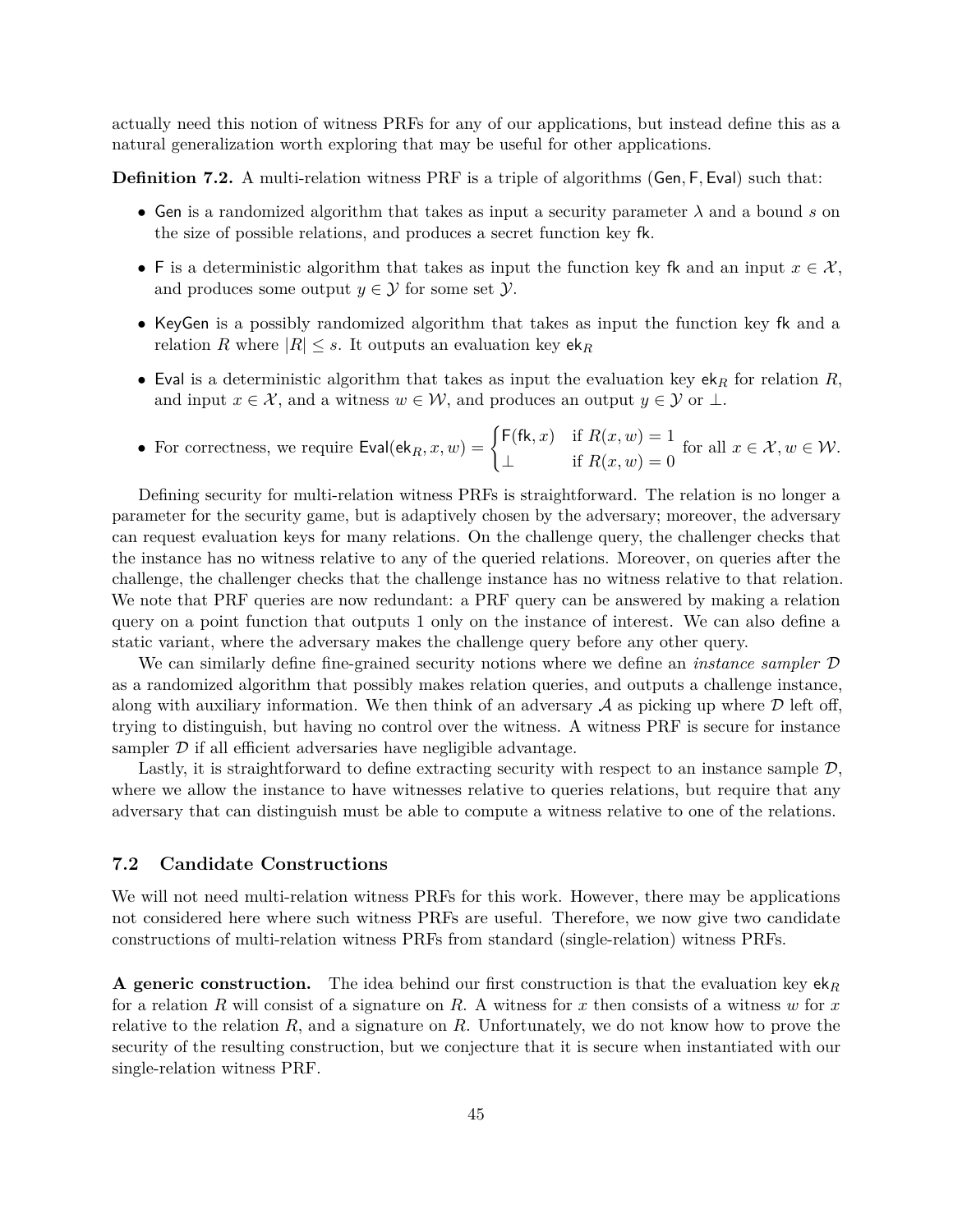actually need this notion of witness PRFs for any of our applications, but instead define this as a natural generalization worth exploring that may be useful for other applications.

**Definition 7.2.** A multi-relation witness PRF is a triple of algorithms $(\mathsf{Gen}, \mathsf{F}, \mathsf{Eval})$ such that:

- $\mathsf{Gen}$ is a randomized algorithm that takes as input a security parameter $\lambda$ and a bound $s$ on the size of possible relations, and produces a secret function key $\mathsf{fk}$.
- $\mathsf{F}$ is a deterministic algorithm that takes as input the function key $\mathsf{fk}$ and an input $x \in \mathcal{X}$, and produces some output $y \in \mathcal{Y}$ for some set $\mathcal{Y}$.
- $\mathsf{KeyGen}$ is a possibly randomized algorithm that takes as input the function key $\mathsf{fk}$ and a relation $R$ where $|R| \leq s$. It outputs an evaluation key $\mathsf{ek}_R$
- $\mathsf{Eval}$ is a deterministic algorithm that takes as input the evaluation key $\mathsf{ek}_R$ for relation $R$, and input $x \in \mathcal{X}$, and a witness $w \in \mathcal{W}$, and produces an output $y \in \mathcal{Y}$ or $\perp$.
- For correctness, we require $\mathsf{Eval}(\mathsf{ek}_R, x, w) = \begin{cases} \mathsf{F}(\mathsf{fk}, x) & \text{if } R(x,w) = 1 \\ \perp & \text{if } R(x,w) = 0 \end{cases}$ for all $x \in \mathcal{X}, w \in \mathcal{W}$.

Defining security for multi-relation witness PRFs is straightforward. The relation is no longer a parameter for the security game, but is adaptively chosen by the adversary; moreover, the adversary can request evaluation keys for many relations. On the challenge query, the challenger checks that the instance has no witness relative to any of the queried relations. Moreover, on queries after the challenge, the challenger checks that the challenge instance has no witness relative to that relation. We note that PRF queries are now redundant: a PRF query can be answered by making a relation query on a point function that outputs 1 only on the instance of interest. We can also define a static variant, where the adversary makes the challenge query before any other query.

We can similarly define fine-grained security notions where we define an *instance sampler* $\mathcal{D}$ as a randomized algorithm that possibly makes relation queries, and outputs a challenge instance, along with auxiliary information. We then think of an adversary $\mathcal{A}$ as picking up where $\mathcal{D}$ left off, trying to distinguish, but having no control over the witness. A witness PRF is secure for instance sampler $\mathcal{D}$ if all efficient adversaries have negligible advantage.

Lastly, it is straightforward to define extracting security with respect to an instance sample $\mathcal{D}$, where we allow the instance to have witnesses relative to queries relations, but require that any adversary that can distinguish must be able to compute a witness relative to one of the relations.

## 7.2 Candidate Constructions

We will not need multi-relation witness PRFs for this work. However, there may be applications not considered here where such witness PRFs are useful. Therefore, we now give two candidate constructions of multi-relation witness PRFs from standard (single-relation) witness PRFs.

**A generic construction.** The idea behind our first construction is that the evaluation key $\mathsf{ek}_R$ for a relation $R$ will consist of a signature on $R$. A witness for $x$ then consists of a witness $w$ for $x$ relative to the relation $R$, and a signature on $R$. Unfortunately, we do not know how to prove the security of the resulting construction, but we conjecture that it is secure when instantiated with our single-relation witness PRF.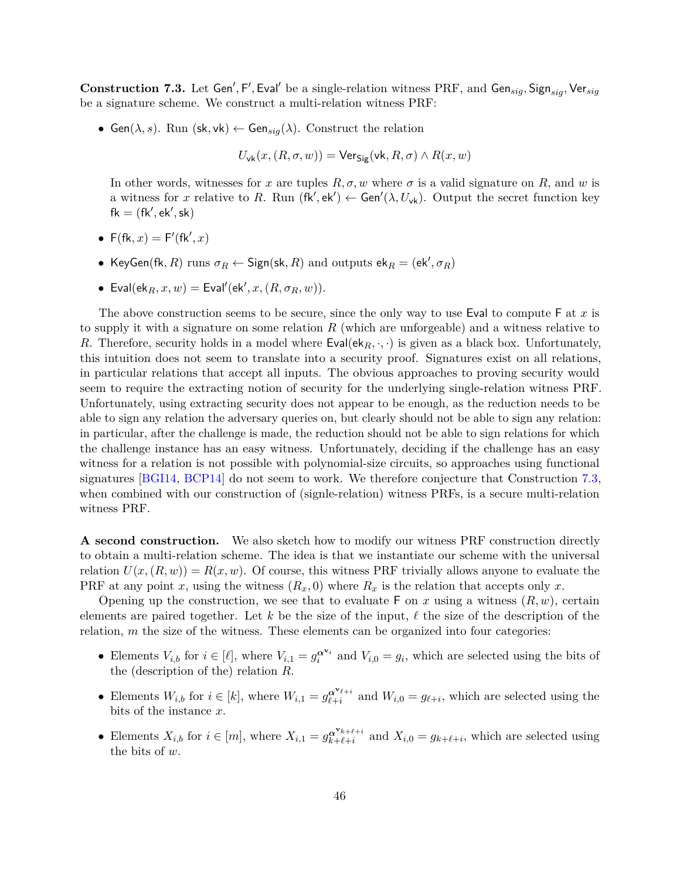**Construction 7.3.** Let $\mathsf{Gen}', \mathsf{F}', \mathsf{Eval}'$ be a single-relation witness PRF, and $\mathsf{Gen}_{sig}, \mathsf{Sign}_{sig}, \mathsf{Ver}_{sig}$ be a signature scheme. We construct a multi-relation witness PRF:

- $\mathsf{Gen}(\lambda, s)$. Run $(\mathsf{sk}, \mathsf{vk}) \leftarrow \mathsf{Gen}_{sig}(\lambda)$. Construct the relation

$$U_{\mathsf{vk}}(x, (R, \sigma, w)) = \mathsf{Ver}_{\mathsf{Sig}}(\mathsf{vk}, R, \sigma) \wedge R(x, w)$$

  In other words, witnesses for $x$ are tuples $R, \sigma, w$ where $\sigma$ is a valid signature on $R$, and $w$ is a witness for $x$ relative to $R$. Run $(\mathsf{fk}', \mathsf{ek}') \leftarrow \mathsf{Gen}'(\lambda, U_{\mathsf{vk}})$. Output the secret function key $\mathsf{fk} = (\mathsf{fk}', \mathsf{ek}', \mathsf{sk})$

- $\mathsf{F}(\mathsf{fk}, x) = \mathsf{F}'(\mathsf{fk}', x)$
- $\mathsf{KeyGen}(\mathsf{fk}, R)$ runs $\sigma_R \leftarrow \mathsf{Sign}(\mathsf{sk}, R)$ and outputs $\mathsf{ek}_R = (\mathsf{ek}', \sigma_R)$
- $\mathsf{Eval}(\mathsf{ek}_R, x, w) = \mathsf{Eval}'(\mathsf{ek}', x, (R, \sigma_R, w))$.

The above construction seems to be secure, since the only way to use $\mathsf{Eval}$ to compute $\mathsf{F}$ at $x$ is to supply it with a signature on some relation $R$ (which are unforgeable) and a witness relative to $R$. Therefore, security holds in a model where $\mathsf{Eval}(\mathsf{ek}_R, \cdot, \cdot)$ is given as a black box. Unfortunately, this intuition does not seem to translate into a security proof. Signatures exist on all relations, in particular relations that accept all inputs. The obvious approaches to proving security would seem to require the extracting notion of security for the underlying single-relation witness PRF. Unfortunately, using extracting security does not appear to be enough, as the reduction needs to be able to sign any relation the adversary queries on, but clearly should not be able to sign any relation: in particular, after the challenge is made, the reduction should not be able to sign relations for which the challenge instance has an easy witness. Unfortunately, deciding if the challenge has an easy witness for a relation is not possible with polynomial-size circuits, so approaches using functional signatures [BGI14, BCP14] do not seem to work. We therefore conjecture that Construction 7.3, when combined with our construction of (signle-relation) witness PRFs, is a secure multi-relation witness PRF.

**A second construction.** We also sketch how to modify our witness PRF construction directly to obtain a multi-relation scheme. The idea is that we instantiate our scheme with the universal relation $U(x, (R, w)) = R(x, w)$. Of course, this witness PRF trivially allows anyone to evaluate the PRF at any point $x$, using the witness $(R_x, 0)$ where $R_x$ is the relation that accepts only $x$.

Opening up the construction, we see that to evaluate $\mathsf{F}$ on $x$ using a witness $(R, w)$, certain elements are paired together. Let $k$ be the size of the input, $\ell$ the size of the description of the relation, $m$ the size of the witness. These elements can be organized into four categories:

- Elements $V_{i,b}$ for $i \in [\ell]$, where $V_{i,1} = g_i^{\boldsymbol{\alpha}^{\mathbf{v}_i}}$ and $V_{i,0} = g_i$, which are selected using the bits of the (description of the) relation $R$.
- Elements $W_{i,b}$ for $i \in [k]$, where $W_{i,1} = g_{\ell+i}^{\boldsymbol{\alpha}^{\mathbf{v}_{\ell+i}}}$ and $W_{i,0} = g_{\ell+i}$, which are selected using the bits of the instance $x$.
- Elements $X_{i,b}$ for $i \in [m]$, where $X_{i,1} = g_{k+\ell+i}^{\boldsymbol{\alpha}^{\mathbf{v}_{k+\ell+i}}}$ and $X_{i,0} = g_{k+\ell+i}$, which are selected using the bits of $w$.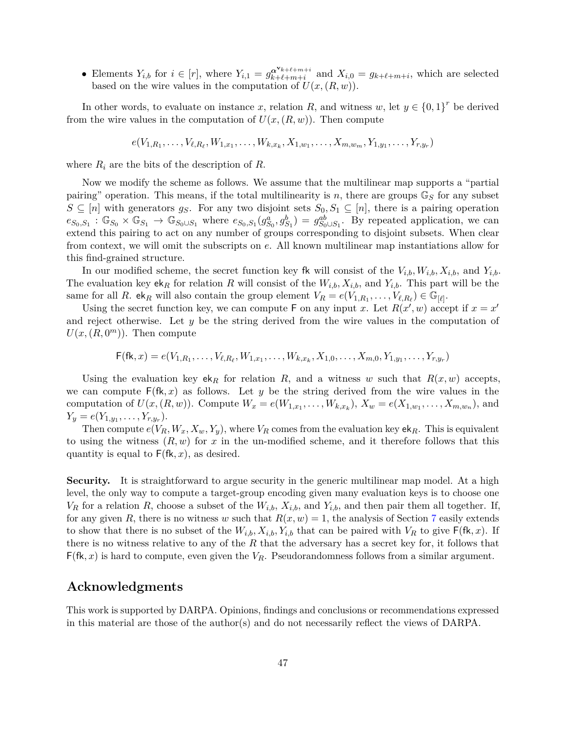- Elements $Y_{i,b}$ for $i \in [r]$, where $Y_{i,1} = g_{k+\ell+m+i}^{\boldsymbol{\alpha}^{\mathbf{v}_{k+\ell+m+i}}}$ and $X_{i,0} = g_{k+\ell+m+i}$, which are selected based on the wire values in the computation of $U(x,(R,w))$.

In other words, to evaluate on instance $x$, relation $R$, and witness $w$, let $y \in \{0,1\}^r$ be derived from the wire values in the computation of $U(x,(R,w))$. Then compute

$$e(V_{1,R_1},\dots,V_{\ell,R_\ell},W_{1,x_1},\dots,W_{k,x_k},X_{1,w_1},\dots,X_{m,w_m},Y_{1,y_1},\dots,Y_{r,y_r})$$

where $R_i$ are the bits of the description of $R$.

Now we modify the scheme as follows. We assume that the multilinear map supports a "partial pairing" operation. This means, if the total multilinearity is $n$, there are groups $\mathbb{G}_S$ for any subset $S \subseteq [n]$ with generators $g_S$. For any two disjoint sets $S_0, S_1 \subseteq [n]$, there is a pairing operation $e_{S_0,S_1} : \mathbb{G}_{S_0} \times \mathbb{G}_{S_1} \to \mathbb{G}_{S_0 \cup S_1}$ where $e_{S_0,S_1}(g_{S_0}^a, g_{S_1}^b) = g_{S_0 \cup S_1}^{ab}$. By repeated application, we can extend this pairing to act on any number of groups corresponding to disjoint subsets. When clear from context, we will omit the subscripts on $e$. All known multilinear map instantiations allow for this find-grained structure.

In our modified scheme, the secret function key $\mathsf{fk}$ will consist of the $V_{i,b}, W_{i,b}, X_{i,b}$, and $Y_{i,b}$. The evaluation key $\mathsf{ek}_R$ for relation $R$ will consist of the $W_{i,b}, X_{i,b}$, and $Y_{i,b}$. This part will be the same for all $R$. $\mathsf{ek}_R$ will also contain the group element $V_R = e(V_{1,R_1},\dots,V_{\ell,R_\ell}) \in \mathbb{G}_{[\ell]}$.

Using the secret function key, we can compute $\mathsf{F}$ on any input $x$. Let $R(x',w)$ accept if $x = x'$ and reject otherwise. Let $y$ be the string derived from the wire values in the computation of $U(x,(R,0^m))$. Then compute

$$\mathsf{F}(\mathsf{fk},x) = e(V_{1,R_1},\dots,V_{\ell,R_\ell},W_{1,x_1},\dots,W_{k,x_k},X_{1,0},\dots,X_{m,0},Y_{1,y_1},\dots,Y_{r,y_r})$$

Using the evaluation key $\mathsf{ek}_R$ for relation $R$, and a witness $w$ such that $R(x,w)$ accepts, we can compute $\mathsf{F}(\mathsf{fk},x)$ as follows. Let $y$ be the string derived from the wire values in the computation of $U(x,(R,w))$. Compute $W_x = e(W_{1,x_1},\dots,W_{k,x_k})$, $X_w = e(X_{1,w_1},\dots,X_{m,w_n})$, and $Y_y = e(Y_{1,y_1},\dots,Y_{r,y_r})$.

Then compute $e(V_R, W_x, X_w, Y_y)$, where $V_R$ comes from the evaluation key $\mathsf{ek}_R$. This is equivalent to using the witness $(R,w)$ for $x$ in the un-modified scheme, and it therefore follows that this quantity is equal to $\mathsf{F}(\mathsf{fk},x)$, as desired.

**Security.** It is straightforward to argue security in the generic multilinear map model. At a high level, the only way to compute a target-group encoding given many evaluation keys is to choose one $V_R$ for a relation $R$, choose a subset of the $W_{i,b}$, $X_{i,b}$, and $Y_{i,b}$, and then pair them all together. If, for any given $R$, there is no witness $w$ such that $R(x,w) = 1$, the analysis of Section 7 easily extends to show that there is no subset of the $W_{i,b}, X_{i,b}, Y_{i,b}$ that can be paired with $V_R$ to give $\mathsf{F}(\mathsf{fk},x)$. If there is no witness relative to any of the $R$ that the adversary has a secret key for, it follows that $\mathsf{F}(\mathsf{fk},x)$ is hard to compute, even given the $V_R$. Pseudorandomness follows from a similar argument.

## Acknowledgments

This work is supported by DARPA. Opinions, findings and conclusions or recommendations expressed in this material are those of the author(s) and do not necessarily reflect the views of DARPA.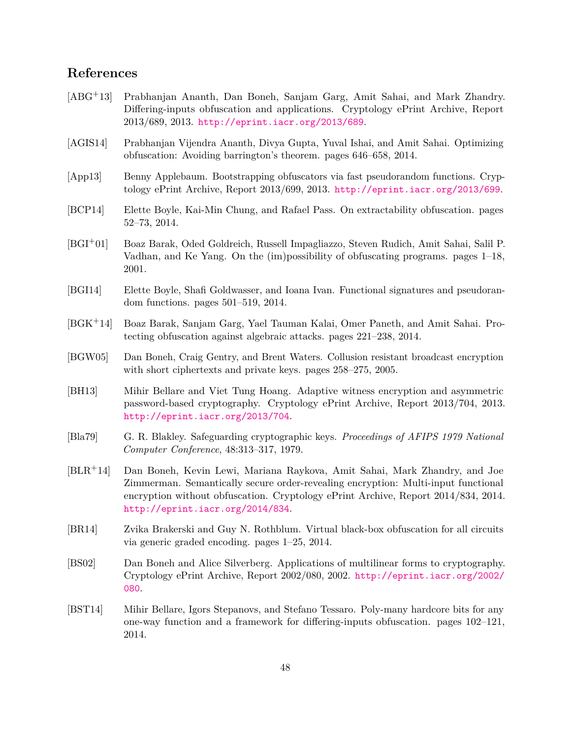## References

[ABG+13] Prabhanjan Ananth, Dan Boneh, Sanjam Garg, Amit Sahai, and Mark Zhandry. Differing-inputs obfuscation and applications. Cryptology ePrint Archive, Report 2013/689, 2013. http://eprint.iacr.org/2013/689.

[AGIS14] Prabhanjan Vijendra Ananth, Divya Gupta, Yuval Ishai, and Amit Sahai. Optimizing obfuscation: Avoiding barrington's theorem. pages 646–658, 2014.

[App13] Benny Applebaum. Bootstrapping obfuscators via fast pseudorandom functions. Cryptology ePrint Archive, Report 2013/699, 2013. http://eprint.iacr.org/2013/699.

[BCP14] Elette Boyle, Kai-Min Chung, and Rafael Pass. On extractability obfuscation. pages 52–73, 2014.

[BGI+01] Boaz Barak, Oded Goldreich, Russell Impagliazzo, Steven Rudich, Amit Sahai, Salil P. Vadhan, and Ke Yang. On the (im)possibility of obfuscating programs. pages 1–18, 2001.

[BGI14] Elette Boyle, Shafi Goldwasser, and Ioana Ivan. Functional signatures and pseudorandom functions. pages 501–519, 2014.

[BGK+14] Boaz Barak, Sanjam Garg, Yael Tauman Kalai, Omer Paneth, and Amit Sahai. Protecting obfuscation against algebraic attacks. pages 221–238, 2014.

[BGW05] Dan Boneh, Craig Gentry, and Brent Waters. Collusion resistant broadcast encryption with short ciphertexts and private keys. pages 258–275, 2005.

[BH13] Mihir Bellare and Viet Tung Hoang. Adaptive witness encryption and asymmetric password-based cryptography. Cryptology ePrint Archive, Report 2013/704, 2013. http://eprint.iacr.org/2013/704.

[Bla79] G. R. Blakley. Safeguarding cryptographic keys. *Proceedings of AFIPS 1979 National Computer Conference*, 48:313–317, 1979.

[BLR+14] Dan Boneh, Kevin Lewi, Mariana Raykova, Amit Sahai, Mark Zhandry, and Joe Zimmerman. Semantically secure order-revealing encryption: Multi-input functional encryption without obfuscation. Cryptology ePrint Archive, Report 2014/834, 2014. http://eprint.iacr.org/2014/834.

[BR14] Zvika Brakerski and Guy N. Rothblum. Virtual black-box obfuscation for all circuits via generic graded encoding. pages 1–25, 2014.

[BS02] Dan Boneh and Alice Silverberg. Applications of multilinear forms to cryptography. Cryptology ePrint Archive, Report 2002/080, 2002. http://eprint.iacr.org/2002/080.

[BST14] Mihir Bellare, Igors Stepanovs, and Stefano Tessaro. Poly-many hardcore bits for any one-way function and a framework for differing-inputs obfuscation. pages 102–121, 2014.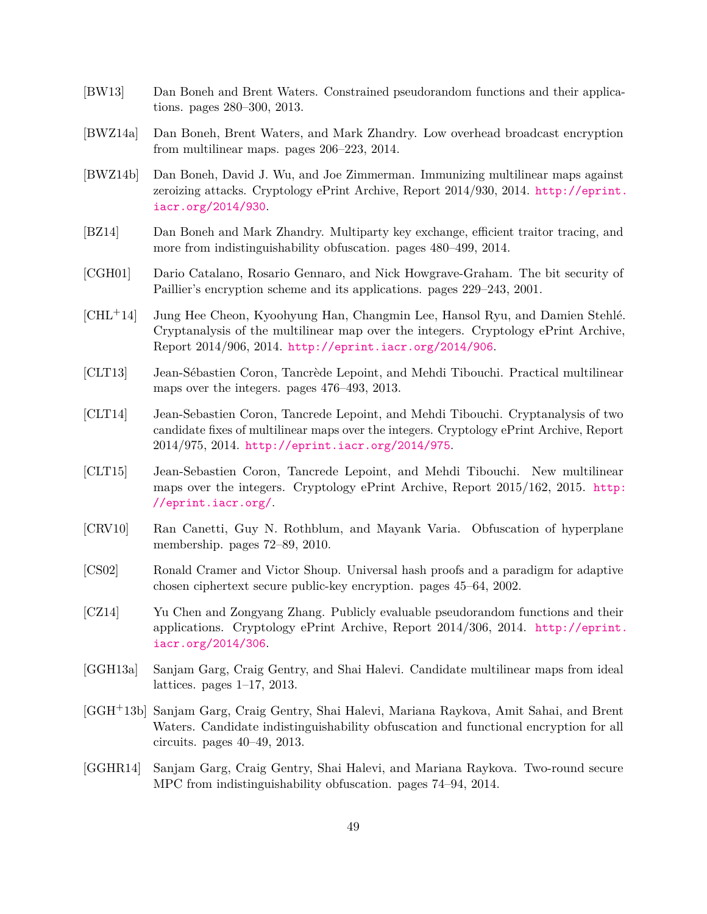[BW13] Dan Boneh and Brent Waters. Constrained pseudorandom functions and their applications. pages 280–300, 2013.

[BWZ14a] Dan Boneh, Brent Waters, and Mark Zhandry. Low overhead broadcast encryption from multilinear maps. pages 206–223, 2014.

[BWZ14b] Dan Boneh, David J. Wu, and Joe Zimmerman. Immunizing multilinear maps against zeroizing attacks. Cryptology ePrint Archive, Report 2014/930, 2014. http://eprint.iacr.org/2014/930.

[BZ14] Dan Boneh and Mark Zhandry. Multiparty key exchange, efficient traitor tracing, and more from indistinguishability obfuscation. pages 480–499, 2014.

[CGH01] Dario Catalano, Rosario Gennaro, and Nick Howgrave-Graham. The bit security of Paillier's encryption scheme and its applications. pages 229–243, 2001.

[CHL+14] Jung Hee Cheon, Kyoohyung Han, Changmin Lee, Hansol Ryu, and Damien Stehlé. Cryptanalysis of the multilinear map over the integers. Cryptology ePrint Archive, Report 2014/906, 2014. http://eprint.iacr.org/2014/906.

[CLT13] Jean-Sébastien Coron, Tancrède Lepoint, and Mehdi Tibouchi. Practical multilinear maps over the integers. pages 476–493, 2013.

[CLT14] Jean-Sebastien Coron, Tancrede Lepoint, and Mehdi Tibouchi. Cryptanalysis of two candidate fixes of multilinear maps over the integers. Cryptology ePrint Archive, Report 2014/975, 2014. http://eprint.iacr.org/2014/975.

[CLT15] Jean-Sebastien Coron, Tancrede Lepoint, and Mehdi Tibouchi. New multilinear maps over the integers. Cryptology ePrint Archive, Report 2015/162, 2015. http://eprint.iacr.org/.

[CRV10] Ran Canetti, Guy N. Rothblum, and Mayank Varia. Obfuscation of hyperplane membership. pages 72–89, 2010.

[CS02] Ronald Cramer and Victor Shoup. Universal hash proofs and a paradigm for adaptive chosen ciphertext secure public-key encryption. pages 45–64, 2002.

[CZ14] Yu Chen and Zongyang Zhang. Publicly evaluable pseudorandom functions and their applications. Cryptology ePrint Archive, Report 2014/306, 2014. http://eprint.iacr.org/2014/306.

[GGH13a] Sanjam Garg, Craig Gentry, and Shai Halevi. Candidate multilinear maps from ideal lattices. pages 1–17, 2013.

[GGH+13b] Sanjam Garg, Craig Gentry, Shai Halevi, Mariana Raykova, Amit Sahai, and Brent Waters. Candidate indistinguishability obfuscation and functional encryption for all circuits. pages 40–49, 2013.

[GGHR14] Sanjam Garg, Craig Gentry, Shai Halevi, and Mariana Raykova. Two-round secure MPC from indistinguishability obfuscation. pages 74–94, 2014.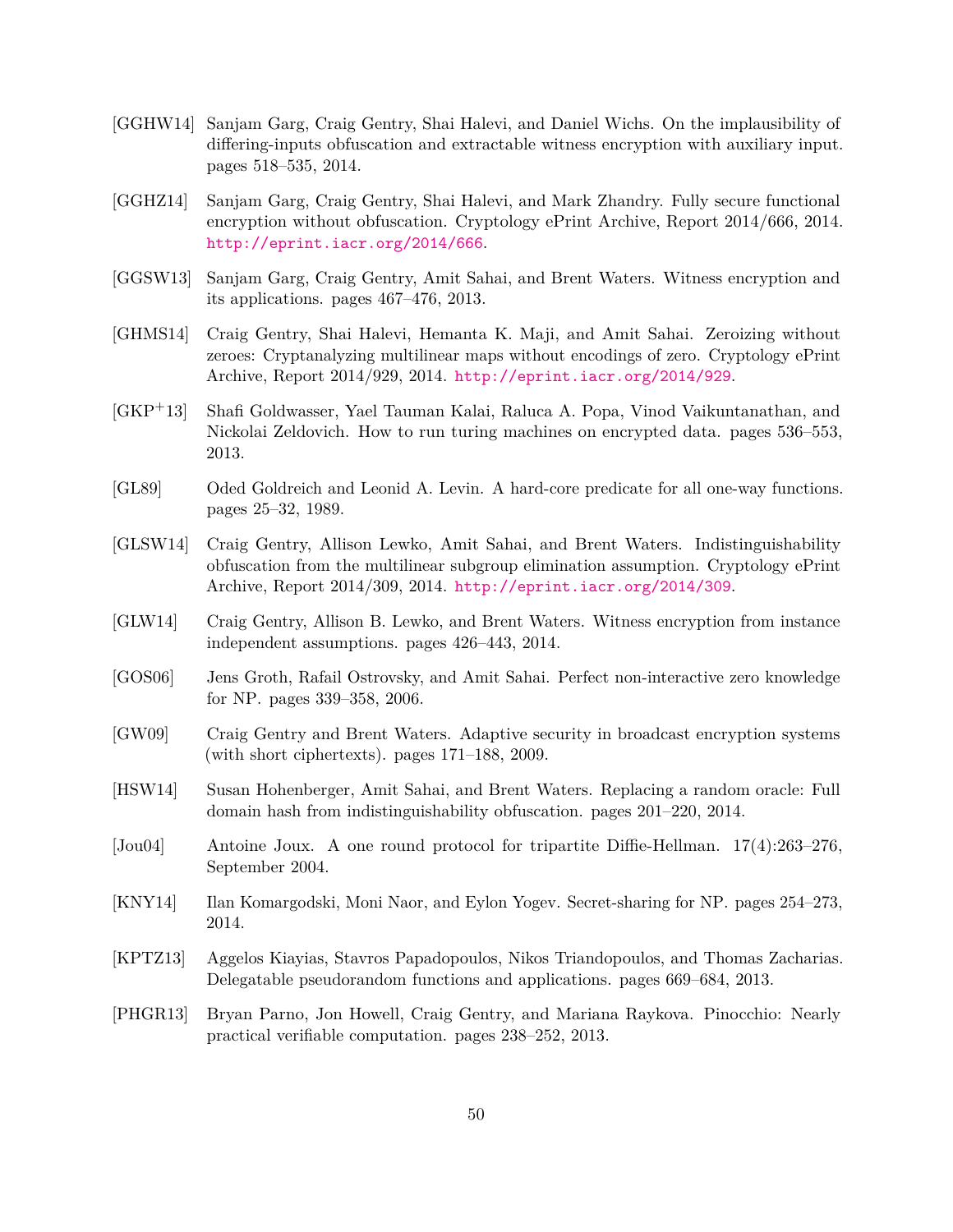[GGHW14] Sanjam Garg, Craig Gentry, Shai Halevi, and Daniel Wichs. On the implausibility of differing-inputs obfuscation and extractable witness encryption with auxiliary input. pages 518–535, 2014.

[GGHZ14] Sanjam Garg, Craig Gentry, Shai Halevi, and Mark Zhandry. Fully secure functional encryption without obfuscation. Cryptology ePrint Archive, Report 2014/666, 2014. http://eprint.iacr.org/2014/666.

[GGSW13] Sanjam Garg, Craig Gentry, Amit Sahai, and Brent Waters. Witness encryption and its applications. pages 467–476, 2013.

[GHMS14] Craig Gentry, Shai Halevi, Hemanta K. Maji, and Amit Sahai. Zeroizing without zeroes: Cryptanalyzing multilinear maps without encodings of zero. Cryptology ePrint Archive, Report 2014/929, 2014. http://eprint.iacr.org/2014/929.

[GKP+13] Shafi Goldwasser, Yael Tauman Kalai, Raluca A. Popa, Vinod Vaikuntanathan, and Nickolai Zeldovich. How to run turing machines on encrypted data. pages 536–553, 2013.

[GL89] Oded Goldreich and Leonid A. Levin. A hard-core predicate for all one-way functions. pages 25–32, 1989.

[GLSW14] Craig Gentry, Allison Lewko, Amit Sahai, and Brent Waters. Indistinguishability obfuscation from the multilinear subgroup elimination assumption. Cryptology ePrint Archive, Report 2014/309, 2014. http://eprint.iacr.org/2014/309.

[GLW14] Craig Gentry, Allison B. Lewko, and Brent Waters. Witness encryption from instance independent assumptions. pages 426–443, 2014.

[GOS06] Jens Groth, Rafail Ostrovsky, and Amit Sahai. Perfect non-interactive zero knowledge for NP. pages 339–358, 2006.

[GW09] Craig Gentry and Brent Waters. Adaptive security in broadcast encryption systems (with short ciphertexts). pages 171–188, 2009.

[HSW14] Susan Hohenberger, Amit Sahai, and Brent Waters. Replacing a random oracle: Full domain hash from indistinguishability obfuscation. pages 201–220, 2014.

[Jou04] Antoine Joux. A one round protocol for tripartite Diffie-Hellman. 17(4):263–276, September 2004.

[KNY14] Ilan Komargodski, Moni Naor, and Eylon Yogev. Secret-sharing for NP. pages 254–273, 2014.

[KPTZ13] Aggelos Kiayias, Stavros Papadopoulos, Nikos Triandopoulos, and Thomas Zacharias. Delegatable pseudorandom functions and applications. pages 669–684, 2013.

[PHGR13] Bryan Parno, Jon Howell, Craig Gentry, and Mariana Raykova. Pinocchio: Nearly practical verifiable computation. pages 238–252, 2013.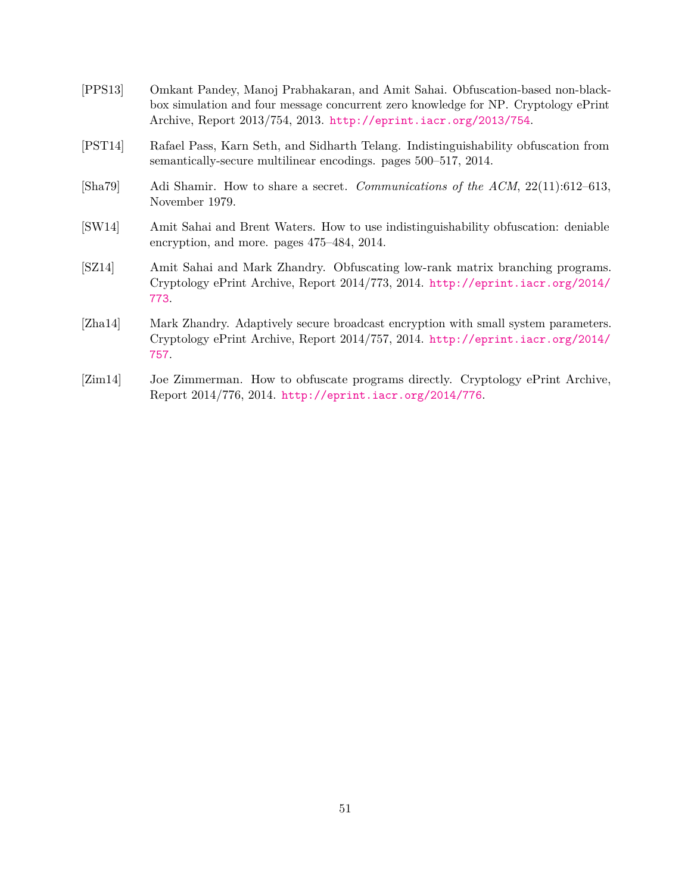[PPS13] Omkant Pandey, Manoj Prabhakaran, and Amit Sahai. Obfuscation-based non-black-box simulation and four message concurrent zero knowledge for NP. Cryptology ePrint Archive, Report 2013/754, 2013. http://eprint.iacr.org/2013/754.

[PST14] Rafael Pass, Karn Seth, and Sidharth Telang. Indistinguishability obfuscation from semantically-secure multilinear encodings. pages 500–517, 2014.

[Sha79] Adi Shamir. How to share a secret. *Communications of the ACM*, 22(11):612–613, November 1979.

[SW14] Amit Sahai and Brent Waters. How to use indistinguishability obfuscation: deniable encryption, and more. pages 475–484, 2014.

[SZ14] Amit Sahai and Mark Zhandry. Obfuscating low-rank matrix branching programs. Cryptology ePrint Archive, Report 2014/773, 2014. http://eprint.iacr.org/2014/773.

[Zha14] Mark Zhandry. Adaptively secure broadcast encryption with small system parameters. Cryptology ePrint Archive, Report 2014/757, 2014. http://eprint.iacr.org/2014/757.

[Zim14] Joe Zimmerman. How to obfuscate programs directly. Cryptology ePrint Archive, Report 2014/776, 2014. http://eprint.iacr.org/2014/776.